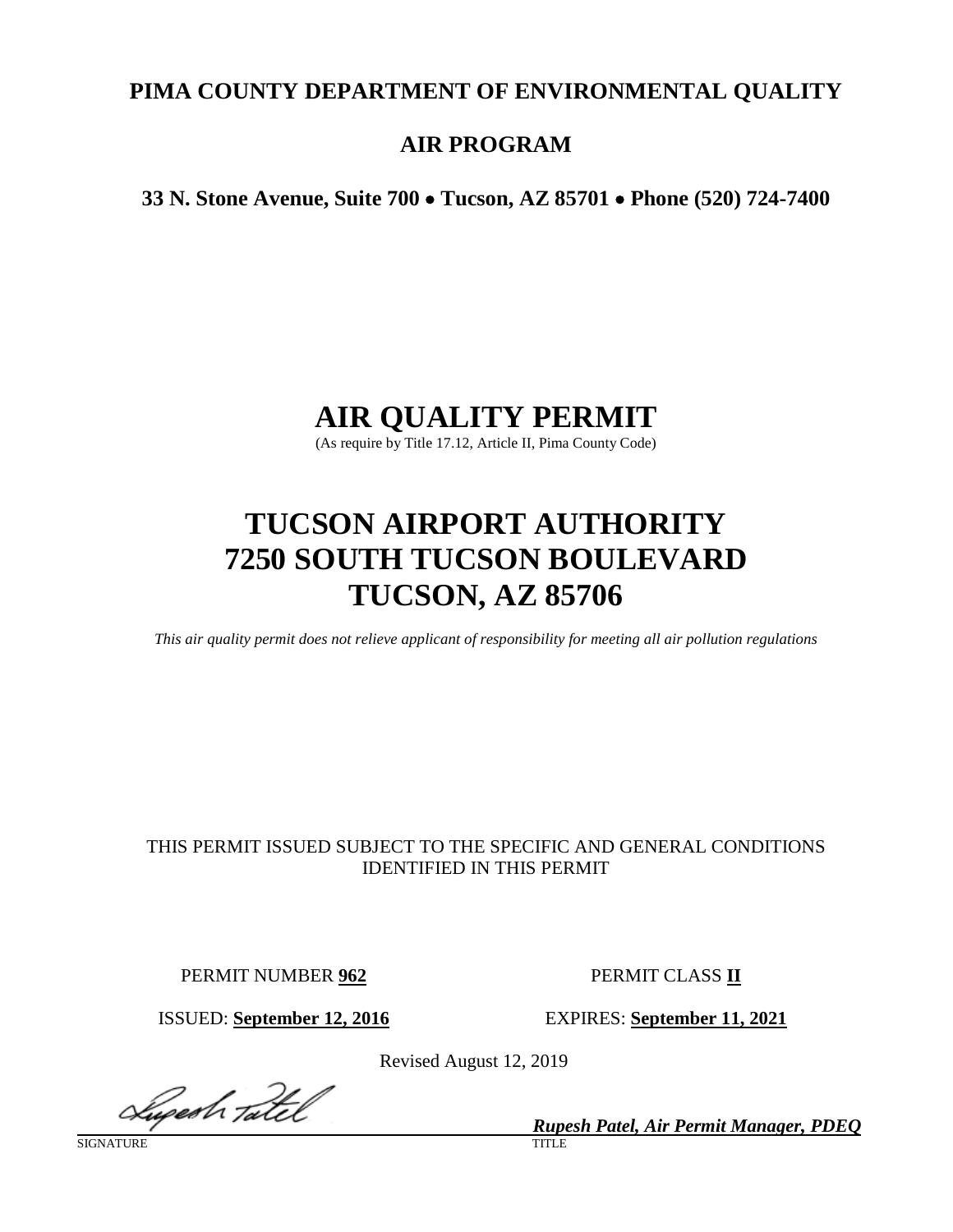**PIMA COUNTY DEPARTMENT OF ENVIRONMENTAL QUALITY**

**AIR PROGRAM**

**33 N. Stone Avenue, Suite 700 • Tucson, AZ 85701 • Phone (520) 724-7400**

# AIR QUALITY PERMIT

(As require by Title 17.12, Article II, Pima County Code)

# TUCSON AIRPORT AUTHORITY
# 7250 SOUTH TUCSON BOULEVARD
# TUCSON, AZ 85706

*This air quality permit does not relieve applicant of responsibility for meeting all air pollution regulations*

THIS PERMIT ISSUED SUBJECT TO THE SPECIFIC AND GENERAL CONDITIONS IDENTIFIED IN THIS PERMIT

PERMIT NUMBER **962** PERMIT CLASS **II**

ISSUED: **September 12, 2016** EXPIRES: **September 11, 2021**

Revised August 12, 2019

SIGNATURE

***Rupesh Patel, Air Permit Manager, PDEQ***

TITLE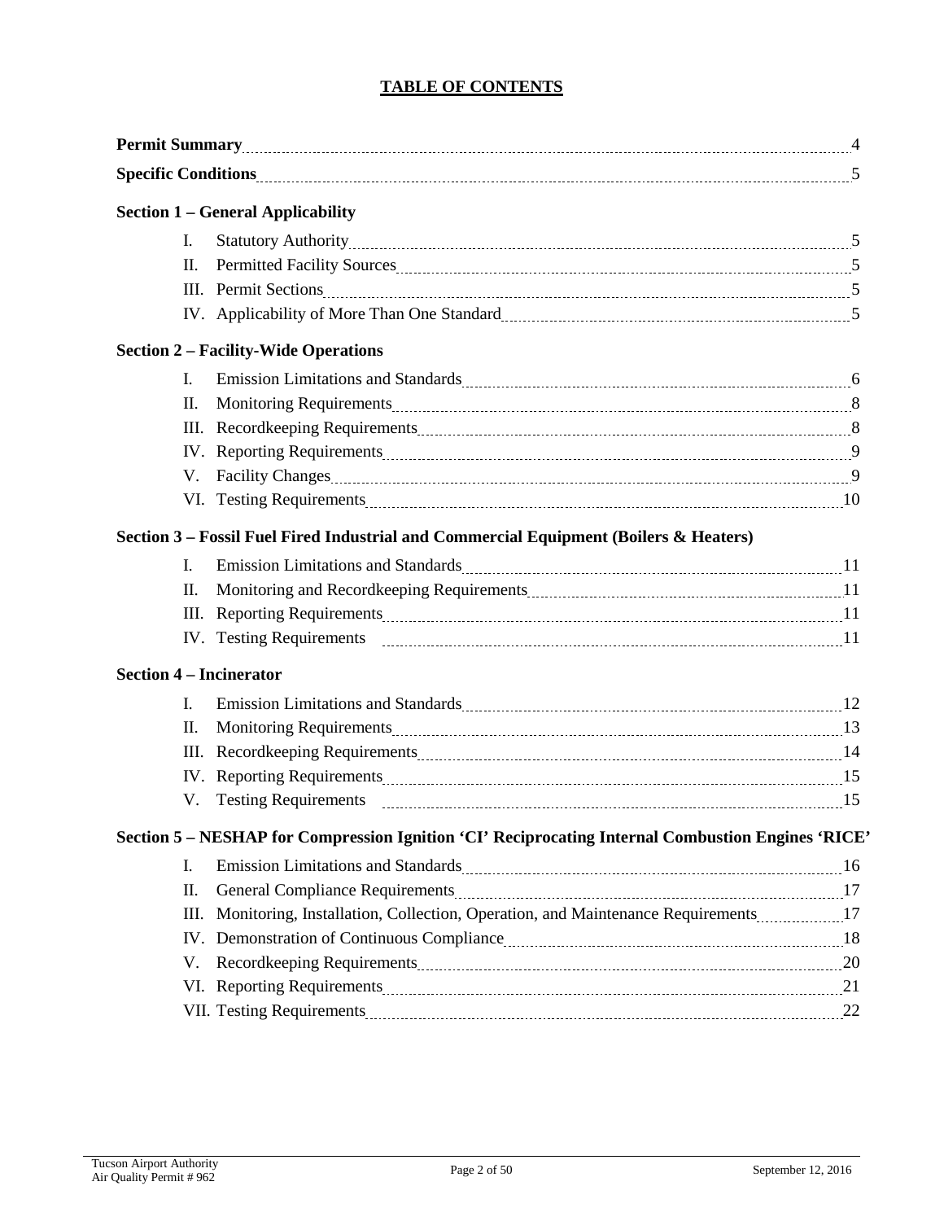# TABLE OF CONTENTS

| | Page |
|---|---|
| **Permit Summary** | 4 |
| **Specific Conditions** | 5 |
| **Section 1 – General Applicability** | |
| I. Statutory Authority | 5 |
| II. Permitted Facility Sources | 5 |
| III. Permit Sections | 5 |
| IV. Applicability of More Than One Standard | 5 |
| **Section 2 – Facility-Wide Operations** | |
| I. Emission Limitations and Standards | 6 |
| II. Monitoring Requirements | 8 |
| III. Recordkeeping Requirements | 8 |
| IV. Reporting Requirements | 9 |
| V. Facility Changes | 9 |
| VI. Testing Requirements | 10 |
| **Section 3 – Fossil Fuel Fired Industrial and Commercial Equipment (Boilers & Heaters)** | |
| I. Emission Limitations and Standards | 11 |
| II. Monitoring and Recordkeeping Requirements | 11 |
| III. Reporting Requirements | 11 |
| IV. Testing Requirements | 11 |
| **Section 4 – Incinerator** | |
| I. Emission Limitations and Standards | 12 |
| II. Monitoring Requirements | 13 |
| III. Recordkeeping Requirements | 14 |
| IV. Reporting Requirements | 15 |
| V. Testing Requirements | 15 |
| **Section 5 – NESHAP for Compression Ignition 'CI' Reciprocating Internal Combustion Engines 'RICE'** | |
| I. Emission Limitations and Standards | 16 |
| II. General Compliance Requirements | 17 |
| III. Monitoring, Installation, Collection, Operation, and Maintenance Requirements | 17 |
| IV. Demonstration of Continuous Compliance | 18 |
| V. Recordkeeping Requirements | 20 |
| VI. Reporting Requirements | 21 |
| VII. Testing Requirements | 22 |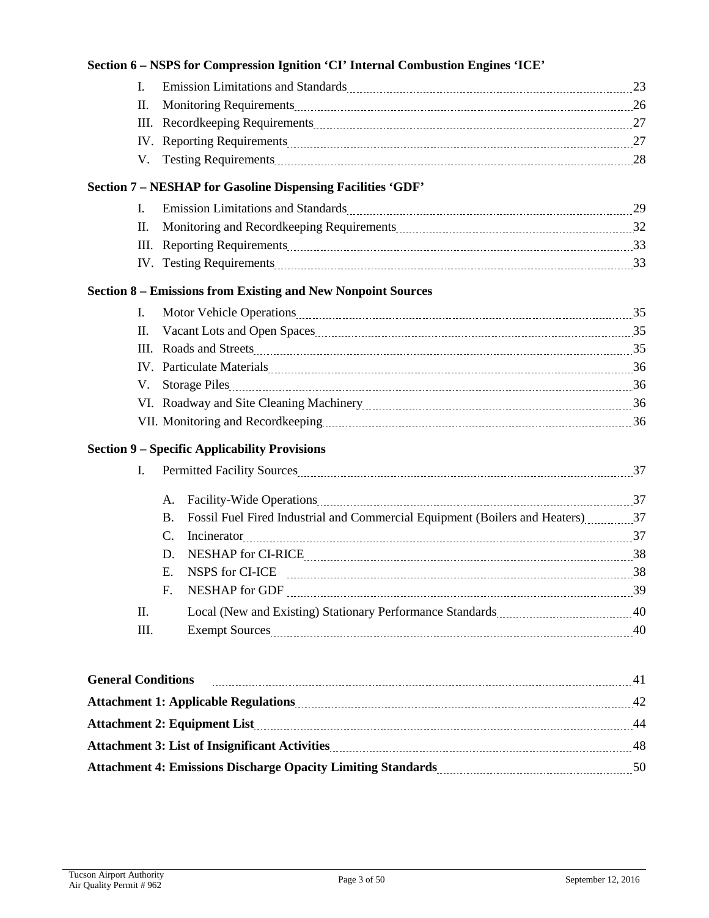**Section 6 – NSPS for Compression Ignition 'CI' Internal Combustion Engines 'ICE'**

- I. Emission Limitations and Standards ........ 23
- II. Monitoring Requirements ........ 26
- III. Recordkeeping Requirements ........ 27
- IV. Reporting Requirements ........ 27
- V. Testing Requirements ........ 28

**Section 7 – NESHAP for Gasoline Dispensing Facilities 'GDF'**

- I. Emission Limitations and Standards ........ 29
- II. Monitoring and Recordkeeping Requirements ........ 32
- III. Reporting Requirements ........ 33
- IV. Testing Requirements ........ 33

**Section 8 – Emissions from Existing and New Nonpoint Sources**

- I. Motor Vehicle Operations ........ 35
- II. Vacant Lots and Open Spaces ........ 35
- III. Roads and Streets ........ 35
- IV. Particulate Materials ........ 36
- V. Storage Piles ........ 36
- VI. Roadway and Site Cleaning Machinery ........ 36
- VII. Monitoring and Recordkeeping ........ 36

**Section 9 – Specific Applicability Provisions**

- I. Permitted Facility Sources ........ 37
  - A. Facility-Wide Operations ........ 37
  - B. Fossil Fuel Fired Industrial and Commercial Equipment (Boilers and Heaters) ........ 37
  - C. Incinerator ........ 37
  - D. NESHAP for CI-RICE ........ 38
  - E. NSPS for CI-ICE ........ 38
  - F. NESHAP for GDF ........ 39
- II. Local (New and Existing) Stationary Performance Standards ........ 40
- III. Exempt Sources ........ 40

**General Conditions** ........ 41

**Attachment 1: Applicable Regulations** ........ 42

**Attachment 2: Equipment List** ........ 44

**Attachment 3: List of Insignificant Activities** ........ 48

**Attachment 4: Emissions Discharge Opacity Limiting Standards** ........ 50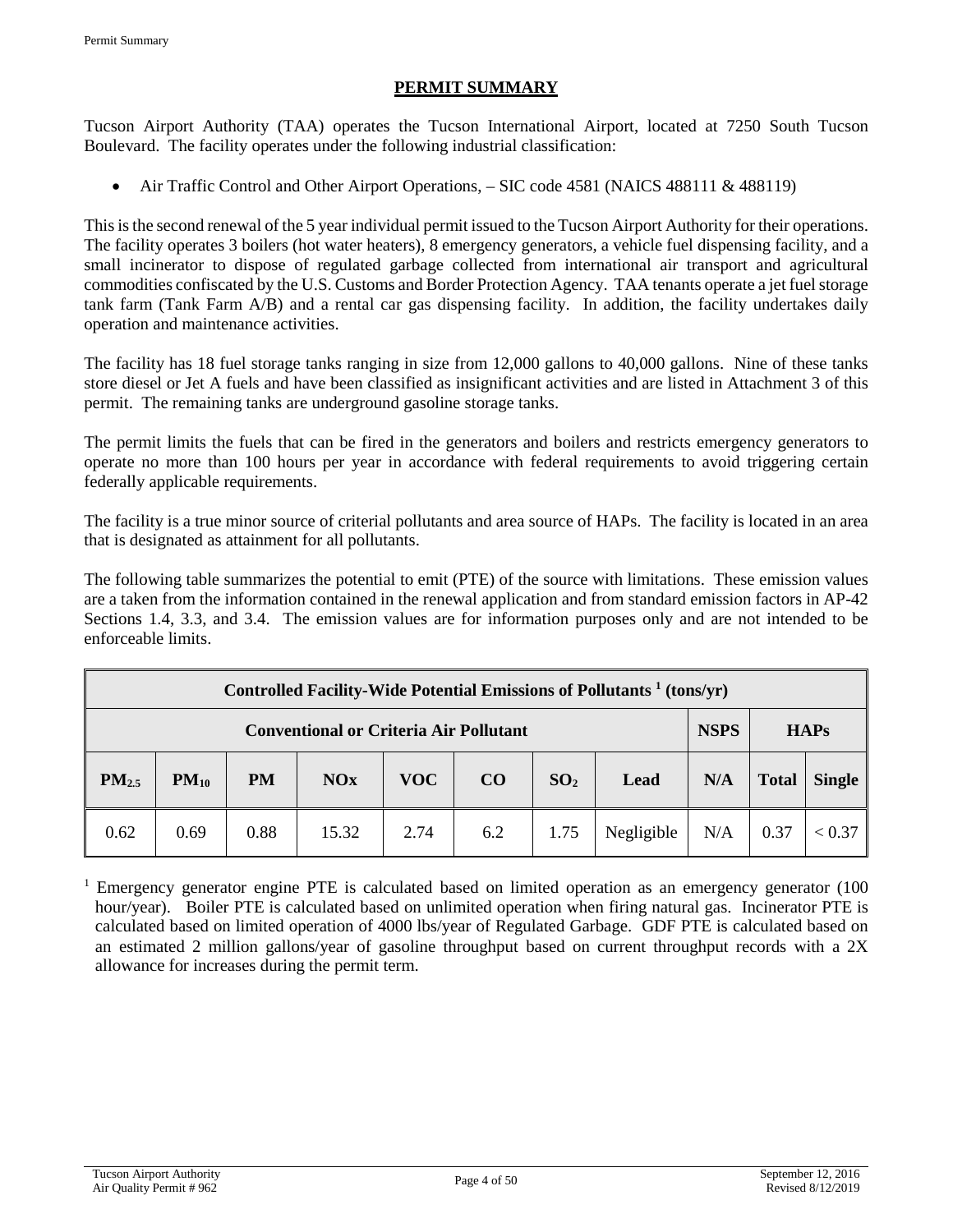# PERMIT SUMMARY

Tucson Airport Authority (TAA) operates the Tucson International Airport, located at 7250 South Tucson Boulevard. The facility operates under the following industrial classification:

- Air Traffic Control and Other Airport Operations, – SIC code 4581 (NAICS 488111 & 488119)

This is the second renewal of the 5 year individual permit issued to the Tucson Airport Authority for their operations. The facility operates 3 boilers (hot water heaters), 8 emergency generators, a vehicle fuel dispensing facility, and a small incinerator to dispose of regulated garbage collected from international air transport and agricultural commodities confiscated by the U.S. Customs and Border Protection Agency. TAA tenants operate a jet fuel storage tank farm (Tank Farm A/B) and a rental car gas dispensing facility. In addition, the facility undertakes daily operation and maintenance activities.

The facility has 18 fuel storage tanks ranging in size from 12,000 gallons to 40,000 gallons. Nine of these tanks store diesel or Jet A fuels and have been classified as insignificant activities and are listed in Attachment 3 of this permit. The remaining tanks are underground gasoline storage tanks.

The permit limits the fuels that can be fired in the generators and boilers and restricts emergency generators to operate no more than 100 hours per year in accordance with federal requirements to avoid triggering certain federally applicable requirements.

The facility is a true minor source of criterial pollutants and area source of HAPs. The facility is located in an area that is designated as attainment for all pollutants.

The following table summarizes the potential to emit (PTE) of the source with limitations. These emission values are a taken from the information contained in the renewal application and from standard emission factors in AP-42 Sections 1.4, 3.3, and 3.4. The emission values are for information purposes only and are not intended to be enforceable limits.

| Controlled Facility-Wide Potential Emissions of Pollutants [1] (tons/yr) | | | | | | | | | | |
|---|---|---|---|---|---|---|---|---|---|---|
| Conventional or Criteria Air Pollutant | | | | | | | | NSPS | HAPs | |
| $PM_{2.5}$ | $PM_{10}$ | PM | NOx | VOC | CO | $SO_2$ | Lead | N/A | Total | Single |
| 0.62 | 0.69 | 0.88 | 15.32 | 2.74 | 6.2 | 1.75 | Negligible | N/A | 0.37 | < 0.37 |

[1] Emergency generator engine PTE is calculated based on limited operation as an emergency generator (100 hour/year). Boiler PTE is calculated based on unlimited operation when firing natural gas. Incinerator PTE is calculated based on limited operation of 4000 lbs/year of Regulated Garbage. GDF PTE is calculated based on an estimated 2 million gallons/year of gasoline throughput based on current throughput records with a 2X allowance for increases during the permit term.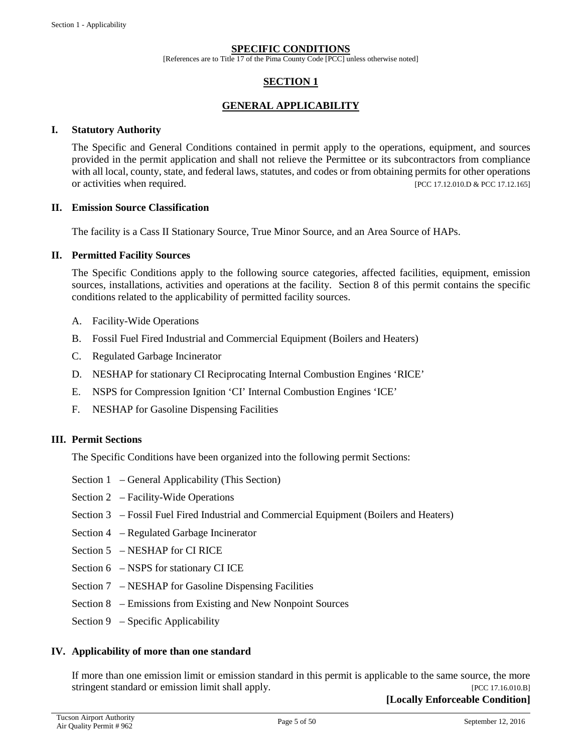## SPECIFIC CONDITIONS

[References are to Title 17 of the Pima County Code [PCC] unless otherwise noted]

## SECTION 1

## GENERAL APPLICABILITY

### I. Statutory Authority

The Specific and General Conditions contained in permit apply to the operations, equipment, and sources provided in the permit application and shall not relieve the Permittee or its subcontractors from compliance with all local, county, state, and federal laws, statutes, and codes or from obtaining permits for other operations or activities when required. [PCC 17.12.010.D & PCC 17.12.165]

### II. Emission Source Classification

The facility is a Cass II Stationary Source, True Minor Source, and an Area Source of HAPs.

### II. Permitted Facility Sources

The Specific Conditions apply to the following source categories, affected facilities, equipment, emission sources, installations, activities and operations at the facility. Section 8 of this permit contains the specific conditions related to the applicability of permitted facility sources.

A. Facility-Wide Operations

B. Fossil Fuel Fired Industrial and Commercial Equipment (Boilers and Heaters)

C. Regulated Garbage Incinerator

D. NESHAP for stationary CI Reciprocating Internal Combustion Engines 'RICE'

E. NSPS for Compression Ignition 'CI' Internal Combustion Engines 'ICE'

F. NESHAP for Gasoline Dispensing Facilities

### III. Permit Sections

The Specific Conditions have been organized into the following permit Sections:

Section 1 – General Applicability (This Section)

Section 2 – Facility-Wide Operations

Section 3 – Fossil Fuel Fired Industrial and Commercial Equipment (Boilers and Heaters)

Section 4 – Regulated Garbage Incinerator

Section 5 – NESHAP for CI RICE

Section 6 – NSPS for stationary CI ICE

Section 7 – NESHAP for Gasoline Dispensing Facilities

Section 8 – Emissions from Existing and New Nonpoint Sources

Section 9 – Specific Applicability

### IV. Applicability of more than one standard

If more than one emission limit or emission standard in this permit is applicable to the same source, the more stringent standard or emission limit shall apply. [PCC 17.16.010.B]

**[Locally Enforceable Condition]**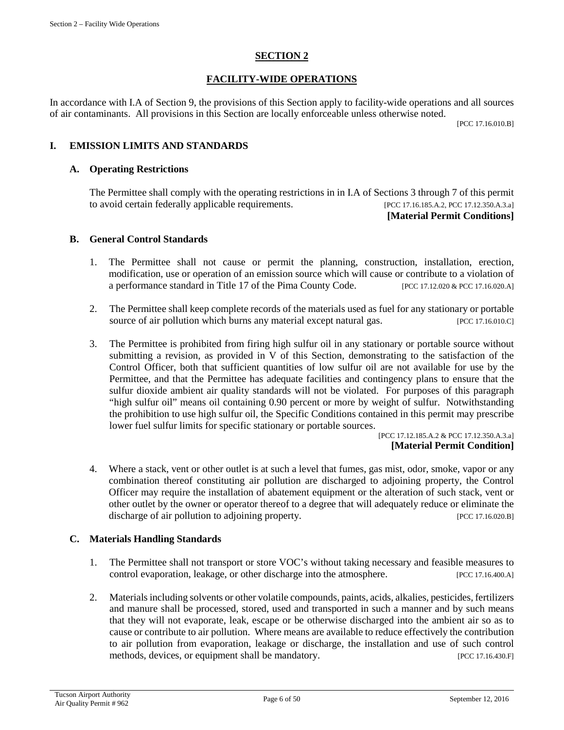## SECTION 2

## FACILITY-WIDE OPERATIONS

In accordance with I.A of Section 9, the provisions of this Section apply to facility-wide operations and all sources of air contaminants. All provisions in this Section are locally enforceable unless otherwise noted.

[PCC 17.16.010.B]

### I. EMISSION LIMITS AND STANDARDS

#### A. Operating Restrictions

The Permittee shall comply with the operating restrictions in in I.A of Sections 3 through 7 of this permit to avoid certain federally applicable requirements. [PCC 17.16.185.A.2, PCC 17.12.350.A.3.a]

**[Material Permit Conditions]**

#### B. General Control Standards

1. The Permittee shall not cause or permit the planning, construction, installation, erection, modification, use or operation of an emission source which will cause or contribute to a violation of a performance standard in Title 17 of the Pima County Code. [PCC 17.12.020 & PCC 17.16.020.A]

2. The Permittee shall keep complete records of the materials used as fuel for any stationary or portable source of air pollution which burns any material except natural gas. [PCC 17.16.010.C]

3. The Permittee is prohibited from firing high sulfur oil in any stationary or portable source without submitting a revision, as provided in V of this Section, demonstrating to the satisfaction of the Control Officer, both that sufficient quantities of low sulfur oil are not available for use by the Permittee, and that the Permittee has adequate facilities and contingency plans to ensure that the sulfur dioxide ambient air quality standards will not be violated. For purposes of this paragraph "high sulfur oil" means oil containing 0.90 percent or more by weight of sulfur. Notwithstanding the prohibition to use high sulfur oil, the Specific Conditions contained in this permit may prescribe lower fuel sulfur limits for specific stationary or portable sources.

   [PCC 17.12.185.A.2 & PCC 17.12.350.A.3.a]

   **[Material Permit Condition]**

4. Where a stack, vent or other outlet is at such a level that fumes, gas mist, odor, smoke, vapor or any combination thereof constituting air pollution are discharged to adjoining property, the Control Officer may require the installation of abatement equipment or the alteration of such stack, vent or other outlet by the owner or operator thereof to a degree that will adequately reduce or eliminate the discharge of air pollution to adjoining property. [PCC 17.16.020.B]

#### C. Materials Handling Standards

1. The Permittee shall not transport or store VOC's without taking necessary and feasible measures to control evaporation, leakage, or other discharge into the atmosphere. [PCC 17.16.400.A]

2. Materials including solvents or other volatile compounds, paints, acids, alkalies, pesticides, fertilizers and manure shall be processed, stored, used and transported in such a manner and by such means that they will not evaporate, leak, escape or be otherwise discharged into the ambient air so as to cause or contribute to air pollution. Where means are available to reduce effectively the contribution to air pollution from evaporation, leakage or discharge, the installation and use of such control methods, devices, or equipment shall be mandatory. [PCC 17.16.430.F]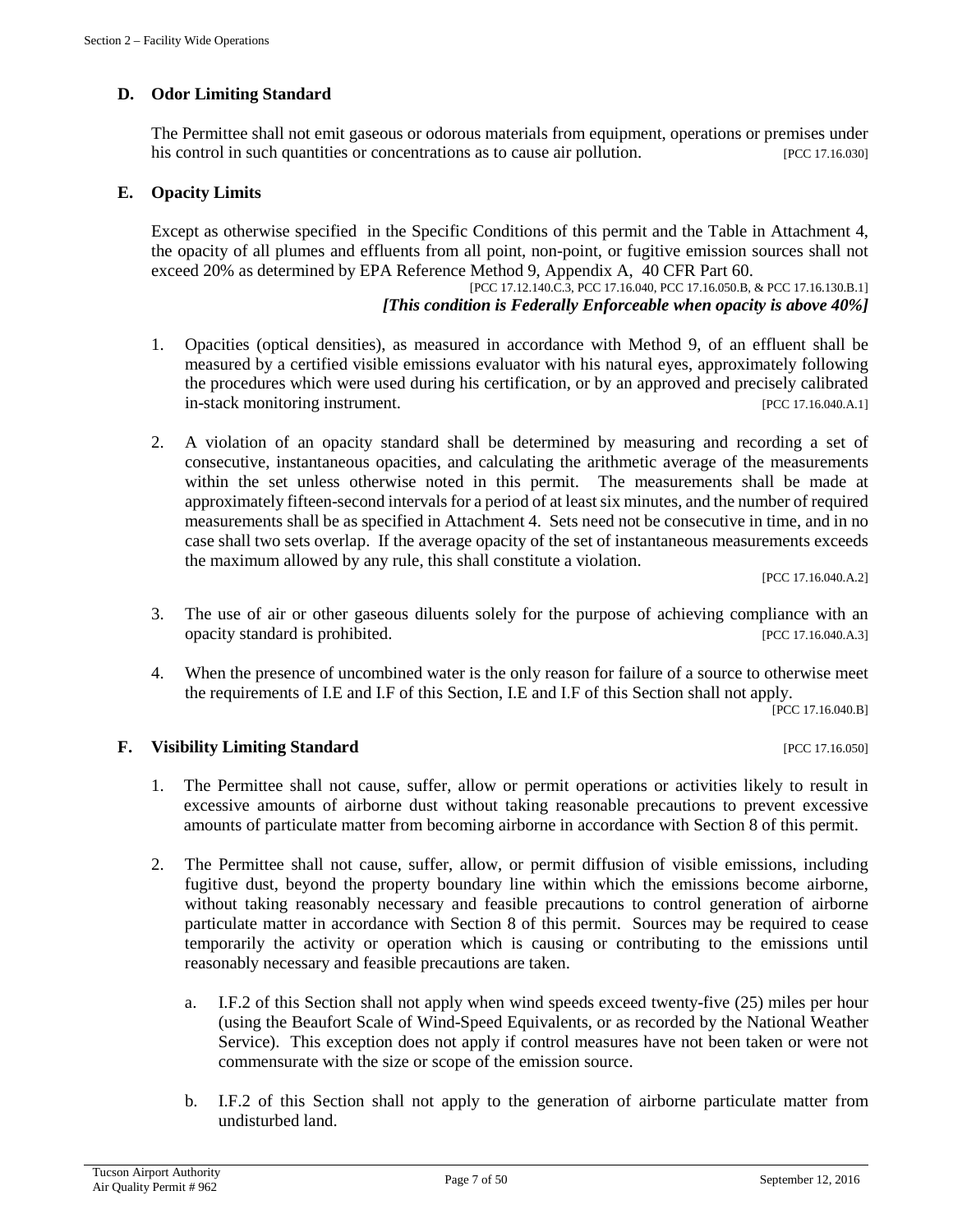### D. Odor Limiting Standard

The Permittee shall not emit gaseous or odorous materials from equipment, operations or premises under his control in such quantities or concentrations as to cause air pollution. [PCC 17.16.030]

### E. Opacity Limits

Except as otherwise specified in the Specific Conditions of this permit and the Table in Attachment 4, the opacity of all plumes and effluents from all point, non-point, or fugitive emission sources shall not exceed 20% as determined by EPA Reference Method 9, Appendix A, 40 CFR Part 60.

[PCC 17.12.140.C.3, PCC 17.16.040, PCC 17.16.050.B, & PCC 17.16.130.B.1]

***[This condition is Federally Enforceable when opacity is above 40%]***

1. Opacities (optical densities), as measured in accordance with Method 9, of an effluent shall be measured by a certified visible emissions evaluator with his natural eyes, approximately following the procedures which were used during his certification, or by an approved and precisely calibrated in-stack monitoring instrument. [PCC 17.16.040.A.1]

2. A violation of an opacity standard shall be determined by measuring and recording a set of consecutive, instantaneous opacities, and calculating the arithmetic average of the measurements within the set unless otherwise noted in this permit. The measurements shall be made at approximately fifteen-second intervals for a period of at least six minutes, and the number of required measurements shall be as specified in Attachment 4. Sets need not be consecutive in time, and in no case shall two sets overlap. If the average opacity of the set of instantaneous measurements exceeds the maximum allowed by any rule, this shall constitute a violation.

   [PCC 17.16.040.A.2]

3. The use of air or other gaseous diluents solely for the purpose of achieving compliance with an opacity standard is prohibited. [PCC 17.16.040.A.3]

4. When the presence of uncombined water is the only reason for failure of a source to otherwise meet the requirements of I.E and I.F of this Section, I.E and I.F of this Section shall not apply.

   [PCC 17.16.040.B]

### F. Visibility Limiting Standard [PCC 17.16.050]

1. The Permittee shall not cause, suffer, allow or permit operations or activities likely to result in excessive amounts of airborne dust without taking reasonable precautions to prevent excessive amounts of particulate matter from becoming airborne in accordance with Section 8 of this permit.

2. The Permittee shall not cause, suffer, allow, or permit diffusion of visible emissions, including fugitive dust, beyond the property boundary line within which the emissions become airborne, without taking reasonably necessary and feasible precautions to control generation of airborne particulate matter in accordance with Section 8 of this permit. Sources may be required to cease temporarily the activity or operation which is causing or contributing to the emissions until reasonably necessary and feasible precautions are taken.

   a. I.F.2 of this Section shall not apply when wind speeds exceed twenty-five (25) miles per hour (using the Beaufort Scale of Wind-Speed Equivalents, or as recorded by the National Weather Service). This exception does not apply if control measures have not been taken or were not commensurate with the size or scope of the emission source.

   b. I.F.2 of this Section shall not apply to the generation of airborne particulate matter from undisturbed land.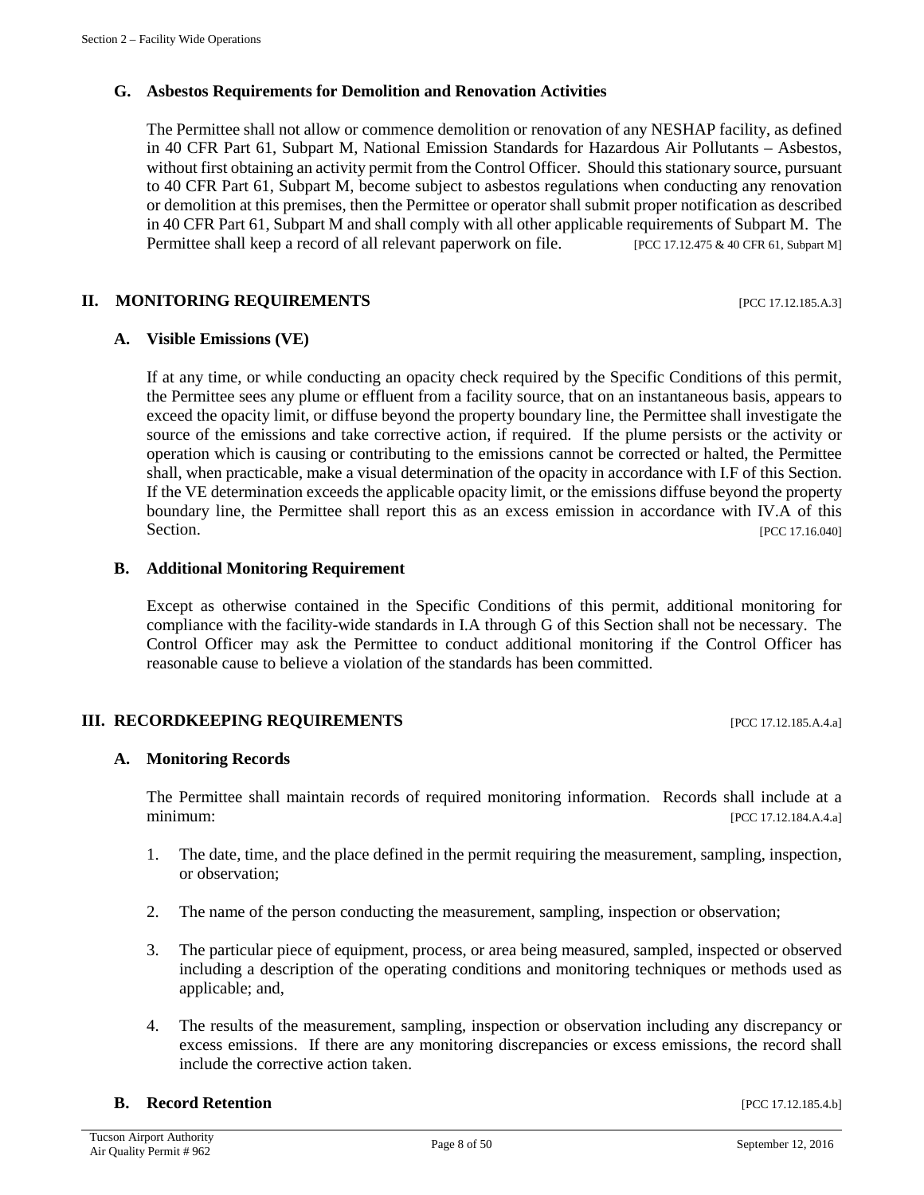### G. Asbestos Requirements for Demolition and Renovation Activities

The Permittee shall not allow or commence demolition or renovation of any NESHAP facility, as defined in 40 CFR Part 61, Subpart M, National Emission Standards for Hazardous Air Pollutants – Asbestos, without first obtaining an activity permit from the Control Officer. Should this stationary source, pursuant to 40 CFR Part 61, Subpart M, become subject to asbestos regulations when conducting any renovation or demolition at this premises, then the Permittee or operator shall submit proper notification as described in 40 CFR Part 61, Subpart M and shall comply with all other applicable requirements of Subpart M. The Permittee shall keep a record of all relevant paperwork on file. [PCC 17.12.475 & 40 CFR 61, Subpart M]

## II. MONITORING REQUIREMENTS [PCC 17.12.185.A.3]

### A. Visible Emissions (VE)

If at any time, or while conducting an opacity check required by the Specific Conditions of this permit, the Permittee sees any plume or effluent from a facility source, that on an instantaneous basis, appears to exceed the opacity limit, or diffuse beyond the property boundary line, the Permittee shall investigate the source of the emissions and take corrective action, if required. If the plume persists or the activity or operation which is causing or contributing to the emissions cannot be corrected or halted, the Permittee shall, when practicable, make a visual determination of the opacity in accordance with I.F of this Section. If the VE determination exceeds the applicable opacity limit, or the emissions diffuse beyond the property boundary line, the Permittee shall report this as an excess emission in accordance with IV.A of this Section. [PCC 17.16.040]

### B. Additional Monitoring Requirement

Except as otherwise contained in the Specific Conditions of this permit, additional monitoring for compliance with the facility-wide standards in I.A through G of this Section shall not be necessary. The Control Officer may ask the Permittee to conduct additional monitoring if the Control Officer has reasonable cause to believe a violation of the standards has been committed.

## III. RECORDKEEPING REQUIREMENTS [PCC 17.12.185.A.4.a]

### A. Monitoring Records

The Permittee shall maintain records of required monitoring information. Records shall include at a minimum: [PCC 17.12.184.A.4.a]

1. The date, time, and the place defined in the permit requiring the measurement, sampling, inspection, or observation;

2. The name of the person conducting the measurement, sampling, inspection or observation;

3. The particular piece of equipment, process, or area being measured, sampled, inspected or observed including a description of the operating conditions and monitoring techniques or methods used as applicable; and,

4. The results of the measurement, sampling, inspection or observation including any discrepancy or excess emissions. If there are any monitoring discrepancies or excess emissions, the record shall include the corrective action taken.

### B. Record Retention [PCC 17.12.185.4.b]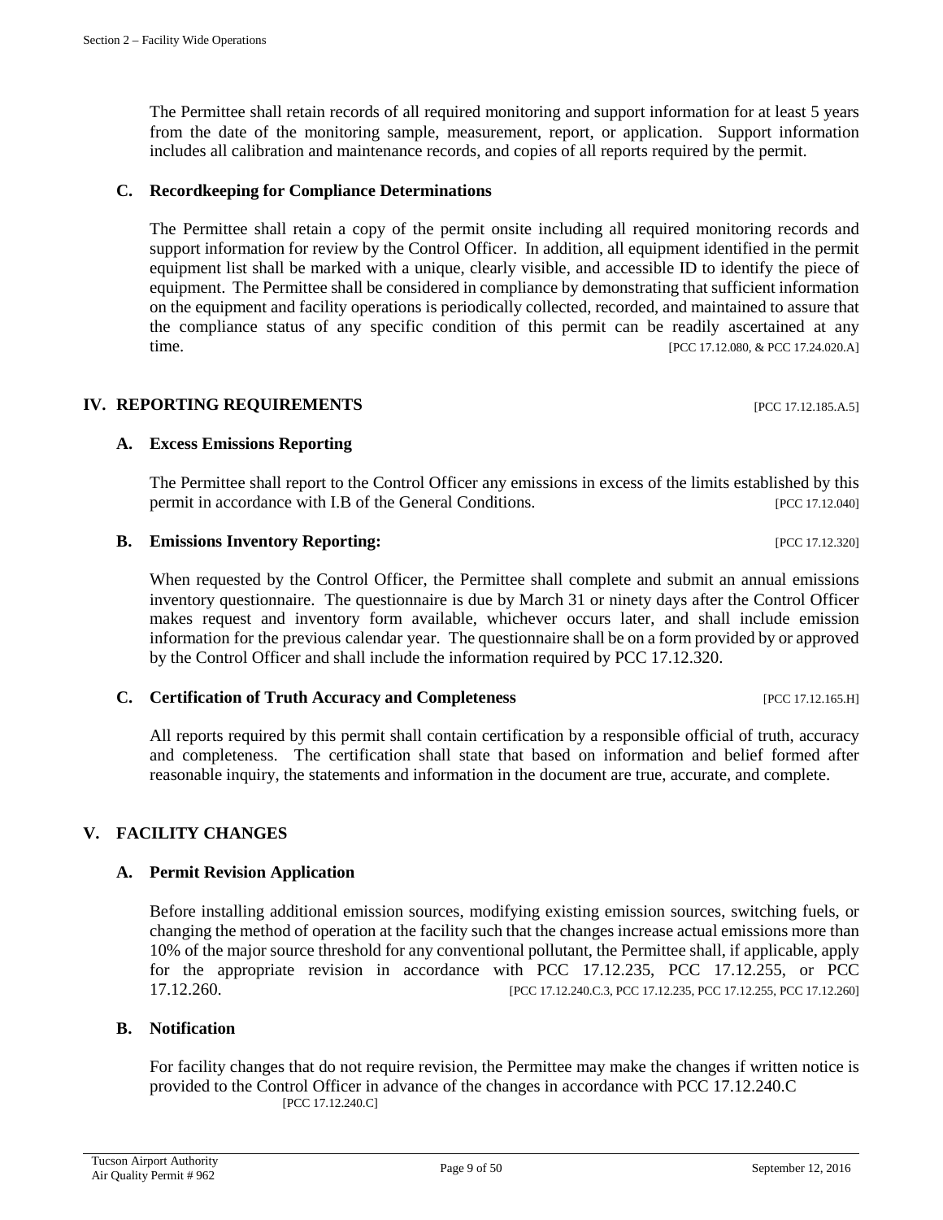The Permittee shall retain records of all required monitoring and support information for at least 5 years from the date of the monitoring sample, measurement, report, or application. Support information includes all calibration and maintenance records, and copies of all reports required by the permit.

### C. Recordkeeping for Compliance Determinations

The Permittee shall retain a copy of the permit onsite including all required monitoring records and support information for review by the Control Officer. In addition, all equipment identified in the permit equipment list shall be marked with a unique, clearly visible, and accessible ID to identify the piece of equipment. The Permittee shall be considered in compliance by demonstrating that sufficient information on the equipment and facility operations is periodically collected, recorded, and maintained to assure that the compliance status of any specific condition of this permit can be readily ascertained at any time. [PCC 17.12.080, & PCC 17.24.020.A]

## IV. REPORTING REQUIREMENTS [PCC 17.12.185.A.5]

### A. Excess Emissions Reporting

The Permittee shall report to the Control Officer any emissions in excess of the limits established by this permit in accordance with I.B of the General Conditions. [PCC 17.12.040]

### B. Emissions Inventory Reporting: [PCC 17.12.320]

When requested by the Control Officer, the Permittee shall complete and submit an annual emissions inventory questionnaire. The questionnaire is due by March 31 or ninety days after the Control Officer makes request and inventory form available, whichever occurs later, and shall include emission information for the previous calendar year. The questionnaire shall be on a form provided by or approved by the Control Officer and shall include the information required by PCC 17.12.320.

### C. Certification of Truth Accuracy and Completeness [PCC 17.12.165.H]

All reports required by this permit shall contain certification by a responsible official of truth, accuracy and completeness. The certification shall state that based on information and belief formed after reasonable inquiry, the statements and information in the document are true, accurate, and complete.

## V. FACILITY CHANGES

### A. Permit Revision Application

Before installing additional emission sources, modifying existing emission sources, switching fuels, or changing the method of operation at the facility such that the changes increase actual emissions more than 10% of the major source threshold for any conventional pollutant, the Permittee shall, if applicable, apply for the appropriate revision in accordance with PCC 17.12.235, PCC 17.12.255, or PCC 17.12.260. [PCC 17.12.240.C.3, PCC 17.12.235, PCC 17.12.255, PCC 17.12.260]

### B. Notification

For facility changes that do not require revision, the Permittee may make the changes if written notice is provided to the Control Officer in advance of the changes in accordance with PCC 17.12.240.C [PCC 17.12.240.C]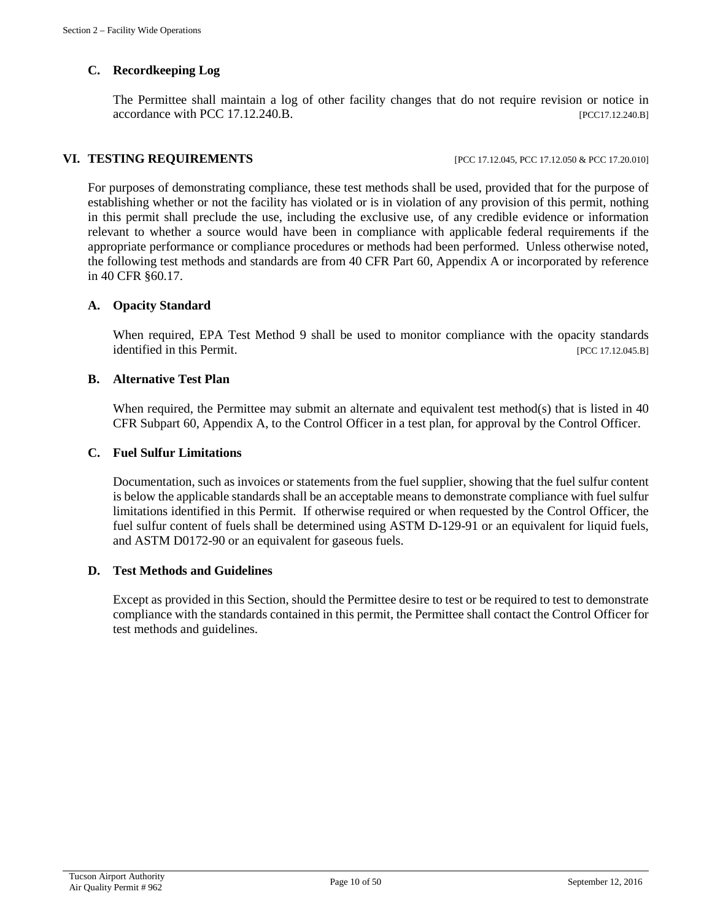### C. Recordkeeping Log

The Permittee shall maintain a log of other facility changes that do not require revision or notice in accordance with PCC 17.12.240.B. [PCC17.12.240.B]

## VI. TESTING REQUIREMENTS [PCC 17.12.045, PCC 17.12.050 & PCC 17.20.010]

For purposes of demonstrating compliance, these test methods shall be used, provided that for the purpose of establishing whether or not the facility has violated or is in violation of any provision of this permit, nothing in this permit shall preclude the use, including the exclusive use, of any credible evidence or information relevant to whether a source would have been in compliance with applicable federal requirements if the appropriate performance or compliance procedures or methods had been performed. Unless otherwise noted, the following test methods and standards are from 40 CFR Part 60, Appendix A or incorporated by reference in 40 CFR §60.17.

### A. Opacity Standard

When required, EPA Test Method 9 shall be used to monitor compliance with the opacity standards identified in this Permit. [PCC 17.12.045.B]

### B. Alternative Test Plan

When required, the Permittee may submit an alternate and equivalent test method(s) that is listed in 40 CFR Subpart 60, Appendix A, to the Control Officer in a test plan, for approval by the Control Officer.

### C. Fuel Sulfur Limitations

Documentation, such as invoices or statements from the fuel supplier, showing that the fuel sulfur content is below the applicable standards shall be an acceptable means to demonstrate compliance with fuel sulfur limitations identified in this Permit. If otherwise required or when requested by the Control Officer, the fuel sulfur content of fuels shall be determined using ASTM D-129-91 or an equivalent for liquid fuels, and ASTM D0172-90 or an equivalent for gaseous fuels.

### D. Test Methods and Guidelines

Except as provided in this Section, should the Permittee desire to test or be required to test to demonstrate compliance with the standards contained in this permit, the Permittee shall contact the Control Officer for test methods and guidelines.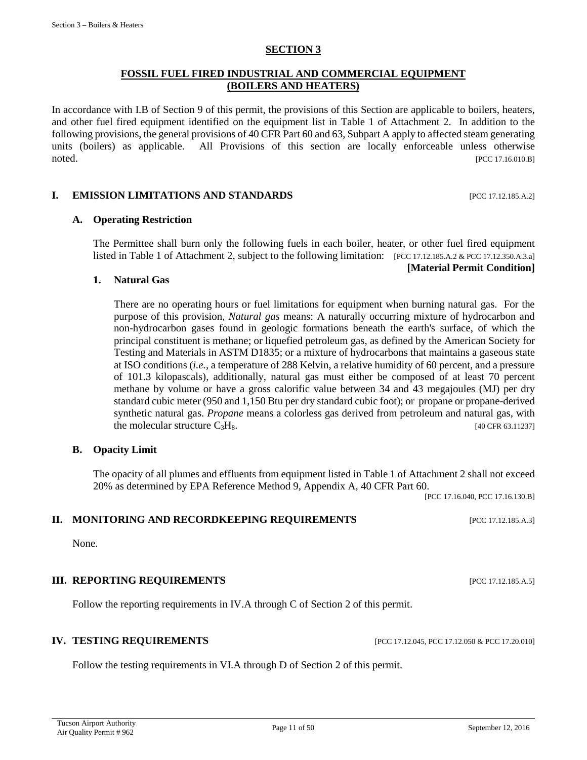## SECTION 3

## FOSSIL FUEL FIRED INDUSTRIAL AND COMMERCIAL EQUIPMENT (BOILERS AND HEATERS)

In accordance with I.B of Section 9 of this permit, the provisions of this Section are applicable to boilers, heaters, and other fuel fired equipment identified on the equipment list in Table 1 of Attachment 2. In addition to the following provisions, the general provisions of 40 CFR Part 60 and 63, Subpart A apply to affected steam generating units (boilers) as applicable. All Provisions of this section are locally enforceable unless otherwise noted. [PCC 17.16.010.B]

### I. EMISSION LIMITATIONS AND STANDARDS [PCC 17.12.185.A.2]

#### A. Operating Restriction

The Permittee shall burn only the following fuels in each boiler, heater, or other fuel fired equipment listed in Table 1 of Attachment 2, subject to the following limitation: [PCC 17.12.185.A.2 & PCC 17.12.350.A.3.a]

**[Material Permit Condition]**

**1. Natural Gas**

There are no operating hours or fuel limitations for equipment when burning natural gas. For the purpose of this provision, *Natural gas* means: A naturally occurring mixture of hydrocarbon and non-hydrocarbon gases found in geologic formations beneath the earth's surface, of which the principal constituent is methane; or liquefied petroleum gas, as defined by the American Society for Testing and Materials in ASTM D1835; or a mixture of hydrocarbons that maintains a gaseous state at ISO conditions (*i.e.*, a temperature of 288 Kelvin, a relative humidity of 60 percent, and a pressure of 101.3 kilopascals), additionally, natural gas must either be composed of at least 70 percent methane by volume or have a gross calorific value between 34 and 43 megajoules (MJ) per dry standard cubic meter (950 and 1,150 Btu per dry standard cubic foot); or propane or propane-derived synthetic natural gas. *Propane* means a colorless gas derived from petroleum and natural gas, with the molecular structure $C_3H_8$. [40 CFR 63.11237]

#### B. Opacity Limit

The opacity of all plumes and effluents from equipment listed in Table 1 of Attachment 2 shall not exceed 20% as determined by EPA Reference Method 9, Appendix A, 40 CFR Part 60.

[PCC 17.16.040, PCC 17.16.130.B]

### II. MONITORING AND RECORDKEEPING REQUIREMENTS [PCC 17.12.185.A.3]

None.

### III. REPORTING REQUIREMENTS [PCC 17.12.185.A.5]

Follow the reporting requirements in IV.A through C of Section 2 of this permit.

### IV. TESTING REQUIREMENTS [PCC 17.12.045, PCC 17.12.050 & PCC 17.20.010]

Follow the testing requirements in VI.A through D of Section 2 of this permit.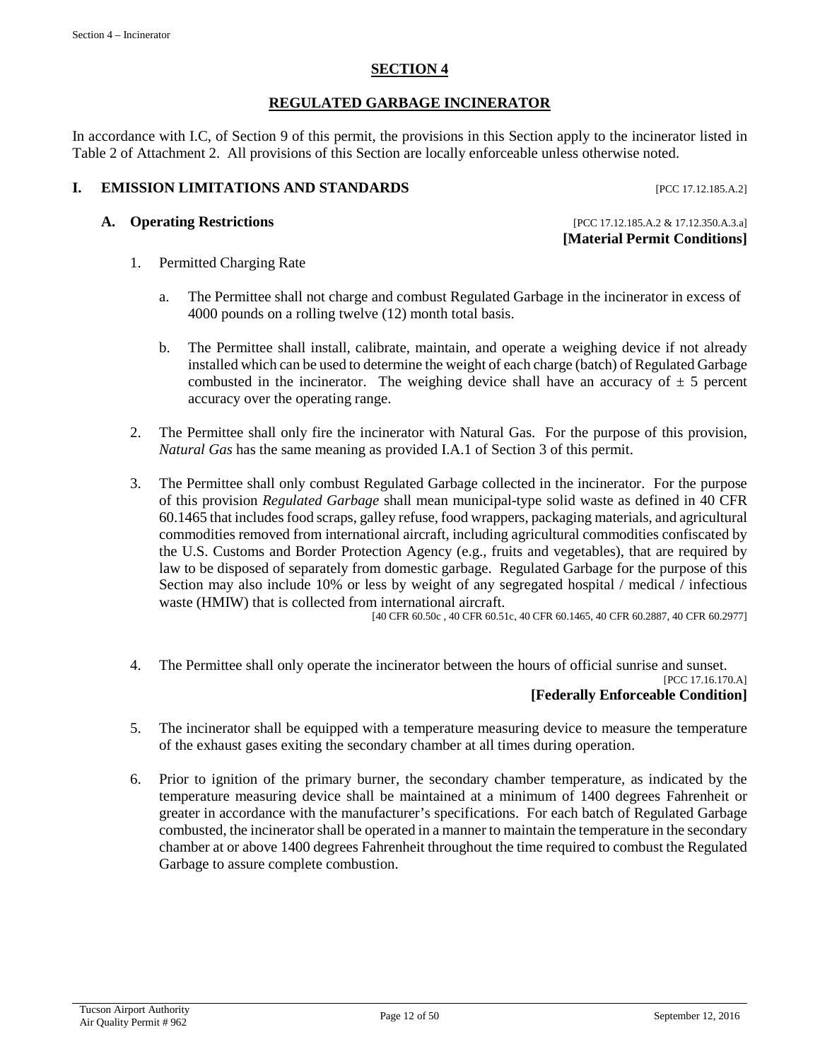## SECTION 4

## REGULATED GARBAGE INCINERATOR

In accordance with I.C, of Section 9 of this permit, the provisions in this Section apply to the incinerator listed in Table 2 of Attachment 2. All provisions of this Section are locally enforceable unless otherwise noted.

### I. EMISSION LIMITATIONS AND STANDARDS [PCC 17.12.185.A.2]

#### A. Operating Restrictions [PCC 17.12.185.A.2 & 17.12.350.A.3.a]

**[Material Permit Conditions]**

1. Permitted Charging Rate

   a. The Permittee shall not charge and combust Regulated Garbage in the incinerator in excess of 4000 pounds on a rolling twelve (12) month total basis.

   b. The Permittee shall install, calibrate, maintain, and operate a weighing device if not already installed which can be used to determine the weight of each charge (batch) of Regulated Garbage combusted in the incinerator. The weighing device shall have an accuracy of ± 5 percent accuracy over the operating range.

2. The Permittee shall only fire the incinerator with Natural Gas. For the purpose of this provision, *Natural Gas* has the same meaning as provided I.A.1 of Section 3 of this permit.

3. The Permittee shall only combust Regulated Garbage collected in the incinerator. For the purpose of this provision *Regulated Garbage* shall mean municipal-type solid waste as defined in 40 CFR 60.1465 that includes food scraps, galley refuse, food wrappers, packaging materials, and agricultural commodities removed from international aircraft, including agricultural commodities confiscated by the U.S. Customs and Border Protection Agency (e.g., fruits and vegetables), that are required by law to be disposed of separately from domestic garbage. Regulated Garbage for the purpose of this Section may also include 10% or less by weight of any segregated hospital / medical / infectious waste (HMIW) that is collected from international aircraft.

   [40 CFR 60.50c , 40 CFR 60.51c, 40 CFR 60.1465, 40 CFR 60.2887, 40 CFR 60.2977]

4. The Permittee shall only operate the incinerator between the hours of official sunrise and sunset.

   [PCC 17.16.170.A]

   **[Federally Enforceable Condition]**

5. The incinerator shall be equipped with a temperature measuring device to measure the temperature of the exhaust gases exiting the secondary chamber at all times during operation.

6. Prior to ignition of the primary burner, the secondary chamber temperature, as indicated by the temperature measuring device shall be maintained at a minimum of 1400 degrees Fahrenheit or greater in accordance with the manufacturer's specifications. For each batch of Regulated Garbage combusted, the incinerator shall be operated in a manner to maintain the temperature in the secondary chamber at or above 1400 degrees Fahrenheit throughout the time required to combust the Regulated Garbage to assure complete combustion.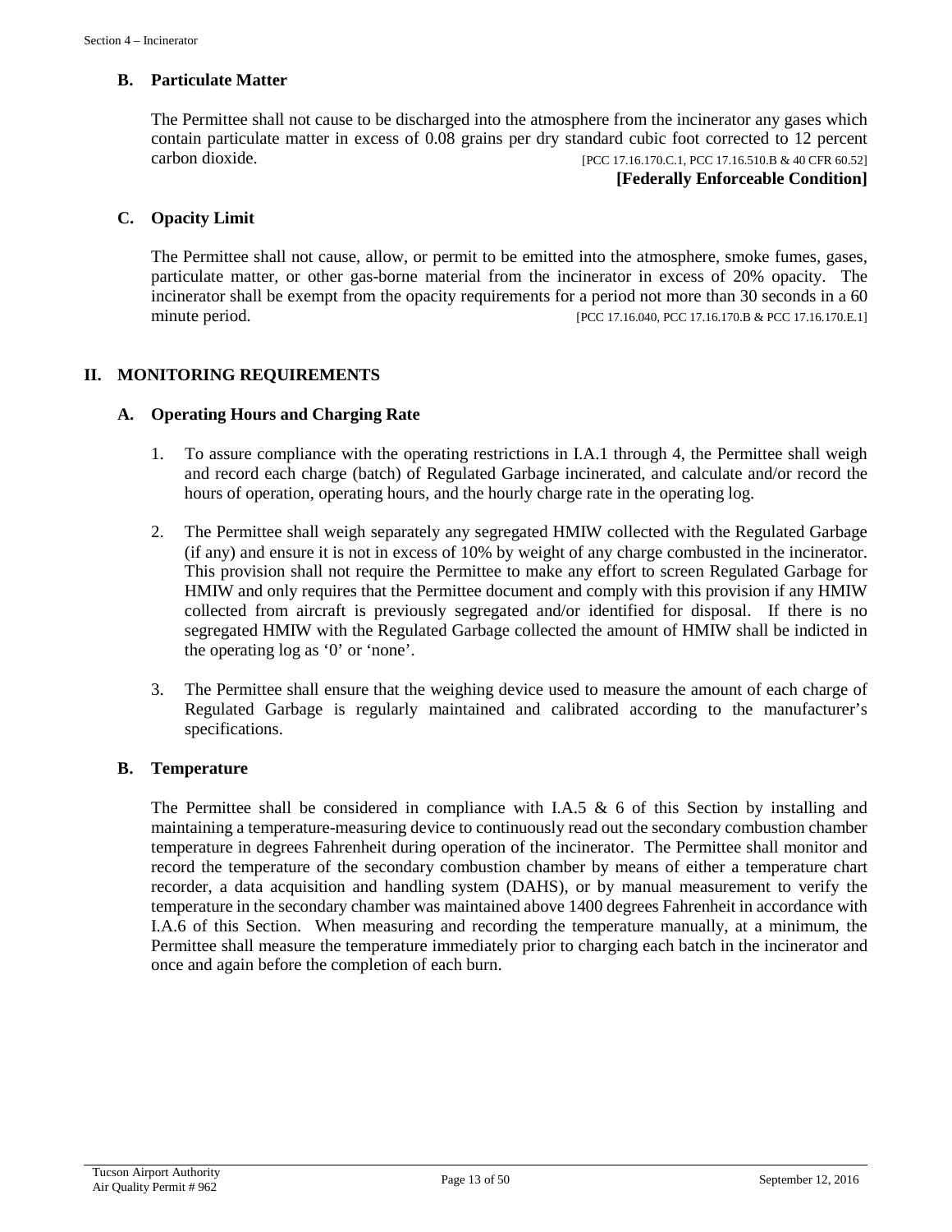### B. Particulate Matter

The Permittee shall not cause to be discharged into the atmosphere from the incinerator any gases which contain particulate matter in excess of 0.08 grains per dry standard cubic foot corrected to 12 percent carbon dioxide. [PCC 17.16.170.C.1, PCC 17.16.510.B & 40 CFR 60.52]

**[Federally Enforceable Condition]**

### C. Opacity Limit

The Permittee shall not cause, allow, or permit to be emitted into the atmosphere, smoke fumes, gases, particulate matter, or other gas-borne material from the incinerator in excess of 20% opacity. The incinerator shall be exempt from the opacity requirements for a period not more than 30 seconds in a 60 minute period. [PCC 17.16.040, PCC 17.16.170.B & PCC 17.16.170.E.1]

## II. MONITORING REQUIREMENTS

### A. Operating Hours and Charging Rate

1. To assure compliance with the operating restrictions in I.A.1 through 4, the Permittee shall weigh and record each charge (batch) of Regulated Garbage incinerated, and calculate and/or record the hours of operation, operating hours, and the hourly charge rate in the operating log.

2. The Permittee shall weigh separately any segregated HMIW collected with the Regulated Garbage (if any) and ensure it is not in excess of 10% by weight of any charge combusted in the incinerator. This provision shall not require the Permittee to make any effort to screen Regulated Garbage for HMIW and only requires that the Permittee document and comply with this provision if any HMIW collected from aircraft is previously segregated and/or identified for disposal. If there is no segregated HMIW with the Regulated Garbage collected the amount of HMIW shall be indicted in the operating log as '0' or 'none'.

3. The Permittee shall ensure that the weighing device used to measure the amount of each charge of Regulated Garbage is regularly maintained and calibrated according to the manufacturer's specifications.

### B. Temperature

The Permittee shall be considered in compliance with I.A.5 & 6 of this Section by installing and maintaining a temperature-measuring device to continuously read out the secondary combustion chamber temperature in degrees Fahrenheit during operation of the incinerator. The Permittee shall monitor and record the temperature of the secondary combustion chamber by means of either a temperature chart recorder, a data acquisition and handling system (DAHS), or by manual measurement to verify the temperature in the secondary chamber was maintained above 1400 degrees Fahrenheit in accordance with I.A.6 of this Section. When measuring and recording the temperature manually, at a minimum, the Permittee shall measure the temperature immediately prior to charging each batch in the incinerator and once and again before the completion of each burn.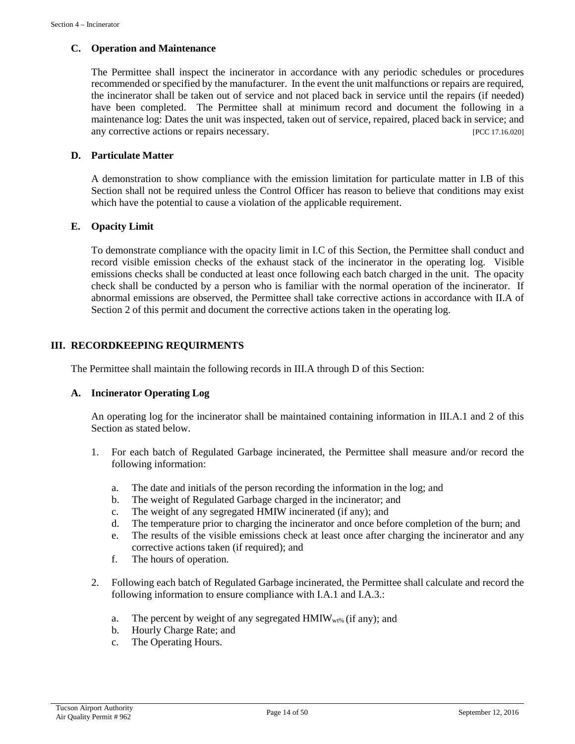### C. Operation and Maintenance

The Permittee shall inspect the incinerator in accordance with any periodic schedules or procedures recommended or specified by the manufacturer. In the event the unit malfunctions or repairs are required, the incinerator shall be taken out of service and not placed back in service until the repairs (if needed) have been completed. The Permittee shall at minimum record and document the following in a maintenance log: Dates the unit was inspected, taken out of service, repaired, placed back in service; and any corrective actions or repairs necessary. [PCC 17.16.020]

### D. Particulate Matter

A demonstration to show compliance with the emission limitation for particulate matter in I.B of this Section shall not be required unless the Control Officer has reason to believe that conditions may exist which have the potential to cause a violation of the applicable requirement.

### E. Opacity Limit

To demonstrate compliance with the opacity limit in I.C of this Section, the Permittee shall conduct and record visible emission checks of the exhaust stack of the incinerator in the operating log. Visible emissions checks shall be conducted at least once following each batch charged in the unit. The opacity check shall be conducted by a person who is familiar with the normal operation of the incinerator. If abnormal emissions are observed, the Permittee shall take corrective actions in accordance with II.A of Section 2 of this permit and document the corrective actions taken in the operating log.

## III. RECORDKEEPING REQUIRMENTS

The Permittee shall maintain the following records in III.A through D of this Section:

### A. Incinerator Operating Log

An operating log for the incinerator shall be maintained containing information in III.A.1 and 2 of this Section as stated below.

1. For each batch of Regulated Garbage incinerated, the Permittee shall measure and/or record the following information:
   a. The date and initials of the person recording the information in the log; and
   b. The weight of Regulated Garbage charged in the incinerator; and
   c. The weight of any segregated HMIW incinerated (if any); and
   d. The temperature prior to charging the incinerator and once before completion of the burn; and
   e. The results of the visible emissions check at least once after charging the incinerator and any corrective actions taken (if required); and
   f. The hours of operation.

2. Following each batch of Regulated Garbage incinerated, the Permittee shall calculate and record the following information to ensure compliance with I.A.1 and I.A.3.:
   a. The percent by weight of any segregated $HMIW_{wt\%}$ (if any); and
   b. Hourly Charge Rate; and
   c. The Operating Hours.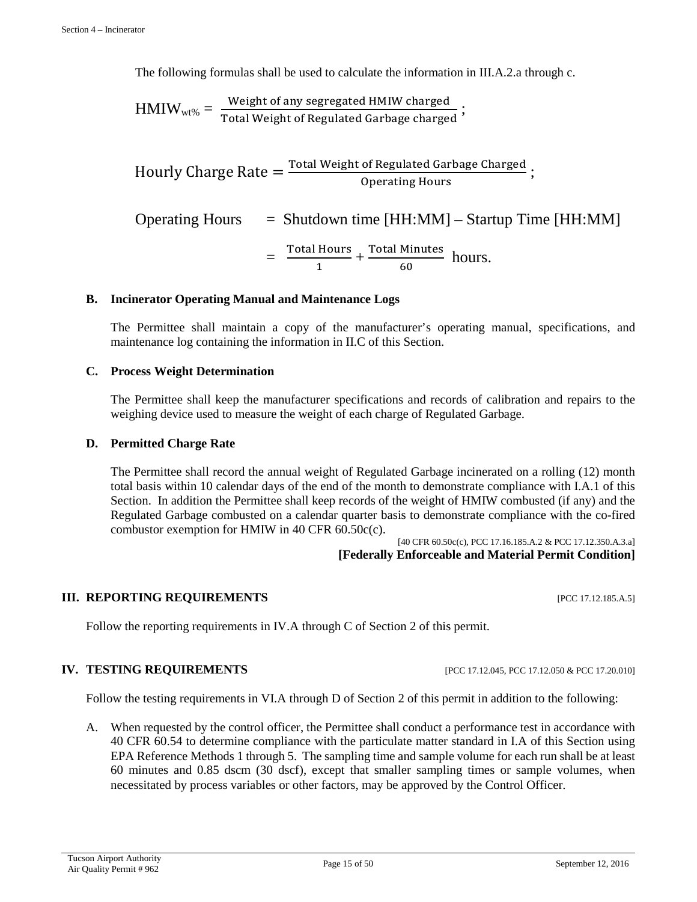The following formulas shall be used to calculate the information in III.A.2.a through c.

$$\text{HMIW}_{\text{wt\%}} = \frac{\text{Weight of any segregated HMIW charged}}{\text{Total Weight of Regulated Garbage charged}};$$

$$\text{Hourly Charge Rate} = \frac{\text{Total Weight of Regulated Garbage Charged}}{\text{Operating Hours}};$$

$$\text{Operating Hours} = \text{Shutdown time [HH:MM]} - \text{Startup Time [HH:MM]}$$

$$= \frac{\text{Total Hours}}{1} + \frac{\text{Total Minutes}}{60} \text{ hours.}$$

**B. Incinerator Operating Manual and Maintenance Logs**

The Permittee shall maintain a copy of the manufacturer's operating manual, specifications, and maintenance log containing the information in II.C of this Section.

**C. Process Weight Determination**

The Permittee shall keep the manufacturer specifications and records of calibration and repairs to the weighing device used to measure the weight of each charge of Regulated Garbage.

**D. Permitted Charge Rate**

The Permittee shall record the annual weight of Regulated Garbage incinerated on a rolling (12) month total basis within 10 calendar days of the end of the month to demonstrate compliance with I.A.1 of this Section. In addition the Permittee shall keep records of the weight of HMIW combusted (if any) and the Regulated Garbage combusted on a calendar quarter basis to demonstrate compliance with the co-fired combustor exemption for HMIW in 40 CFR 60.50c(c).

[40 CFR 60.50c(c), PCC 17.16.185.A.2 & PCC 17.12.350.A.3.a]
**[Federally Enforceable and Material Permit Condition]**

## III. REPORTING REQUIREMENTS [PCC 17.12.185.A.5]

Follow the reporting requirements in IV.A through C of Section 2 of this permit.

## IV. TESTING REQUIREMENTS [PCC 17.12.045, PCC 17.12.050 & PCC 17.20.010]

Follow the testing requirements in VI.A through D of Section 2 of this permit in addition to the following:

A. When requested by the control officer, the Permittee shall conduct a performance test in accordance with 40 CFR 60.54 to determine compliance with the particulate matter standard in I.A of this Section using EPA Reference Methods 1 through 5. The sampling time and sample volume for each run shall be at least 60 minutes and 0.85 dscm (30 dscf), except that smaller sampling times or sample volumes, when necessitated by process variables or other factors, may be approved by the Control Officer.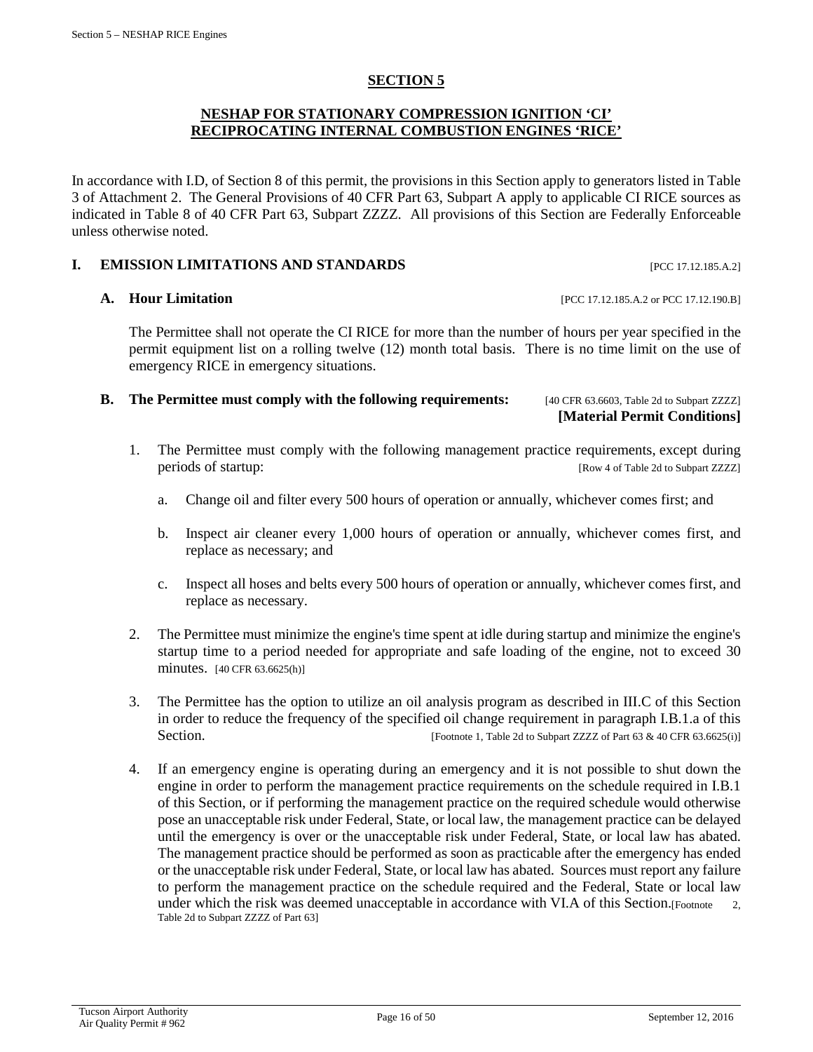## SECTION 5

### NESHAP FOR STATIONARY COMPRESSION IGNITION 'CI' RECIPROCATING INTERNAL COMBUSTION ENGINES 'RICE'

In accordance with I.D, of Section 8 of this permit, the provisions in this Section apply to generators listed in Table 3 of Attachment 2. The General Provisions of 40 CFR Part 63, Subpart A apply to applicable CI RICE sources as indicated in Table 8 of 40 CFR Part 63, Subpart ZZZZ. All provisions of this Section are Federally Enforceable unless otherwise noted.

### I. EMISSION LIMITATIONS AND STANDARDS [PCC 17.12.185.A.2]

**A. Hour Limitation** [PCC 17.12.185.A.2 or PCC 17.12.190.B]

The Permittee shall not operate the CI RICE for more than the number of hours per year specified in the permit equipment list on a rolling twelve (12) month total basis. There is no time limit on the use of emergency RICE in emergency situations.

**B. The Permittee must comply with the following requirements:** [40 CFR 63.6603, Table 2d to Subpart ZZZZ] **[Material Permit Conditions]**

1. The Permittee must comply with the following management practice requirements, except during periods of startup: [Row 4 of Table 2d to Subpart ZZZZ]

   a. Change oil and filter every 500 hours of operation or annually, whichever comes first; and

   b. Inspect air cleaner every 1,000 hours of operation or annually, whichever comes first, and replace as necessary; and

   c. Inspect all hoses and belts every 500 hours of operation or annually, whichever comes first, and replace as necessary.

2. The Permittee must minimize the engine's time spent at idle during startup and minimize the engine's startup time to a period needed for appropriate and safe loading of the engine, not to exceed 30 minutes. [40 CFR 63.6625(h)]

3. The Permittee has the option to utilize an oil analysis program as described in III.C of this Section in order to reduce the frequency of the specified oil change requirement in paragraph I.B.1.a of this Section. [Footnote 1, Table 2d to Subpart ZZZZ of Part 63 & 40 CFR 63.6625(i)]

4. If an emergency engine is operating during an emergency and it is not possible to shut down the engine in order to perform the management practice requirements on the schedule required in I.B.1 of this Section, or if performing the management practice on the required schedule would otherwise pose an unacceptable risk under Federal, State, or local law, the management practice can be delayed until the emergency is over or the unacceptable risk under Federal, State, or local law has abated. The management practice should be performed as soon as practicable after the emergency has ended or the unacceptable risk under Federal, State, or local law has abated. Sources must report any failure to perform the management practice on the schedule required and the Federal, State or local law under which the risk was deemed unacceptable in accordance with VI.A of this Section. [Footnote 2, Table 2d to Subpart ZZZZ of Part 63]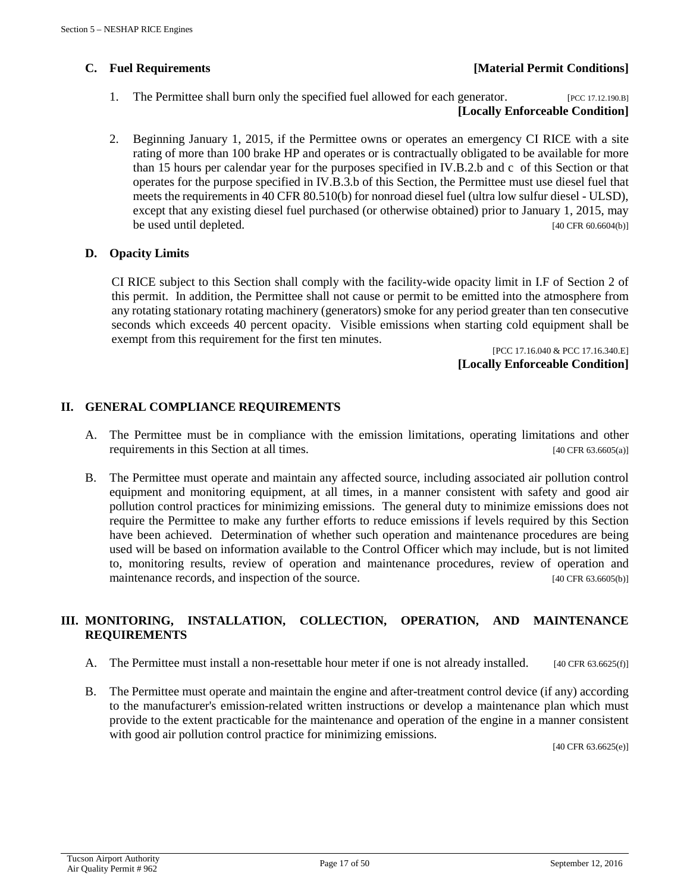### C. Fuel Requirements **[Material Permit Conditions]**

1. The Permittee shall burn only the specified fuel allowed for each generator. [PCC 17.12.190.B]
   **[Locally Enforceable Condition]**

2. Beginning January 1, 2015, if the Permittee owns or operates an emergency CI RICE with a site rating of more than 100 brake HP and operates or is contractually obligated to be available for more than 15 hours per calendar year for the purposes specified in IV.B.2.b and c of this Section or that operates for the purpose specified in IV.B.3.b of this Section, the Permittee must use diesel fuel that meets the requirements in 40 CFR 80.510(b) for nonroad diesel fuel (ultra low sulfur diesel - ULSD), except that any existing diesel fuel purchased (or otherwise obtained) prior to January 1, 2015, may be used until depleted. [40 CFR 60.6604(b)]

### D. Opacity Limits

CI RICE subject to this Section shall comply with the facility-wide opacity limit in I.F of Section 2 of this permit. In addition, the Permittee shall not cause or permit to be emitted into the atmosphere from any rotating stationary rotating machinery (generators) smoke for any period greater than ten consecutive seconds which exceeds 40 percent opacity. Visible emissions when starting cold equipment shall be exempt from this requirement for the first ten minutes.

[PCC 17.16.040 & PCC 17.16.340.E]
**[Locally Enforceable Condition]**

## II. GENERAL COMPLIANCE REQUIREMENTS

A. The Permittee must be in compliance with the emission limitations, operating limitations and other requirements in this Section at all times. [40 CFR 63.6605(a)]

B. The Permittee must operate and maintain any affected source, including associated air pollution control equipment and monitoring equipment, at all times, in a manner consistent with safety and good air pollution control practices for minimizing emissions. The general duty to minimize emissions does not require the Permittee to make any further efforts to reduce emissions if levels required by this Section have been achieved. Determination of whether such operation and maintenance procedures are being used will be based on information available to the Control Officer which may include, but is not limited to, monitoring results, review of operation and maintenance procedures, review of operation and maintenance records, and inspection of the source. [40 CFR 63.6605(b)]

## III. MONITORING, INSTALLATION, COLLECTION, OPERATION, AND MAINTENANCE REQUIREMENTS

A. The Permittee must install a non-resettable hour meter if one is not already installed. [40 CFR 63.6625(f)]

B. The Permittee must operate and maintain the engine and after-treatment control device (if any) according to the manufacturer's emission-related written instructions or develop a maintenance plan which must provide to the extent practicable for the maintenance and operation of the engine in a manner consistent with good air pollution control practice for minimizing emissions.

[40 CFR 63.6625(e)]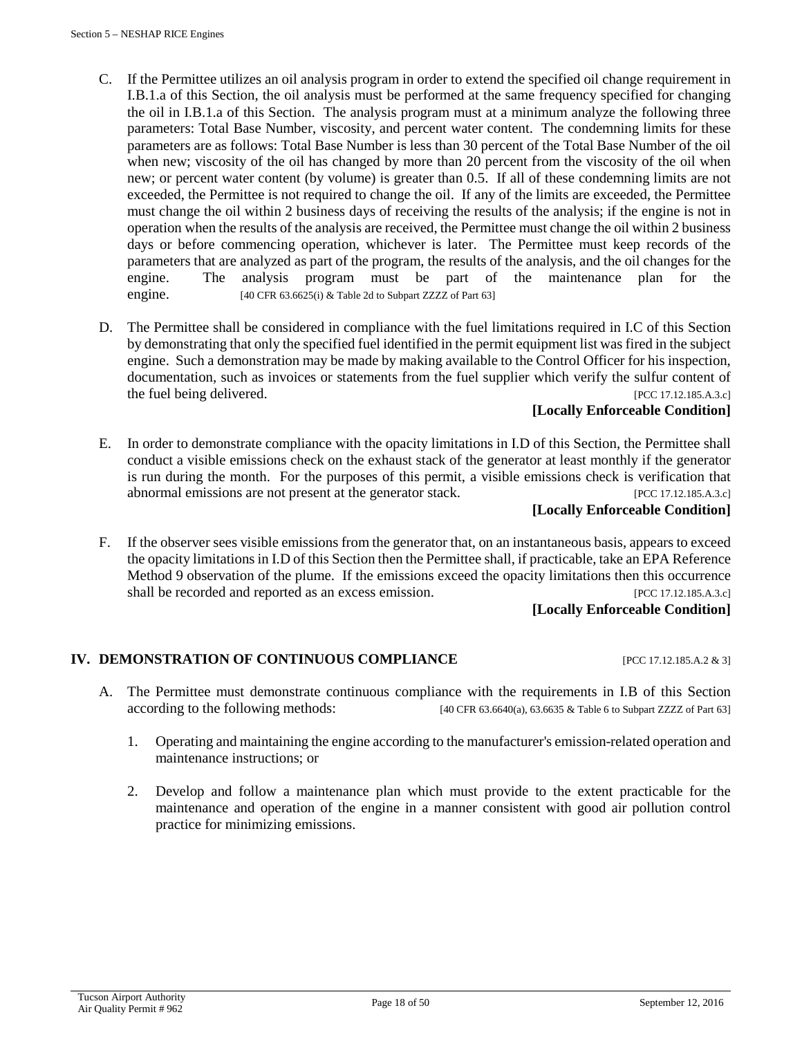C. If the Permittee utilizes an oil analysis program in order to extend the specified oil change requirement in I.B.1.a of this Section, the oil analysis must be performed at the same frequency specified for changing the oil in I.B.1.a of this Section. The analysis program must at a minimum analyze the following three parameters: Total Base Number, viscosity, and percent water content. The condemning limits for these parameters are as follows: Total Base Number is less than 30 percent of the Total Base Number of the oil when new; viscosity of the oil has changed by more than 20 percent from the viscosity of the oil when new; or percent water content (by volume) is greater than 0.5. If all of these condemning limits are not exceeded, the Permittee is not required to change the oil. If any of the limits are exceeded, the Permittee must change the oil within 2 business days of receiving the results of the analysis; if the engine is not in operation when the results of the analysis are received, the Permittee must change the oil within 2 business days or before commencing operation, whichever is later. The Permittee must keep records of the parameters that are analyzed as part of the program, the results of the analysis, and the oil changes for the engine. The analysis program must be part of the maintenance plan for the engine. [40 CFR 63.6625(i) & Table 2d to Subpart ZZZZ of Part 63]

D. The Permittee shall be considered in compliance with the fuel limitations required in I.C of this Section by demonstrating that only the specified fuel identified in the permit equipment list was fired in the subject engine. Such a demonstration may be made by making available to the Control Officer for his inspection, documentation, such as invoices or statements from the fuel supplier which verify the sulfur content of the fuel being delivered. [PCC 17.12.185.A.3.c]

**[Locally Enforceable Condition]**

E. In order to demonstrate compliance with the opacity limitations in I.D of this Section, the Permittee shall conduct a visible emissions check on the exhaust stack of the generator at least monthly if the generator is run during the month. For the purposes of this permit, a visible emissions check is verification that abnormal emissions are not present at the generator stack. [PCC 17.12.185.A.3.c]

**[Locally Enforceable Condition]**

F. If the observer sees visible emissions from the generator that, on an instantaneous basis, appears to exceed the opacity limitations in I.D of this Section then the Permittee shall, if practicable, take an EPA Reference Method 9 observation of the plume. If the emissions exceed the opacity limitations then this occurrence shall be recorded and reported as an excess emission. [PCC 17.12.185.A.3.c]

**[Locally Enforceable Condition]**

## IV. DEMONSTRATION OF CONTINUOUS COMPLIANCE [PCC 17.12.185.A.2 & 3]

A. The Permittee must demonstrate continuous compliance with the requirements in I.B of this Section according to the following methods: [40 CFR 63.6640(a), 63.6635 & Table 6 to Subpart ZZZZ of Part 63]

1. Operating and maintaining the engine according to the manufacturer's emission-related operation and maintenance instructions; or

2. Develop and follow a maintenance plan which must provide to the extent practicable for the maintenance and operation of the engine in a manner consistent with good air pollution control practice for minimizing emissions.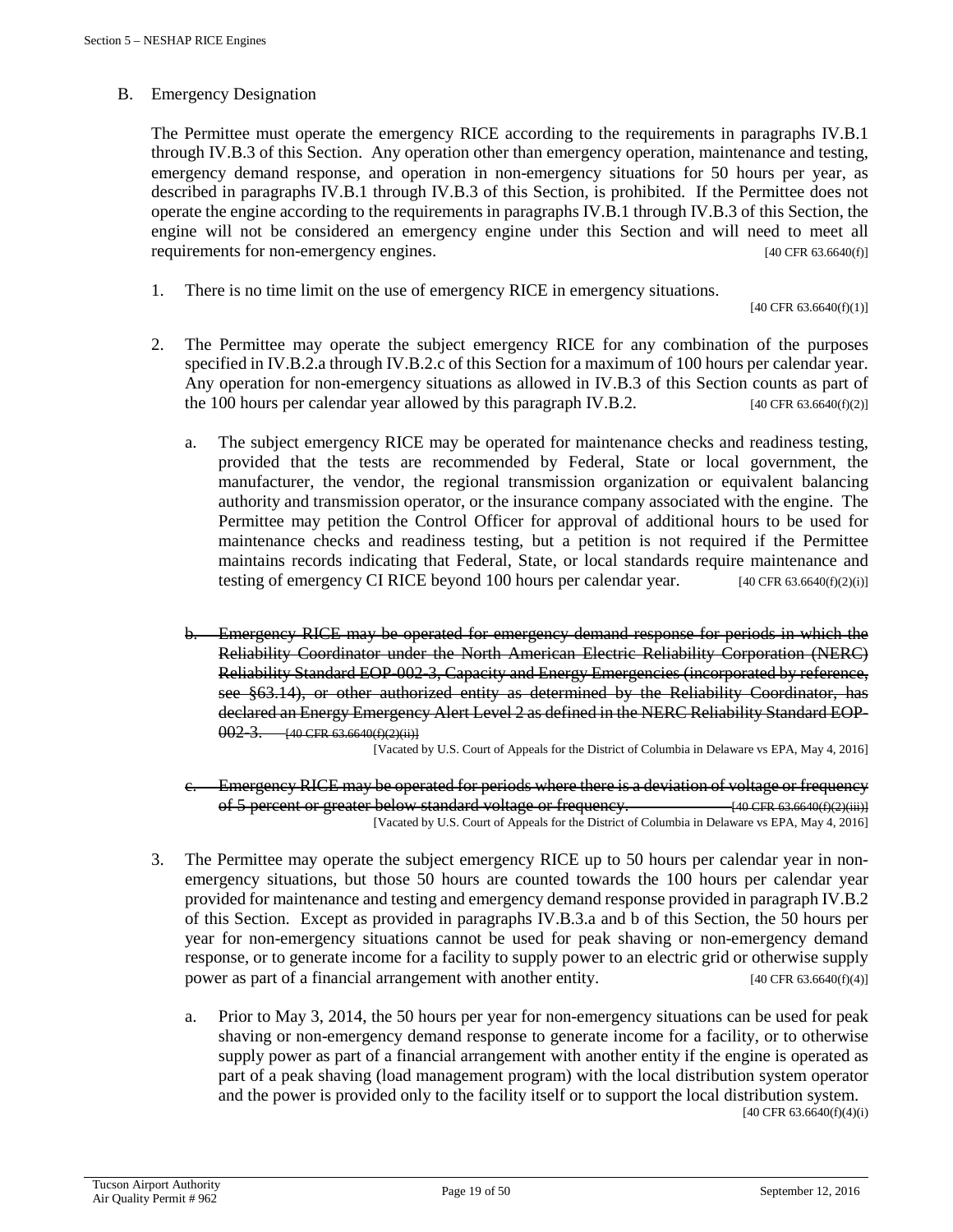## B. Emergency Designation

The Permittee must operate the emergency RICE according to the requirements in paragraphs IV.B.1 through IV.B.3 of this Section. Any operation other than emergency operation, maintenance and testing, emergency demand response, and operation in non-emergency situations for 50 hours per year, as described in paragraphs IV.B.1 through IV.B.3 of this Section, is prohibited. If the Permittee does not operate the engine according to the requirements in paragraphs IV.B.1 through IV.B.3 of this Section, the engine will not be considered an emergency engine under this Section and will need to meet all requirements for non-emergency engines. [40 CFR 63.6640(f)]

1. There is no time limit on the use of emergency RICE in emergency situations. [40 CFR 63.6640(f)(1)]

2. The Permittee may operate the subject emergency RICE for any combination of the purposes specified in IV.B.2.a through IV.B.2.c of this Section for a maximum of 100 hours per calendar year. Any operation for non-emergency situations as allowed in IV.B.3 of this Section counts as part of the 100 hours per calendar year allowed by this paragraph IV.B.2. [40 CFR 63.6640(f)(2)]

   a. The subject emergency RICE may be operated for maintenance checks and readiness testing, provided that the tests are recommended by Federal, State or local government, the manufacturer, the vendor, the regional transmission organization or equivalent balancing authority and transmission operator, or the insurance company associated with the engine. The Permittee may petition the Control Officer for approval of additional hours to be used for maintenance checks and readiness testing, but a petition is not required if the Permittee maintains records indicating that Federal, State, or local standards require maintenance and testing of emergency CI RICE beyond 100 hours per calendar year. [40 CFR 63.6640(f)(2)(i)]

   b. ~~Emergency RICE may be operated for emergency demand response for periods in which the Reliability Coordinator under the North American Electric Reliability Corporation (NERC) Reliability Standard EOP-002-3, Capacity and Energy Emergencies (incorporated by reference, see §63.14), or other authorized entity as determined by the Reliability Coordinator, has declared an Energy Emergency Alert Level 2 as defined in the NERC Reliability Standard EOP-002-3. [40 CFR 63.6640(f)(2)(ii)]~~

      [Vacated by U.S. Court of Appeals for the District of Columbia in Delaware vs EPA, May 4, 2016]

   c. ~~Emergency RICE may be operated for periods where there is a deviation of voltage or frequency of 5 percent or greater below standard voltage or frequency. [40 CFR 63.6640(f)(2)(iii)]~~

      [Vacated by U.S. Court of Appeals for the District of Columbia in Delaware vs EPA, May 4, 2016]

3. The Permittee may operate the subject emergency RICE up to 50 hours per calendar year in non-emergency situations, but those 50 hours are counted towards the 100 hours per calendar year provided for maintenance and testing and emergency demand response provided in paragraph IV.B.2 of this Section. Except as provided in paragraphs IV.B.3.a and b of this Section, the 50 hours per year for non-emergency situations cannot be used for peak shaving or non-emergency demand response, or to generate income for a facility to supply power to an electric grid or otherwise supply power as part of a financial arrangement with another entity. [40 CFR 63.6640(f)(4)]

   a. Prior to May 3, 2014, the 50 hours per year for non-emergency situations can be used for peak shaving or non-emergency demand response to generate income for a facility, or to otherwise supply power as part of a financial arrangement with another entity if the engine is operated as part of a peak shaving (load management program) with the local distribution system operator and the power is provided only to the facility itself or to support the local distribution system. [40 CFR 63.6640(f)(4)(i)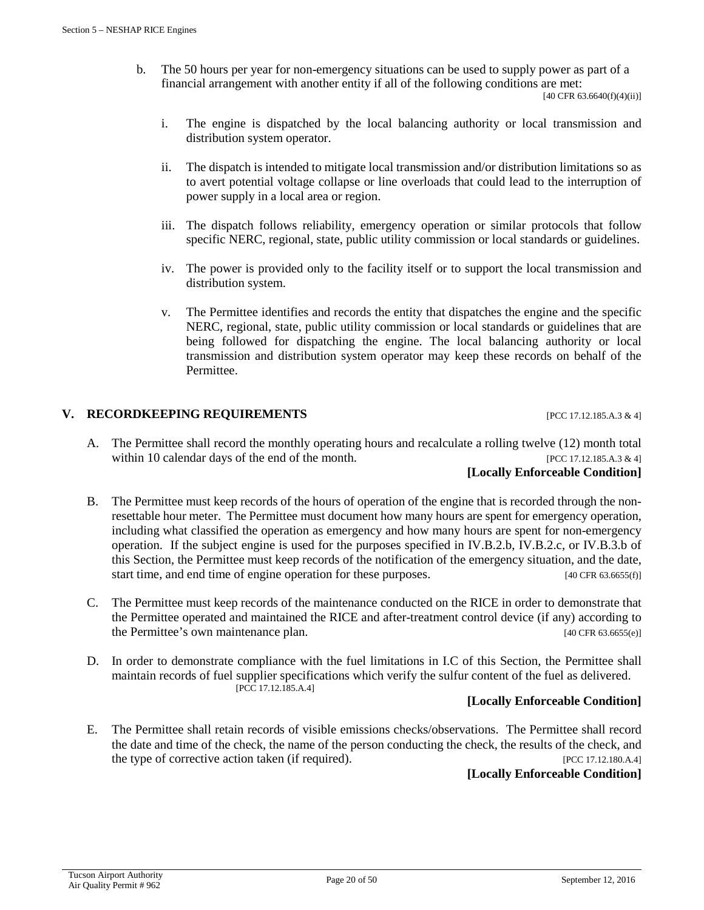b. The 50 hours per year for non-emergency situations can be used to supply power as part of a financial arrangement with another entity if all of the following conditions are met: [40 CFR 63.6640(f)(4)(ii)]

   i. The engine is dispatched by the local balancing authority or local transmission and distribution system operator.

   ii. The dispatch is intended to mitigate local transmission and/or distribution limitations so as to avert potential voltage collapse or line overloads that could lead to the interruption of power supply in a local area or region.

   iii. The dispatch follows reliability, emergency operation or similar protocols that follow specific NERC, regional, state, public utility commission or local standards or guidelines.

   iv. The power is provided only to the facility itself or to support the local transmission and distribution system.

   v. The Permittee identifies and records the entity that dispatches the engine and the specific NERC, regional, state, public utility commission or local standards or guidelines that are being followed for dispatching the engine. The local balancing authority or local transmission and distribution system operator may keep these records on behalf of the Permittee.

## V. RECORDKEEPING REQUIREMENTS [PCC 17.12.185.A.3 & 4]

A. The Permittee shall record the monthly operating hours and recalculate a rolling twelve (12) month total within 10 calendar days of the end of the month. [PCC 17.12.185.A.3 & 4]

**[Locally Enforceable Condition]**

B. The Permittee must keep records of the hours of operation of the engine that is recorded through the non-resettable hour meter. The Permittee must document how many hours are spent for emergency operation, including what classified the operation as emergency and how many hours are spent for non-emergency operation. If the subject engine is used for the purposes specified in IV.B.2.b, IV.B.2.c, or IV.B.3.b of this Section, the Permittee must keep records of the notification of the emergency situation, and the date, start time, and end time of engine operation for these purposes. [40 CFR 63.6655(f)]

C. The Permittee must keep records of the maintenance conducted on the RICE in order to demonstrate that the Permittee operated and maintained the RICE and after-treatment control device (if any) according to the Permittee's own maintenance plan. [40 CFR 63.6655(e)]

D. In order to demonstrate compliance with the fuel limitations in I.C of this Section, the Permittee shall maintain records of fuel supplier specifications which verify the sulfur content of the fuel as delivered. [PCC 17.12.185.A.4]

**[Locally Enforceable Condition]**

E. The Permittee shall retain records of visible emissions checks/observations. The Permittee shall record the date and time of the check, the name of the person conducting the check, the results of the check, and the type of corrective action taken (if required). [PCC 17.12.180.A.4]

**[Locally Enforceable Condition]**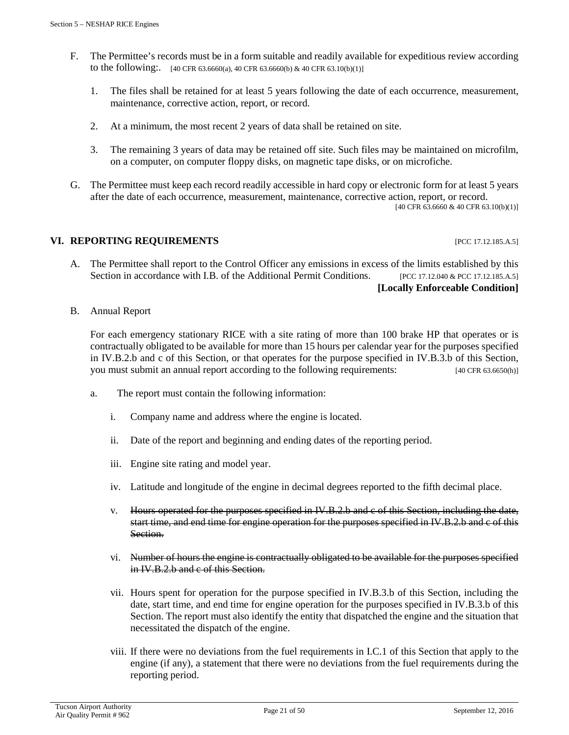F. The Permittee's records must be in a form suitable and readily available for expeditious review according to the following:. [40 CFR 63.6660(a), 40 CFR 63.6660(b) & 40 CFR 63.10(b)(1)]

1. The files shall be retained for at least 5 years following the date of each occurrence, measurement, maintenance, corrective action, report, or record.

2. At a minimum, the most recent 2 years of data shall be retained on site.

3. The remaining 3 years of data may be retained off site. Such files may be maintained on microfilm, on a computer, on computer floppy disks, on magnetic tape disks, or on microfiche.

G. The Permittee must keep each record readily accessible in hard copy or electronic form for at least 5 years after the date of each occurrence, measurement, maintenance, corrective action, report, or record. [40 CFR 63.6660 & 40 CFR 63.10(b)(1)]

## VI. REPORTING REQUIREMENTS [PCC 17.12.185.A.5]

A. The Permittee shall report to the Control Officer any emissions in excess of the limits established by this Section in accordance with I.B. of the Additional Permit Conditions. [PCC 17.12.040 & PCC 17.12.185.A.5]

**[Locally Enforceable Condition]**

B. Annual Report

For each emergency stationary RICE with a site rating of more than 100 brake HP that operates or is contractually obligated to be available for more than 15 hours per calendar year for the purposes specified in IV.B.2.b and c of this Section, or that operates for the purpose specified in IV.B.3.b of this Section, you must submit an annual report according to the following requirements: [40 CFR 63.6650(h)]

a. The report must contain the following information:

i. Company name and address where the engine is located.

ii. Date of the report and beginning and ending dates of the reporting period.

iii. Engine site rating and model year.

iv. Latitude and longitude of the engine in decimal degrees reported to the fifth decimal place.

v. ~~Hours operated for the purposes specified in IV.B.2.b and c of this Section, including the date, start time, and end time for engine operation for the purposes specified in IV.B.2.b and c of this Section.~~

vi. ~~Number of hours the engine is contractually obligated to be available for the purposes specified in IV.B.2.b and c of this Section.~~

vii. Hours spent for operation for the purpose specified in IV.B.3.b of this Section, including the date, start time, and end time for engine operation for the purposes specified in IV.B.3.b of this Section. The report must also identify the entity that dispatched the engine and the situation that necessitated the dispatch of the engine.

viii. If there were no deviations from the fuel requirements in I.C.1 of this Section that apply to the engine (if any), a statement that there were no deviations from the fuel requirements during the reporting period.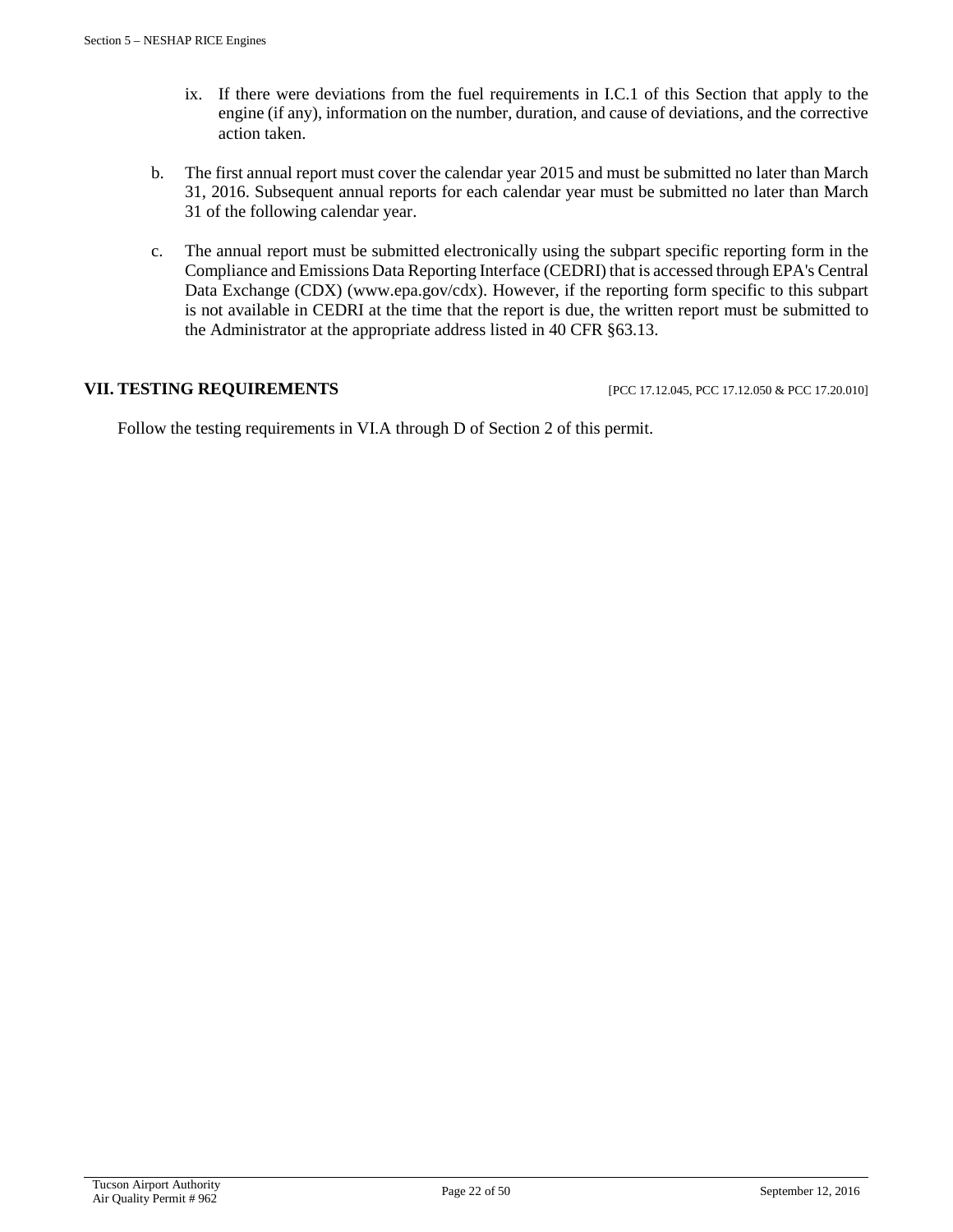ix. If there were deviations from the fuel requirements in I.C.1 of this Section that apply to the engine (if any), information on the number, duration, and cause of deviations, and the corrective action taken.

b. The first annual report must cover the calendar year 2015 and must be submitted no later than March 31, 2016. Subsequent annual reports for each calendar year must be submitted no later than March 31 of the following calendar year.

c. The annual report must be submitted electronically using the subpart specific reporting form in the Compliance and Emissions Data Reporting Interface (CEDRI) that is accessed through EPA's Central Data Exchange (CDX) (www.epa.gov/cdx). However, if the reporting form specific to this subpart is not available in CEDRI at the time that the report is due, the written report must be submitted to the Administrator at the appropriate address listed in 40 CFR §63.13.

## VII. TESTING REQUIREMENTS [PCC 17.12.045, PCC 17.12.050 & PCC 17.20.010]

Follow the testing requirements in VI.A through D of Section 2 of this permit.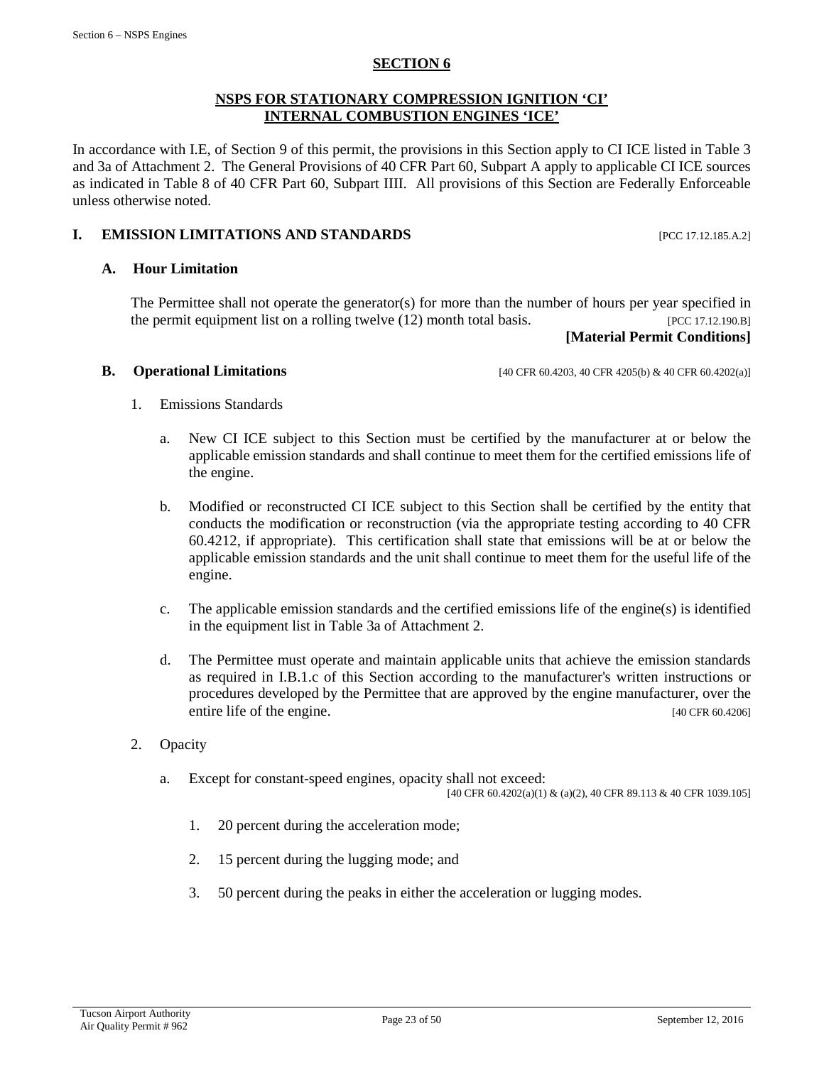## SECTION 6

### NSPS FOR STATIONARY COMPRESSION IGNITION 'CI' INTERNAL COMBUSTION ENGINES 'ICE'

In accordance with I.E, of Section 9 of this permit, the provisions in this Section apply to CI ICE listed in Table 3 and 3a of Attachment 2. The General Provisions of 40 CFR Part 60, Subpart A apply to applicable CI ICE sources as indicated in Table 8 of 40 CFR Part 60, Subpart IIII. All provisions of this Section are Federally Enforceable unless otherwise noted.

### I. EMISSION LIMITATIONS AND STANDARDS [PCC 17.12.185.A.2]

#### A. Hour Limitation

The Permittee shall not operate the generator(s) for more than the number of hours per year specified in the permit equipment list on a rolling twelve (12) month total basis. [PCC 17.12.190.B]

**[Material Permit Conditions]**

#### B. Operational Limitations [40 CFR 60.4203, 40 CFR 4205(b) & 40 CFR 60.4202(a)]

1. Emissions Standards

   a. New CI ICE subject to this Section must be certified by the manufacturer at or below the applicable emission standards and shall continue to meet them for the certified emissions life of the engine.

   b. Modified or reconstructed CI ICE subject to this Section shall be certified by the entity that conducts the modification or reconstruction (via the appropriate testing according to 40 CFR 60.4212, if appropriate). This certification shall state that emissions will be at or below the applicable emission standards and the unit shall continue to meet them for the useful life of the engine.

   c. The applicable emission standards and the certified emissions life of the engine(s) is identified in the equipment list in Table 3a of Attachment 2.

   d. The Permittee must operate and maintain applicable units that achieve the emission standards as required in I.B.1.c of this Section according to the manufacturer's written instructions or procedures developed by the Permittee that are approved by the engine manufacturer, over the entire life of the engine. [40 CFR 60.4206]

2. Opacity

   a. Except for constant-speed engines, opacity shall not exceed: [40 CFR 60.4202(a)(1) & (a)(2), 40 CFR 89.113 & 40 CFR 1039.105]

      1. 20 percent during the acceleration mode;

      2. 15 percent during the lugging mode; and

      3. 50 percent during the peaks in either the acceleration or lugging modes.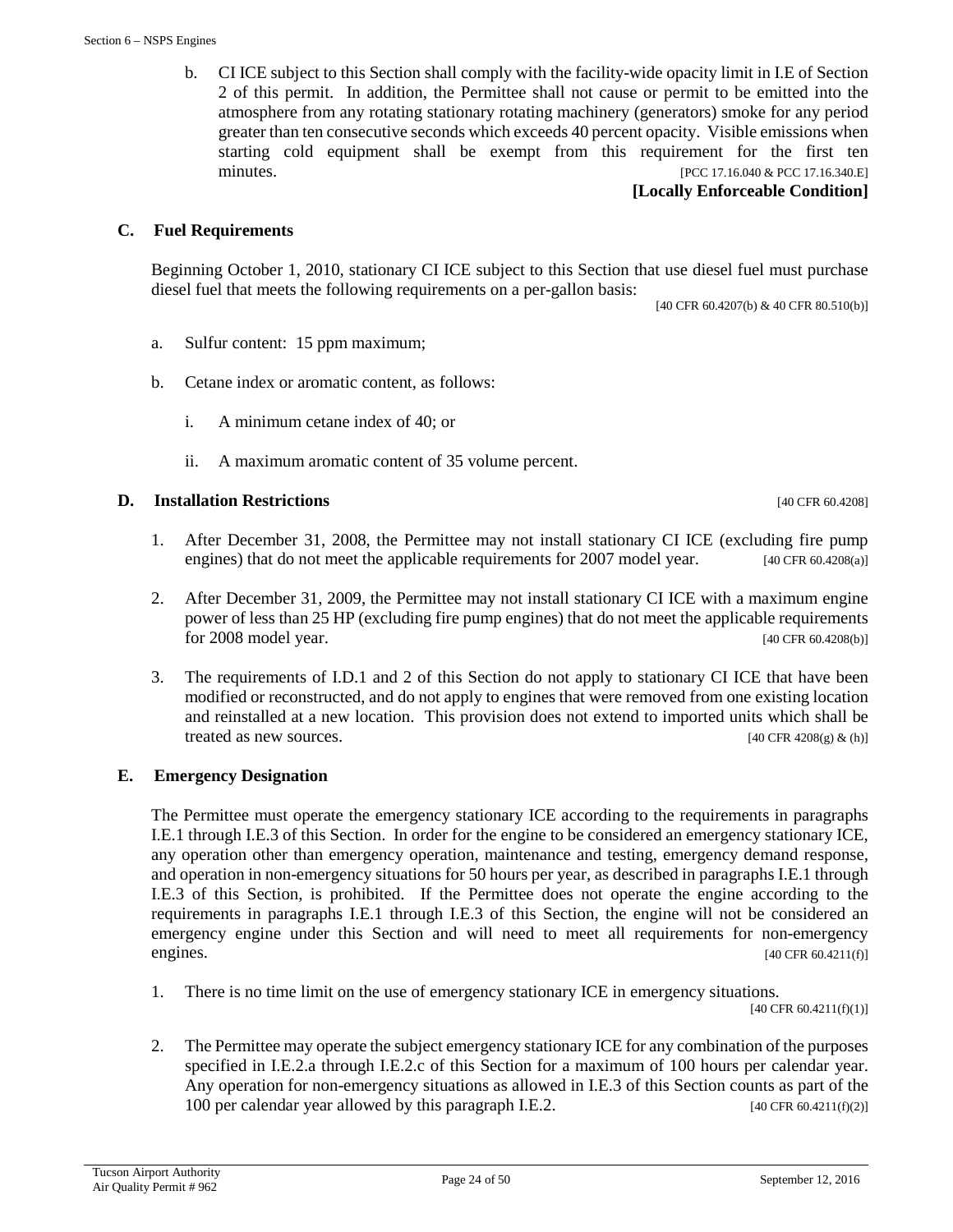b. CI ICE subject to this Section shall comply with the facility-wide opacity limit in I.E of Section 2 of this permit. In addition, the Permittee shall not cause or permit to be emitted into the atmosphere from any rotating stationary rotating machinery (generators) smoke for any period greater than ten consecutive seconds which exceeds 40 percent opacity. Visible emissions when starting cold equipment shall be exempt from this requirement for the first ten minutes. [PCC 17.16.040 & PCC 17.16.340.E]

**[Locally Enforceable Condition]**

### C. Fuel Requirements

Beginning October 1, 2010, stationary CI ICE subject to this Section that use diesel fuel must purchase diesel fuel that meets the following requirements on a per-gallon basis: [40 CFR 60.4207(b) & 40 CFR 80.510(b)]

a. Sulfur content: 15 ppm maximum;

b. Cetane index or aromatic content, as follows:

   i. A minimum cetane index of 40; or

   ii. A maximum aromatic content of 35 volume percent.

### D. Installation Restrictions [40 CFR 60.4208]

1. After December 31, 2008, the Permittee may not install stationary CI ICE (excluding fire pump engines) that do not meet the applicable requirements for 2007 model year. [40 CFR 60.4208(a)]

2. After December 31, 2009, the Permittee may not install stationary CI ICE with a maximum engine power of less than 25 HP (excluding fire pump engines) that do not meet the applicable requirements for 2008 model year. [40 CFR 60.4208(b)]

3. The requirements of I.D.1 and 2 of this Section do not apply to stationary CI ICE that have been modified or reconstructed, and do not apply to engines that were removed from one existing location and reinstalled at a new location. This provision does not extend to imported units which shall be treated as new sources. [40 CFR 4208(g) & (h)]

### E. Emergency Designation

The Permittee must operate the emergency stationary ICE according to the requirements in paragraphs I.E.1 through I.E.3 of this Section. In order for the engine to be considered an emergency stationary ICE, any operation other than emergency operation, maintenance and testing, emergency demand response, and operation in non-emergency situations for 50 hours per year, as described in paragraphs I.E.1 through I.E.3 of this Section, is prohibited. If the Permittee does not operate the engine according to the requirements in paragraphs I.E.1 through I.E.3 of this Section, the engine will not be considered an emergency engine under this Section and will need to meet all requirements for non-emergency engines. [40 CFR 60.4211(f)]

1. There is no time limit on the use of emergency stationary ICE in emergency situations. [40 CFR 60.4211(f)(1)]

2. The Permittee may operate the subject emergency stationary ICE for any combination of the purposes specified in I.E.2.a through I.E.2.c of this Section for a maximum of 100 hours per calendar year. Any operation for non-emergency situations as allowed in I.E.3 of this Section counts as part of the 100 per calendar year allowed by this paragraph I.E.2. [40 CFR 60.4211(f)(2)]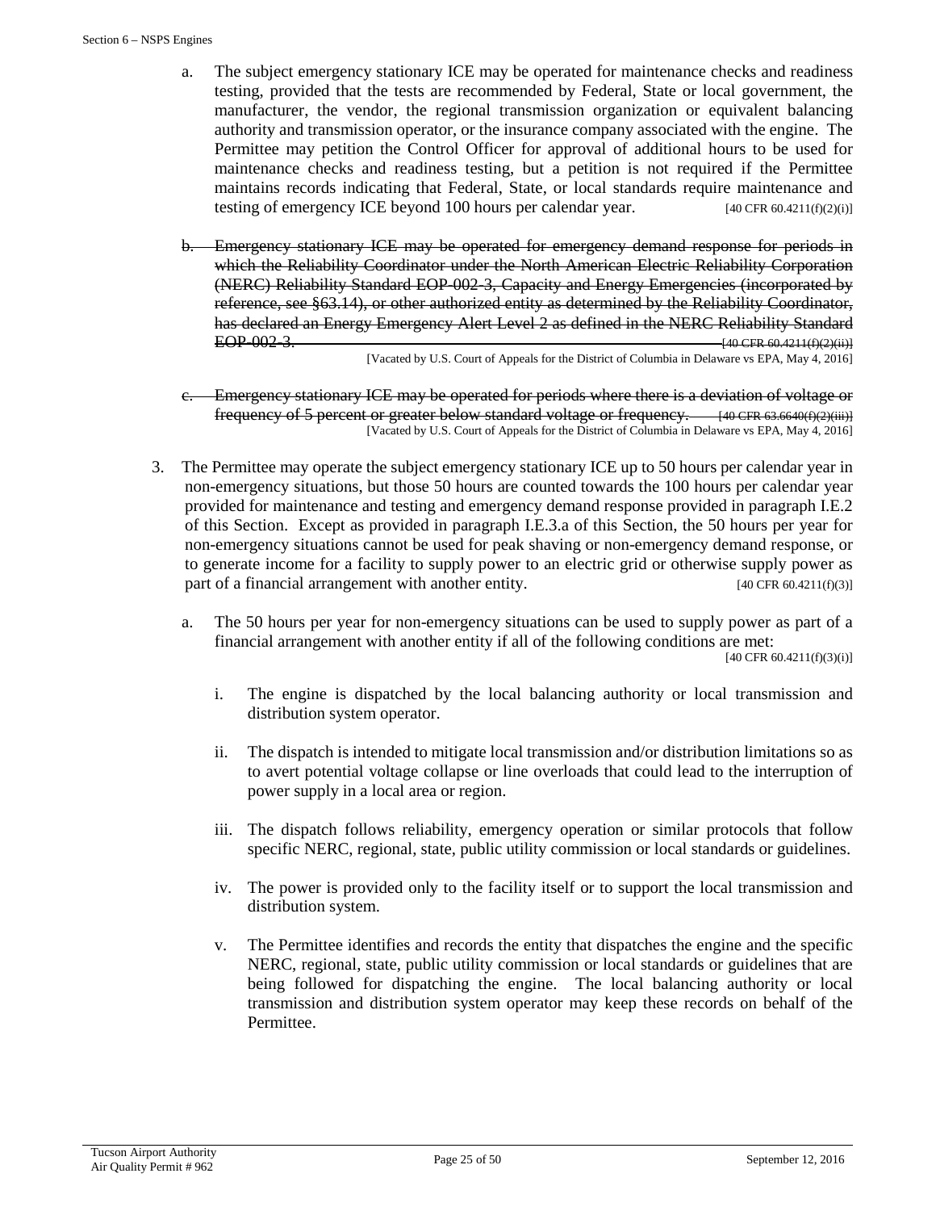a. The subject emergency stationary ICE may be operated for maintenance checks and readiness testing, provided that the tests are recommended by Federal, State or local government, the manufacturer, the vendor, the regional transmission organization or equivalent balancing authority and transmission operator, or the insurance company associated with the engine. The Permittee may petition the Control Officer for approval of additional hours to be used for maintenance checks and readiness testing, but a petition is not required if the Permittee maintains records indicating that Federal, State, or local standards require maintenance and testing of emergency ICE beyond 100 hours per calendar year. [40 CFR 60.4211(f)(2)(i)]

b. ~~Emergency stationary ICE may be operated for emergency demand response for periods in which the Reliability Coordinator under the North American Electric Reliability Corporation (NERC) Reliability Standard EOP-002-3, Capacity and Energy Emergencies (incorporated by reference, see §63.14), or other authorized entity as determined by the Reliability Coordinator, has declared an Energy Emergency Alert Level 2 as defined in the NERC Reliability Standard EOP-002-3. [40 CFR 60.4211(f)(2)(ii)]~~
[Vacated by U.S. Court of Appeals for the District of Columbia in Delaware vs EPA, May 4, 2016]

c. ~~Emergency stationary ICE may be operated for periods where there is a deviation of voltage or frequency of 5 percent or greater below standard voltage or frequency. [40 CFR 63.6640(f)(2)(iii)]~~
[Vacated by U.S. Court of Appeals for the District of Columbia in Delaware vs EPA, May 4, 2016]

3. The Permittee may operate the subject emergency stationary ICE up to 50 hours per calendar year in non-emergency situations, but those 50 hours are counted towards the 100 hours per calendar year provided for maintenance and testing and emergency demand response provided in paragraph I.E.2 of this Section. Except as provided in paragraph I.E.3.a of this Section, the 50 hours per year for non-emergency situations cannot be used for peak shaving or non-emergency demand response, or to generate income for a facility to supply power to an electric grid or otherwise supply power as part of a financial arrangement with another entity. [40 CFR 60.4211(f)(3)]

   a. The 50 hours per year for non-emergency situations can be used to supply power as part of a financial arrangement with another entity if all of the following conditions are met: [40 CFR 60.4211(f)(3)(i)]

      i. The engine is dispatched by the local balancing authority or local transmission and distribution system operator.

      ii. The dispatch is intended to mitigate local transmission and/or distribution limitations so as to avert potential voltage collapse or line overloads that could lead to the interruption of power supply in a local area or region.

      iii. The dispatch follows reliability, emergency operation or similar protocols that follow specific NERC, regional, state, public utility commission or local standards or guidelines.

      iv. The power is provided only to the facility itself or to support the local transmission and distribution system.

      v. The Permittee identifies and records the entity that dispatches the engine and the specific NERC, regional, state, public utility commission or local standards or guidelines that are being followed for dispatching the engine. The local balancing authority or local transmission and distribution system operator may keep these records on behalf of the Permittee.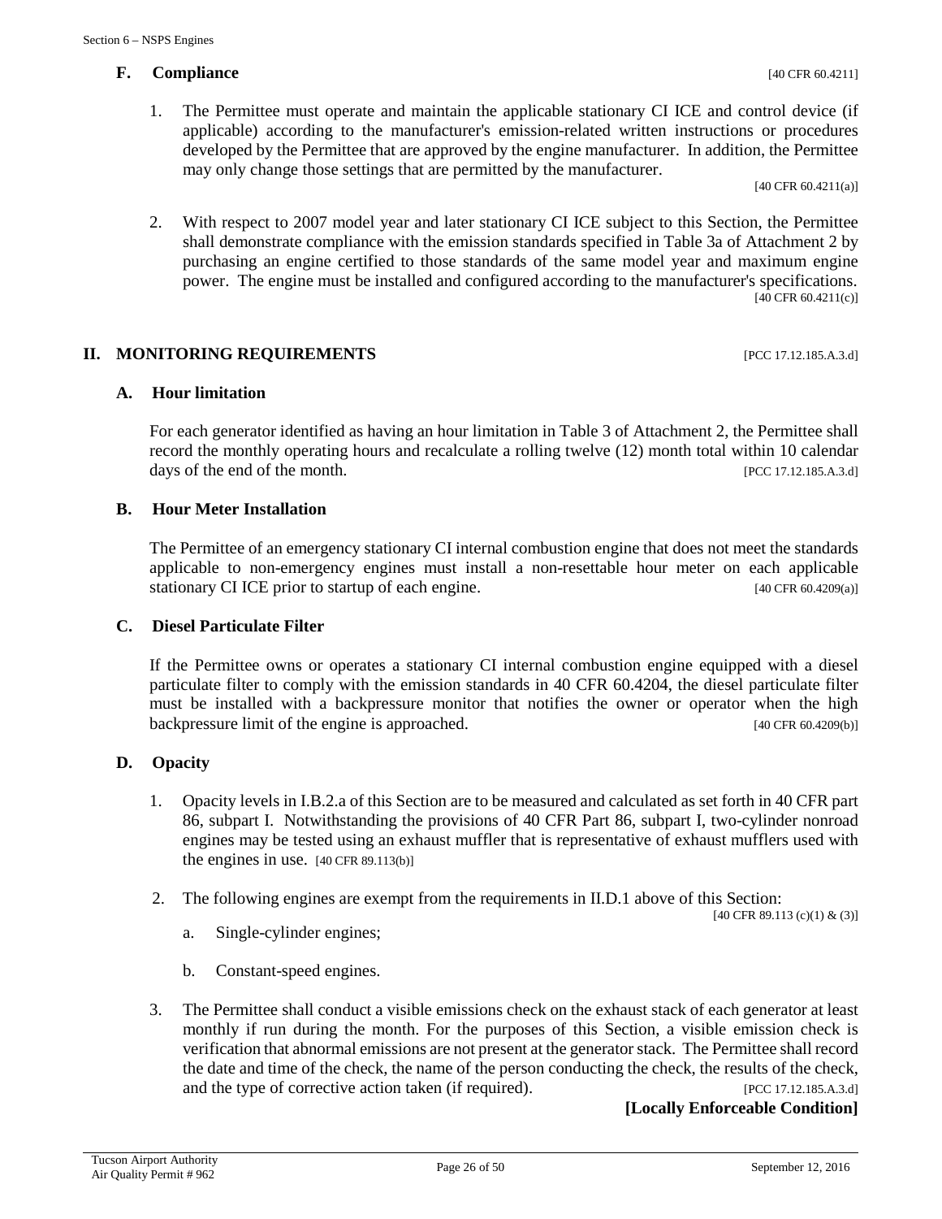### F. Compliance [40 CFR 60.4211]

1. The Permittee must operate and maintain the applicable stationary CI ICE and control device (if applicable) according to the manufacturer's emission-related written instructions or procedures developed by the Permittee that are approved by the engine manufacturer. In addition, the Permittee may only change those settings that are permitted by the manufacturer. [40 CFR 60.4211(a)]

2. With respect to 2007 model year and later stationary CI ICE subject to this Section, the Permittee shall demonstrate compliance with the emission standards specified in Table 3a of Attachment 2 by purchasing an engine certified to those standards of the same model year and maximum engine power. The engine must be installed and configured according to the manufacturer's specifications. [40 CFR 60.4211(c)]

## II. MONITORING REQUIREMENTS [PCC 17.12.185.A.3.d]

### A. Hour limitation

For each generator identified as having an hour limitation in Table 3 of Attachment 2, the Permittee shall record the monthly operating hours and recalculate a rolling twelve (12) month total within 10 calendar days of the end of the month. [PCC 17.12.185.A.3.d]

### B. Hour Meter Installation

The Permittee of an emergency stationary CI internal combustion engine that does not meet the standards applicable to non-emergency engines must install a non-resettable hour meter on each applicable stationary CI ICE prior to startup of each engine. [40 CFR 60.4209(a)]

### C. Diesel Particulate Filter

If the Permittee owns or operates a stationary CI internal combustion engine equipped with a diesel particulate filter to comply with the emission standards in 40 CFR 60.4204, the diesel particulate filter must be installed with a backpressure monitor that notifies the owner or operator when the high backpressure limit of the engine is approached. [40 CFR 60.4209(b)]

### D. Opacity

1. Opacity levels in I.B.2.a of this Section are to be measured and calculated as set forth in 40 CFR part 86, subpart I. Notwithstanding the provisions of 40 CFR Part 86, subpart I, two-cylinder nonroad engines may be tested using an exhaust muffler that is representative of exhaust mufflers used with the engines in use. [40 CFR 89.113(b)]

2. The following engines are exempt from the requirements in II.D.1 above of this Section: [40 CFR 89.113 (c)(1) & (3)]

   a. Single-cylinder engines;

   b. Constant-speed engines.

3. The Permittee shall conduct a visible emissions check on the exhaust stack of each generator at least monthly if run during the month. For the purposes of this Section, a visible emission check is verification that abnormal emissions are not present at the generator stack. The Permittee shall record the date and time of the check, the name of the person conducting the check, the results of the check, and the type of corrective action taken (if required). [PCC 17.12.185.A.3.d]

**[Locally Enforceable Condition]**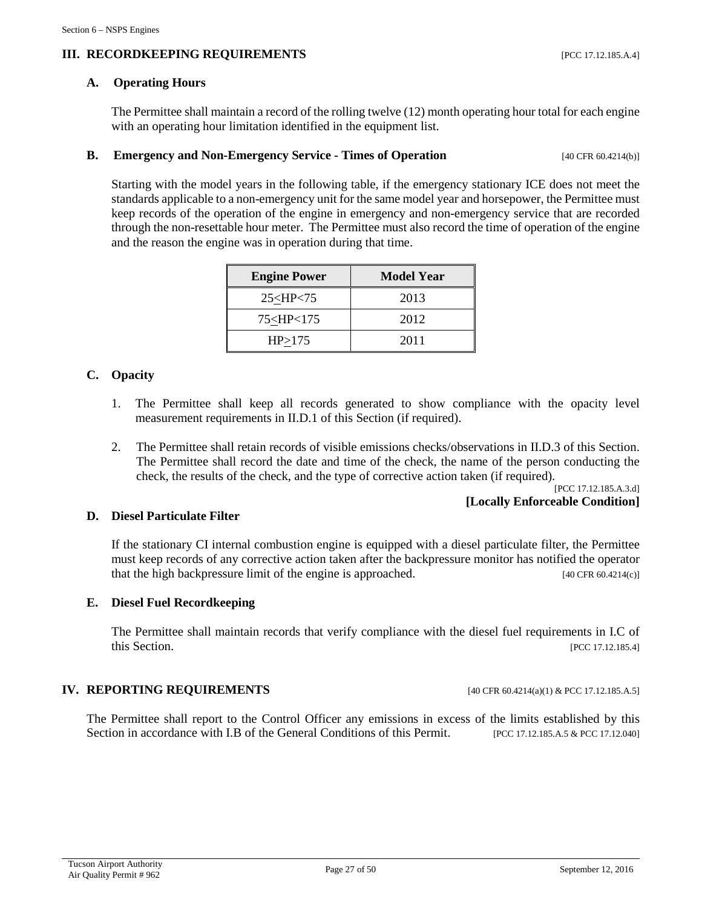## III. RECORDKEEPING REQUIREMENTS [PCC 17.12.185.A.4]

### A. Operating Hours

The Permittee shall maintain a record of the rolling twelve (12) month operating hour total for each engine with an operating hour limitation identified in the equipment list.

### B. Emergency and Non-Emergency Service - Times of Operation [40 CFR 60.4214(b)]

Starting with the model years in the following table, if the emergency stationary ICE does not meet the standards applicable to a non-emergency unit for the same model year and horsepower, the Permittee must keep records of the operation of the engine in emergency and non-emergency service that are recorded through the non-resettable hour meter. The Permittee must also record the time of operation of the engine and the reason the engine was in operation during that time.

| Engine Power | Model Year |
|---|---|
| 25≤HP<75 | 2013 |
| 75≤HP<175 | 2012 |
| HP≥175 | 2011 |

### C. Opacity

1. The Permittee shall keep all records generated to show compliance with the opacity level measurement requirements in II.D.1 of this Section (if required).

2. The Permittee shall retain records of visible emissions checks/observations in II.D.3 of this Section. The Permittee shall record the date and time of the check, the name of the person conducting the check, the results of the check, and the type of corrective action taken (if required).
[PCC 17.12.185.A.3.d]
**[Locally Enforceable Condition]**

### D. Diesel Particulate Filter

If the stationary CI internal combustion engine is equipped with a diesel particulate filter, the Permittee must keep records of any corrective action taken after the backpressure monitor has notified the operator that the high backpressure limit of the engine is approached. [40 CFR 60.4214(c)]

### E. Diesel Fuel Recordkeeping

The Permittee shall maintain records that verify compliance with the diesel fuel requirements in I.C of this Section. [PCC 17.12.185.4]

## IV. REPORTING REQUIREMENTS [40 CFR 60.4214(a)(1) & PCC 17.12.185.A.5]

The Permittee shall report to the Control Officer any emissions in excess of the limits established by this Section in accordance with I.B of the General Conditions of this Permit. [PCC 17.12.185.A.5 & PCC 17.12.040]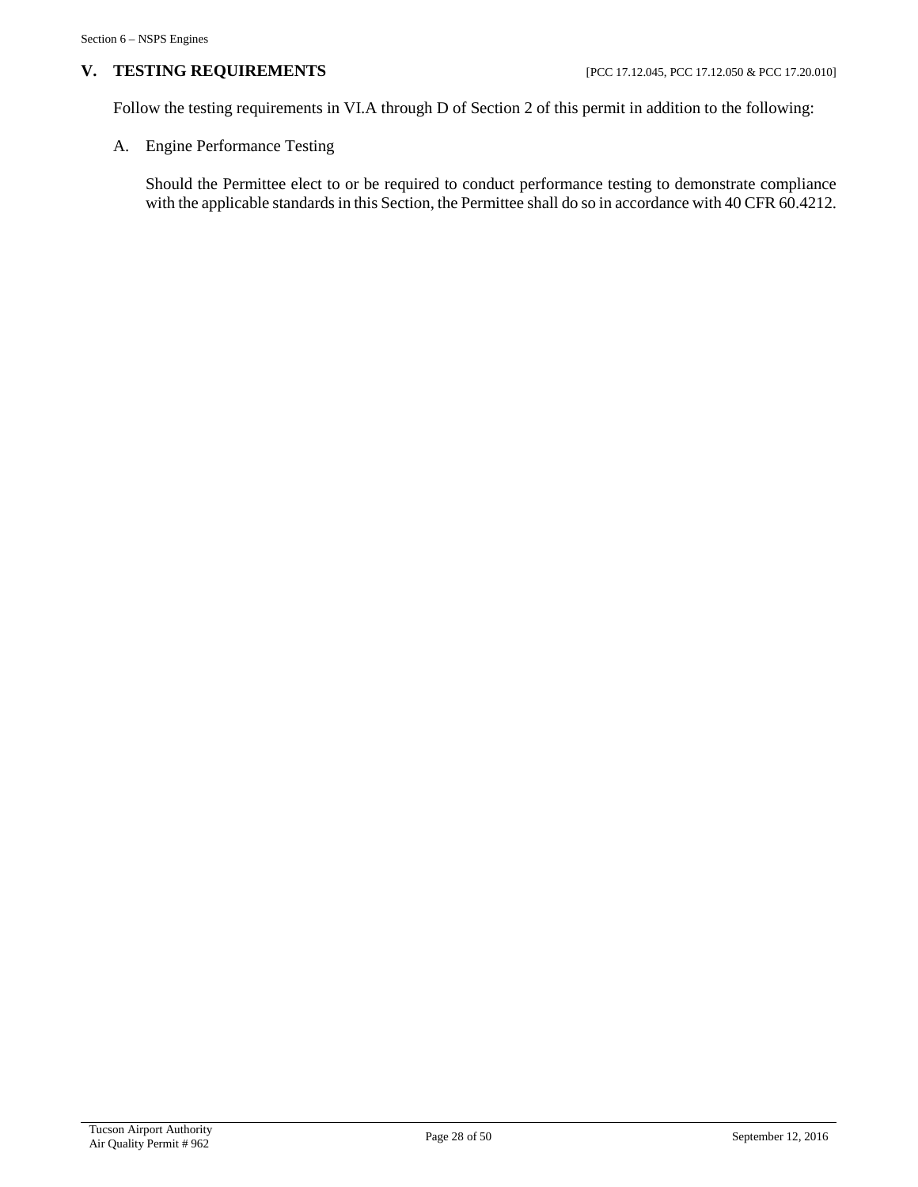## V. TESTING REQUIREMENTS [PCC 17.12.045, PCC 17.12.050 & PCC 17.20.010]

Follow the testing requirements in VI.A through D of Section 2 of this permit in addition to the following:

A. Engine Performance Testing

Should the Permittee elect to or be required to conduct performance testing to demonstrate compliance with the applicable standards in this Section, the Permittee shall do so in accordance with 40 CFR 60.4212.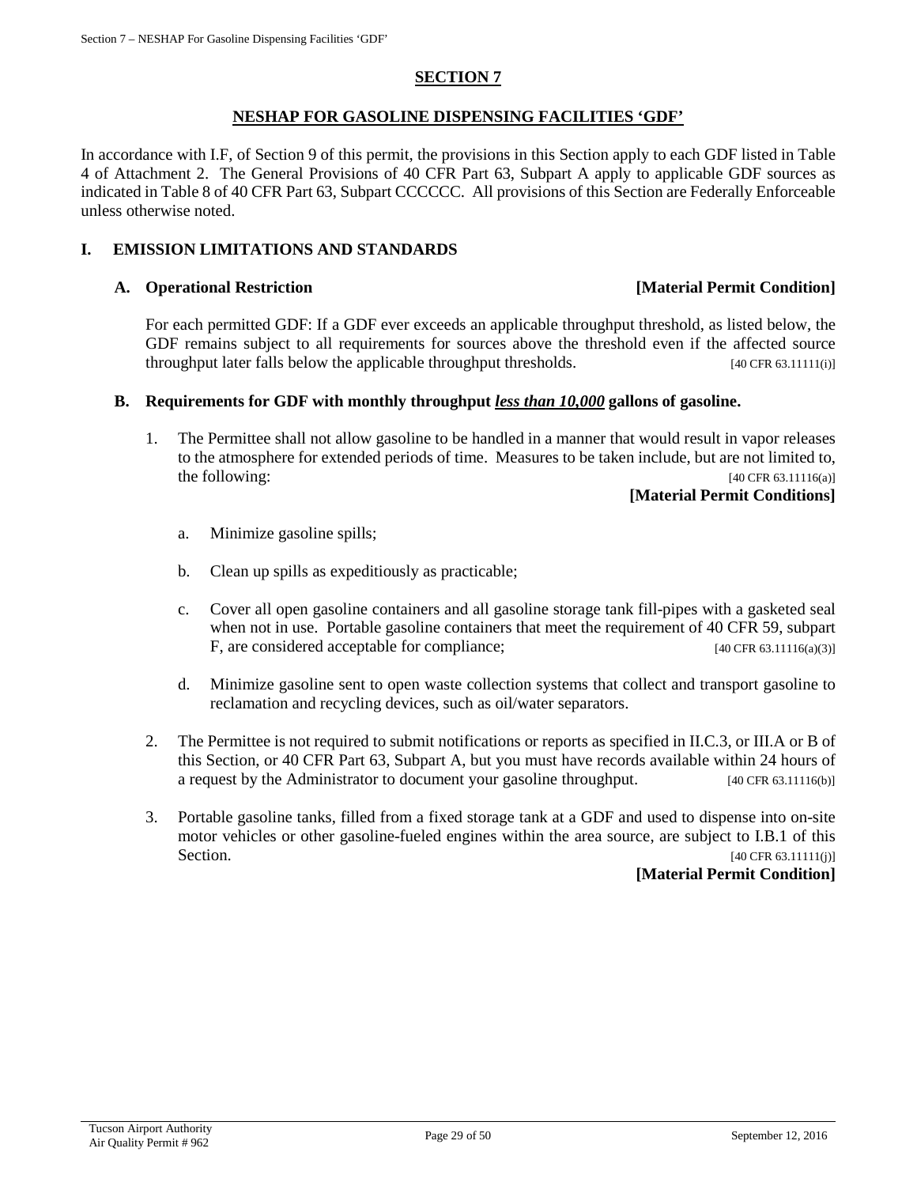## SECTION 7

## NESHAP FOR GASOLINE DISPENSING FACILITIES 'GDF'

In accordance with I.F, of Section 9 of this permit, the provisions in this Section apply to each GDF listed in Table 4 of Attachment 2. The General Provisions of 40 CFR Part 63, Subpart A apply to applicable GDF sources as indicated in Table 8 of 40 CFR Part 63, Subpart CCCCCC. All provisions of this Section are Federally Enforceable unless otherwise noted.

### I. EMISSION LIMITATIONS AND STANDARDS

#### A. Operational Restriction **[Material Permit Condition]**

For each permitted GDF: If a GDF ever exceeds an applicable throughput threshold, as listed below, the GDF remains subject to all requirements for sources above the threshold even if the affected source throughput later falls below the applicable throughput thresholds. [40 CFR 63.11111(i)]

#### B. Requirements for GDF with monthly throughput ***less than 10,000*** gallons of gasoline.

1. The Permittee shall not allow gasoline to be handled in a manner that would result in vapor releases to the atmosphere for extended periods of time. Measures to be taken include, but are not limited to, the following: [40 CFR 63.11116(a)]
   **[Material Permit Conditions]**

   a. Minimize gasoline spills;

   b. Clean up spills as expeditiously as practicable;

   c. Cover all open gasoline containers and all gasoline storage tank fill-pipes with a gasketed seal when not in use. Portable gasoline containers that meet the requirement of 40 CFR 59, subpart F, are considered acceptable for compliance; [40 CFR 63.11116(a)(3)]

   d. Minimize gasoline sent to open waste collection systems that collect and transport gasoline to reclamation and recycling devices, such as oil/water separators.

2. The Permittee is not required to submit notifications or reports as specified in II.C.3, or III.A or B of this Section, or 40 CFR Part 63, Subpart A, but you must have records available within 24 hours of a request by the Administrator to document your gasoline throughput. [40 CFR 63.11116(b)]

3. Portable gasoline tanks, filled from a fixed storage tank at a GDF and used to dispense into on-site motor vehicles or other gasoline-fueled engines within the area source, are subject to I.B.1 of this Section. [40 CFR 63.11111(j)]
   **[Material Permit Condition]**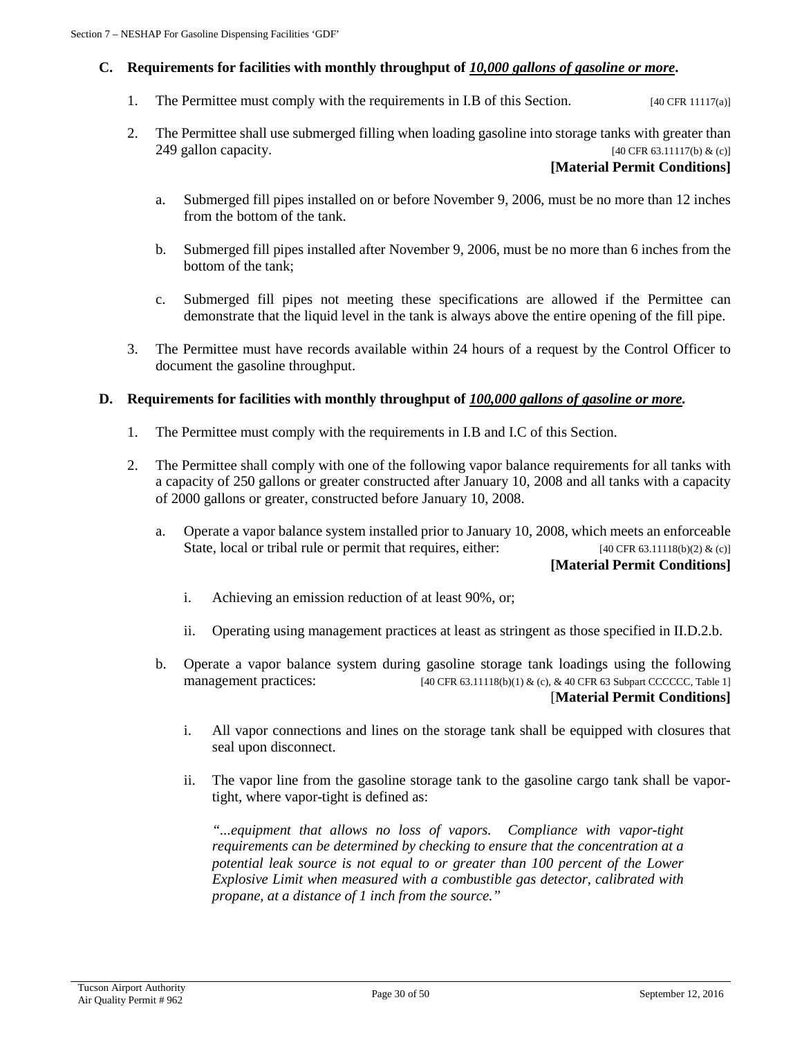### C. Requirements for facilities with monthly throughput of ***10,000 gallons of gasoline or more***.

1. The Permittee must comply with the requirements in I.B of this Section. [40 CFR 11117(a)]

2. The Permittee shall use submerged filling when loading gasoline into storage tanks with greater than 249 gallon capacity. [40 CFR 63.11117(b) & (c)]

   **[Material Permit Conditions]**

   a. Submerged fill pipes installed on or before November 9, 2006, must be no more than 12 inches from the bottom of the tank.

   b. Submerged fill pipes installed after November 9, 2006, must be no more than 6 inches from the bottom of the tank;

   c. Submerged fill pipes not meeting these specifications are allowed if the Permittee can demonstrate that the liquid level in the tank is always above the entire opening of the fill pipe.

3. The Permittee must have records available within 24 hours of a request by the Control Officer to document the gasoline throughput.

### D. Requirements for facilities with monthly throughput of ***100,000 gallons of gasoline or more***.

1. The Permittee must comply with the requirements in I.B and I.C of this Section.

2. The Permittee shall comply with one of the following vapor balance requirements for all tanks with a capacity of 250 gallons or greater constructed after January 10, 2008 and all tanks with a capacity of 2000 gallons or greater, constructed before January 10, 2008.

   a. Operate a vapor balance system installed prior to January 10, 2008, which meets an enforceable State, local or tribal rule or permit that requires, either: [40 CFR 63.11118(b)(2) & (c)]

      **[Material Permit Conditions]**

      i. Achieving an emission reduction of at least 90%, or;

      ii. Operating using management practices at least as stringent as those specified in II.D.2.b.

   b. Operate a vapor balance system during gasoline storage tank loadings using the following management practices: [40 CFR 63.11118(b)(1) & (c), & 40 CFR 63 Subpart CCCCCC, Table 1]

      **[Material Permit Conditions]**

      i. All vapor connections and lines on the storage tank shall be equipped with closures that seal upon disconnect.

      ii. The vapor line from the gasoline storage tank to the gasoline cargo tank shall be vapor-tight, where vapor-tight is defined as:

         *"...equipment that allows no loss of vapors. Compliance with vapor-tight requirements can be determined by checking to ensure that the concentration at a potential leak source is not equal to or greater than 100 percent of the Lower Explosive Limit when measured with a combustible gas detector, calibrated with propane, at a distance of 1 inch from the source."*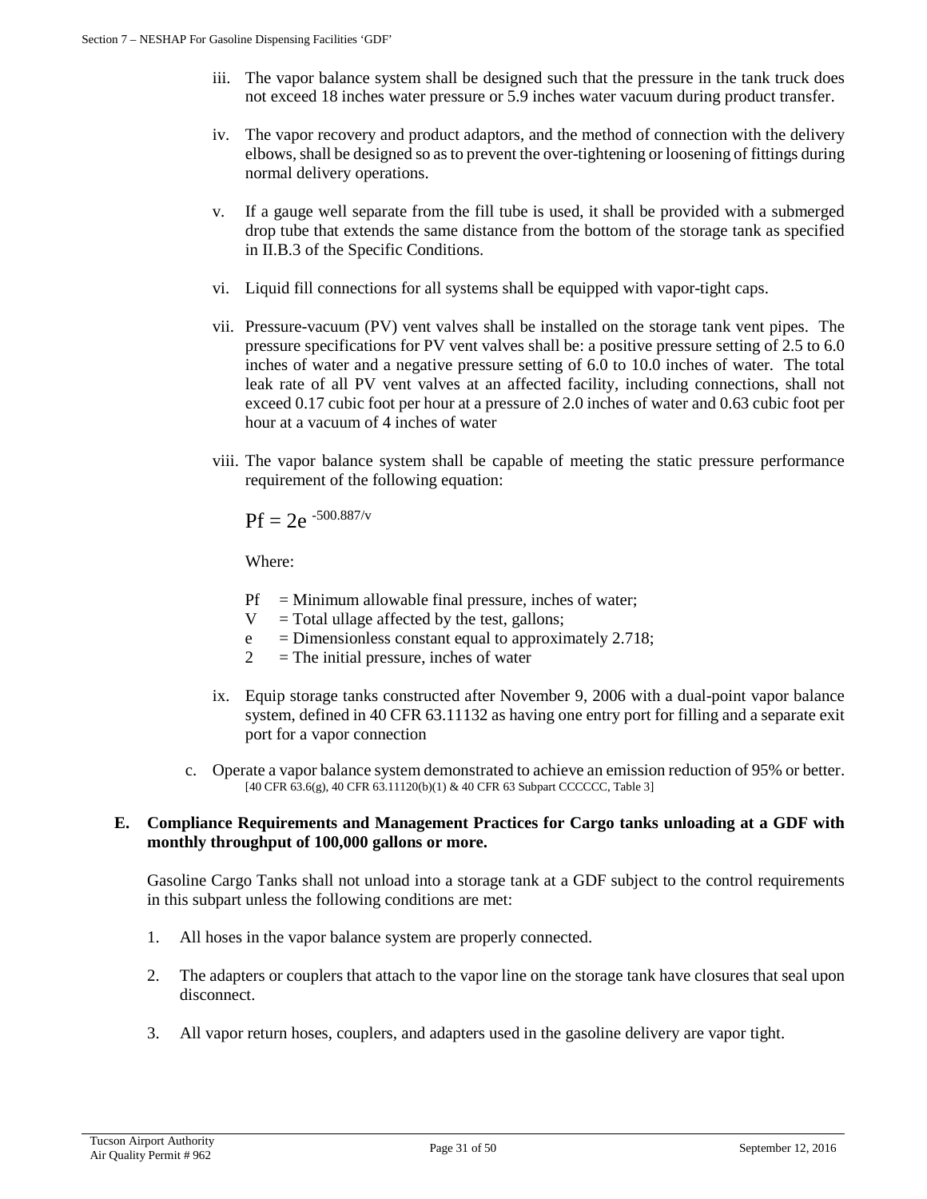iii. The vapor balance system shall be designed such that the pressure in the tank truck does not exceed 18 inches water pressure or 5.9 inches water vacuum during product transfer.

iv. The vapor recovery and product adaptors, and the method of connection with the delivery elbows, shall be designed so as to prevent the over-tightening or loosening of fittings during normal delivery operations.

v. If a gauge well separate from the fill tube is used, it shall be provided with a submerged drop tube that extends the same distance from the bottom of the storage tank as specified in II.B.3 of the Specific Conditions.

vi. Liquid fill connections for all systems shall be equipped with vapor-tight caps.

vii. Pressure-vacuum (PV) vent valves shall be installed on the storage tank vent pipes. The pressure specifications for PV vent valves shall be: a positive pressure setting of 2.5 to 6.0 inches of water and a negative pressure setting of 6.0 to 10.0 inches of water. The total leak rate of all PV vent valves at an affected facility, including connections, shall not exceed 0.17 cubic foot per hour at a pressure of 2.0 inches of water and 0.63 cubic foot per hour at a vacuum of 4 inches of water

viii. The vapor balance system shall be capable of meeting the static pressure performance requirement of the following equation:

$$Pf = 2e^{-500.887/v}$$

Where:

Pf = Minimum allowable final pressure, inches of water;
V = Total ullage affected by the test, gallons;
e = Dimensionless constant equal to approximately 2.718;
2 = The initial pressure, inches of water

ix. Equip storage tanks constructed after November 9, 2006 with a dual-point vapor balance system, defined in 40 CFR 63.11132 as having one entry port for filling and a separate exit port for a vapor connection

c. Operate a vapor balance system demonstrated to achieve an emission reduction of 95% or better. [40 CFR 63.6(g), 40 CFR 63.11120(b)(1) & 40 CFR 63 Subpart CCCCCC, Table 3]

**E. Compliance Requirements and Management Practices for Cargo tanks unloading at a GDF with monthly throughput of 100,000 gallons or more.**

Gasoline Cargo Tanks shall not unload into a storage tank at a GDF subject to the control requirements in this subpart unless the following conditions are met:

1. All hoses in the vapor balance system are properly connected.

2. The adapters or couplers that attach to the vapor line on the storage tank have closures that seal upon disconnect.

3. All vapor return hoses, couplers, and adapters used in the gasoline delivery are vapor tight.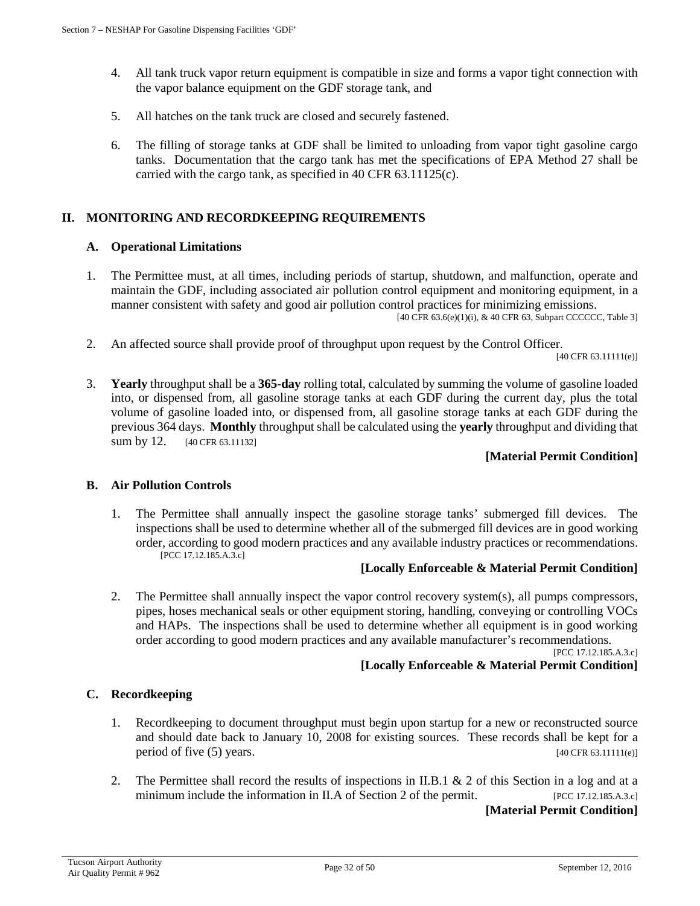4. All tank truck vapor return equipment is compatible in size and forms a vapor tight connection with the vapor balance equipment on the GDF storage tank, and

5. All hatches on the tank truck are closed and securely fastened.

6. The filling of storage tanks at GDF shall be limited to unloading from vapor tight gasoline cargo tanks. Documentation that the cargo tank has met the specifications of EPA Method 27 shall be carried with the cargo tank, as specified in 40 CFR 63.11125(c).

## II. MONITORING AND RECORDKEEPING REQUIREMENTS

### A. Operational Limitations

1. The Permittee must, at all times, including periods of startup, shutdown, and malfunction, operate and maintain the GDF, including associated air pollution control equipment and monitoring equipment, in a manner consistent with safety and good air pollution control practices for minimizing emissions. [40 CFR 63.6(e)(1)(i), & 40 CFR 63, Subpart CCCCCC, Table 3]

2. An affected source shall provide proof of throughput upon request by the Control Officer. [40 CFR 63.11111(e)]

3. **Yearly** throughput shall be a **365-day** rolling total, calculated by summing the volume of gasoline loaded into, or dispensed from, all gasoline storage tanks at each GDF during the current day, plus the total volume of gasoline loaded into, or dispensed from, all gasoline storage tanks at each GDF during the previous 364 days. **Monthly** throughput shall be calculated using the **yearly** throughput and dividing that sum by 12. [40 CFR 63.11132]

**[Material Permit Condition]**

### B. Air Pollution Controls

1. The Permittee shall annually inspect the gasoline storage tanks' submerged fill devices. The inspections shall be used to determine whether all of the submerged fill devices are in good working order, according to good modern practices and any available industry practices or recommendations. [PCC 17.12.185.A.3.c]

**[Locally Enforceable & Material Permit Condition]**

2. The Permittee shall annually inspect the vapor control recovery system(s), all pumps compressors, pipes, hoses mechanical seals or other equipment storing, handling, conveying or controlling VOCs and HAPs. The inspections shall be used to determine whether all equipment is in good working order according to good modern practices and any available manufacturer's recommendations. [PCC 17.12.185.A.3.c]

**[Locally Enforceable & Material Permit Condition]**

### C. Recordkeeping

1. Recordkeeping to document throughput must begin upon startup for a new or reconstructed source and should date back to January 10, 2008 for existing sources. These records shall be kept for a period of five (5) years. [40 CFR 63.11111(e)]

2. The Permittee shall record the results of inspections in II.B.1 & 2 of this Section in a log and at a minimum include the information in II.A of Section 2 of the permit. [PCC 17.12.185.A.3.c]

**[Material Permit Condition]**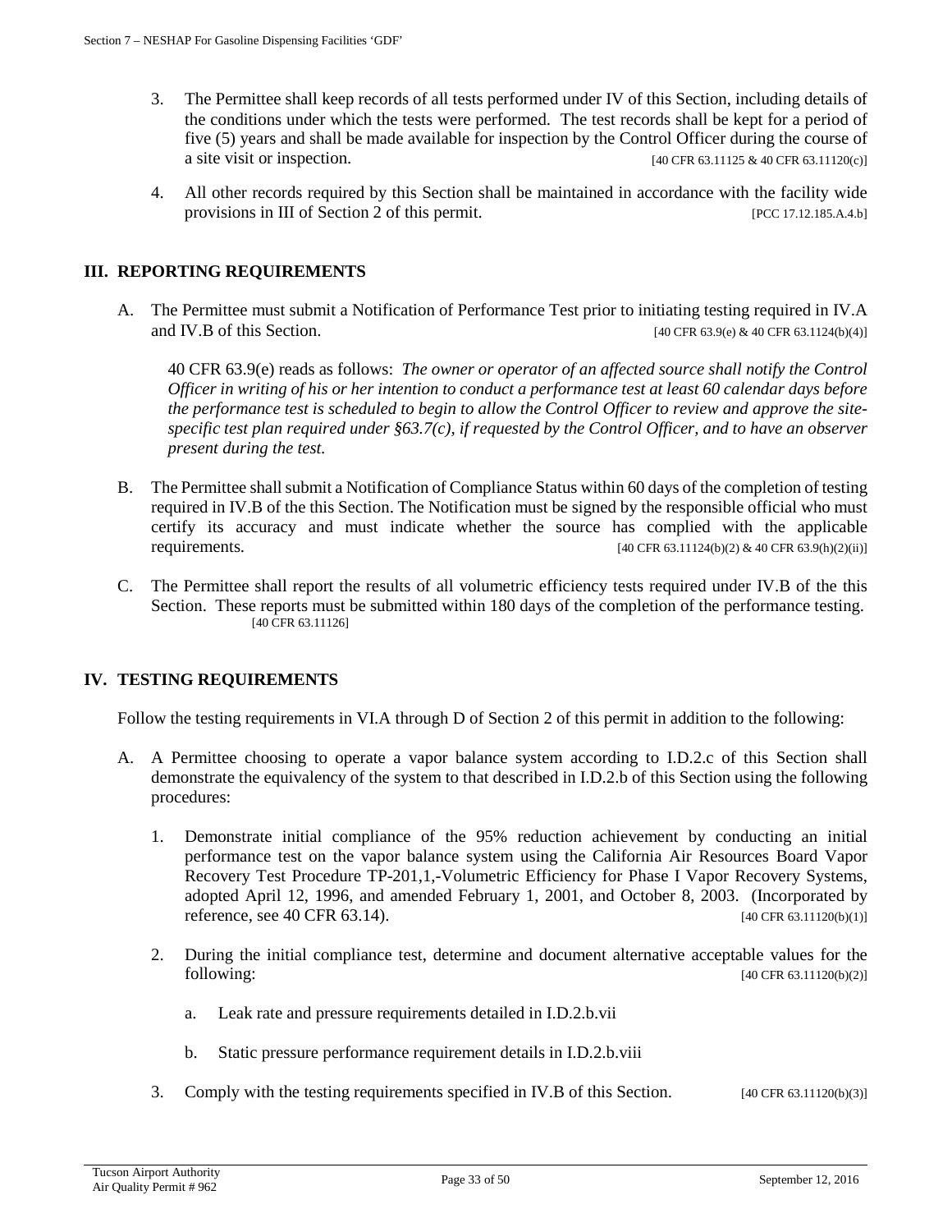3. The Permittee shall keep records of all tests performed under IV of this Section, including details of the conditions under which the tests were performed. The test records shall be kept for a period of five (5) years and shall be made available for inspection by the Control Officer during the course of a site visit or inspection. [40 CFR 63.11125 & 40 CFR 63.11120(c)]

4. All other records required by this Section shall be maintained in accordance with the facility wide provisions in III of Section 2 of this permit. [PCC 17.12.185.A.4.b]

## III. REPORTING REQUIREMENTS

A. The Permittee must submit a Notification of Performance Test prior to initiating testing required in IV.A and IV.B of this Section. [40 CFR 63.9(e) & 40 CFR 63.1124(b)(4)]

   40 CFR 63.9(e) reads as follows: *The owner or operator of an affected source shall notify the Control Officer in writing of his or her intention to conduct a performance test at least 60 calendar days before the performance test is scheduled to begin to allow the Control Officer to review and approve the site-specific test plan required under §63.7(c), if requested by the Control Officer, and to have an observer present during the test.*

B. The Permittee shall submit a Notification of Compliance Status within 60 days of the completion of testing required in IV.B of the this Section. The Notification must be signed by the responsible official who must certify its accuracy and must indicate whether the source has complied with the applicable requirements. [40 CFR 63.11124(b)(2) & 40 CFR 63.9(h)(2)(ii)]

C. The Permittee shall report the results of all volumetric efficiency tests required under IV.B of the this Section. These reports must be submitted within 180 days of the completion of the performance testing. [40 CFR 63.11126]

## IV. TESTING REQUIREMENTS

Follow the testing requirements in VI.A through D of Section 2 of this permit in addition to the following:

A. A Permittee choosing to operate a vapor balance system according to I.D.2.c of this Section shall demonstrate the equivalency of the system to that described in I.D.2.b of this Section using the following procedures:

   1. Demonstrate initial compliance of the 95% reduction achievement by conducting an initial performance test on the vapor balance system using the California Air Resources Board Vapor Recovery Test Procedure TP-201,1,-Volumetric Efficiency for Phase I Vapor Recovery Systems, adopted April 12, 1996, and amended February 1, 2001, and October 8, 2003. (Incorporated by reference, see 40 CFR 63.14). [40 CFR 63.11120(b)(1)]

   2. During the initial compliance test, determine and document alternative acceptable values for the following: [40 CFR 63.11120(b)(2)]

      a. Leak rate and pressure requirements detailed in I.D.2.b.vii

      b. Static pressure performance requirement details in I.D.2.b.viii

   3. Comply with the testing requirements specified in IV.B of this Section. [40 CFR 63.11120(b)(3)]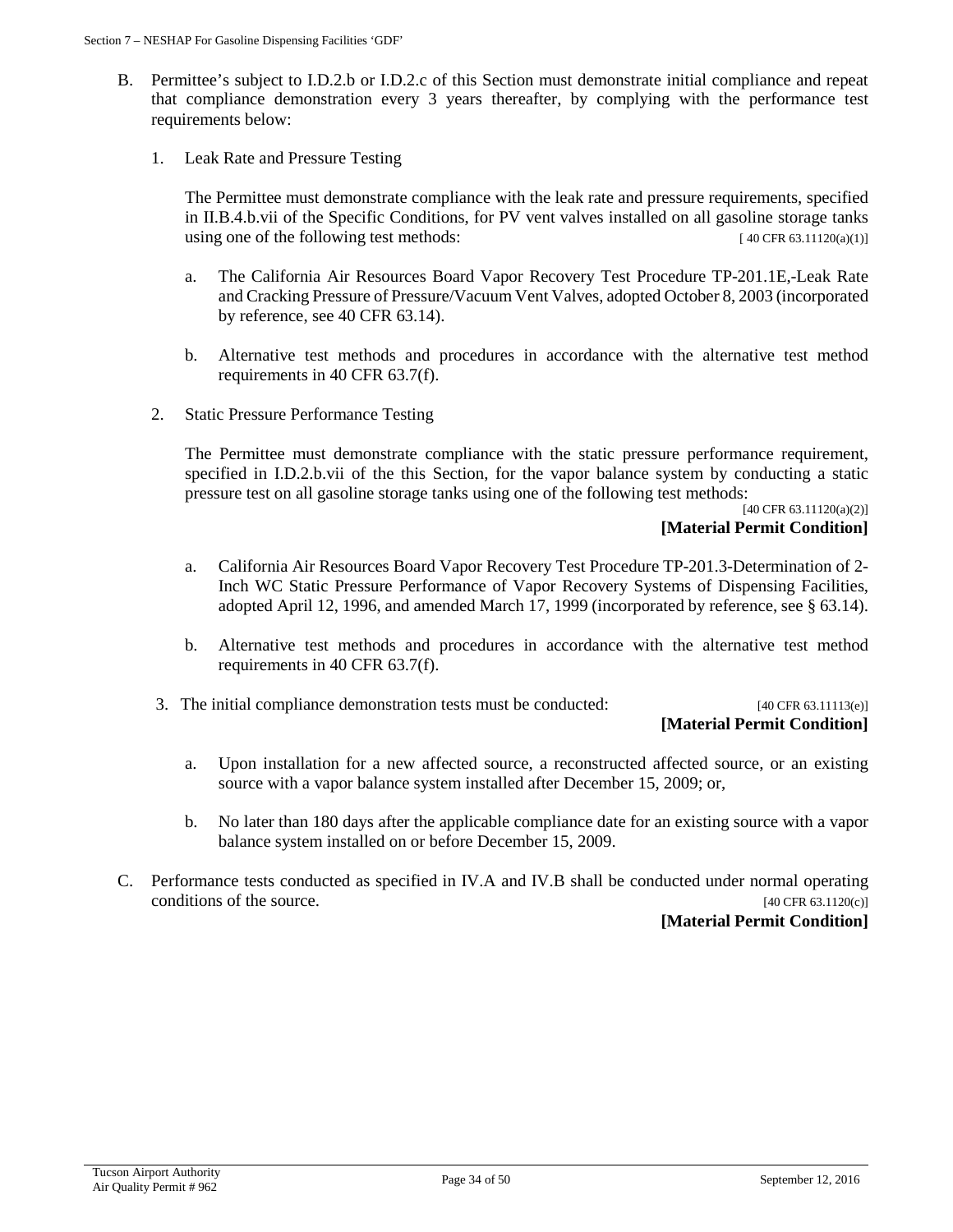B. Permittee's subject to I.D.2.b or I.D.2.c of this Section must demonstrate initial compliance and repeat that compliance demonstration every 3 years thereafter, by complying with the performance test requirements below:

   1. Leak Rate and Pressure Testing

      The Permittee must demonstrate compliance with the leak rate and pressure requirements, specified in II.B.4.b.vii of the Specific Conditions, for PV vent valves installed on all gasoline storage tanks using one of the following test methods: [ 40 CFR 63.11120(a)(1)]

      a. The California Air Resources Board Vapor Recovery Test Procedure TP-201.1E,-Leak Rate and Cracking Pressure of Pressure/Vacuum Vent Valves, adopted October 8, 2003 (incorporated by reference, see 40 CFR 63.14).

      b. Alternative test methods and procedures in accordance with the alternative test method requirements in 40 CFR 63.7(f).

   2. Static Pressure Performance Testing

      The Permittee must demonstrate compliance with the static pressure performance requirement, specified in I.D.2.b.vii of the this Section, for the vapor balance system by conducting a static pressure test on all gasoline storage tanks using one of the following test methods: [40 CFR 63.11120(a)(2)]
      **[Material Permit Condition]**

      a. California Air Resources Board Vapor Recovery Test Procedure TP-201.3-Determination of 2-Inch WC Static Pressure Performance of Vapor Recovery Systems of Dispensing Facilities, adopted April 12, 1996, and amended March 17, 1999 (incorporated by reference, see § 63.14).

      b. Alternative test methods and procedures in accordance with the alternative test method requirements in 40 CFR 63.7(f).

   3. The initial compliance demonstration tests must be conducted: [40 CFR 63.11113(e)]
      **[Material Permit Condition]**

      a. Upon installation for a new affected source, a reconstructed affected source, or an existing source with a vapor balance system installed after December 15, 2009; or,

      b. No later than 180 days after the applicable compliance date for an existing source with a vapor balance system installed on or before December 15, 2009.

C. Performance tests conducted as specified in IV.A and IV.B shall be conducted under normal operating conditions of the source. [40 CFR 63.1120(c)]
   **[Material Permit Condition]**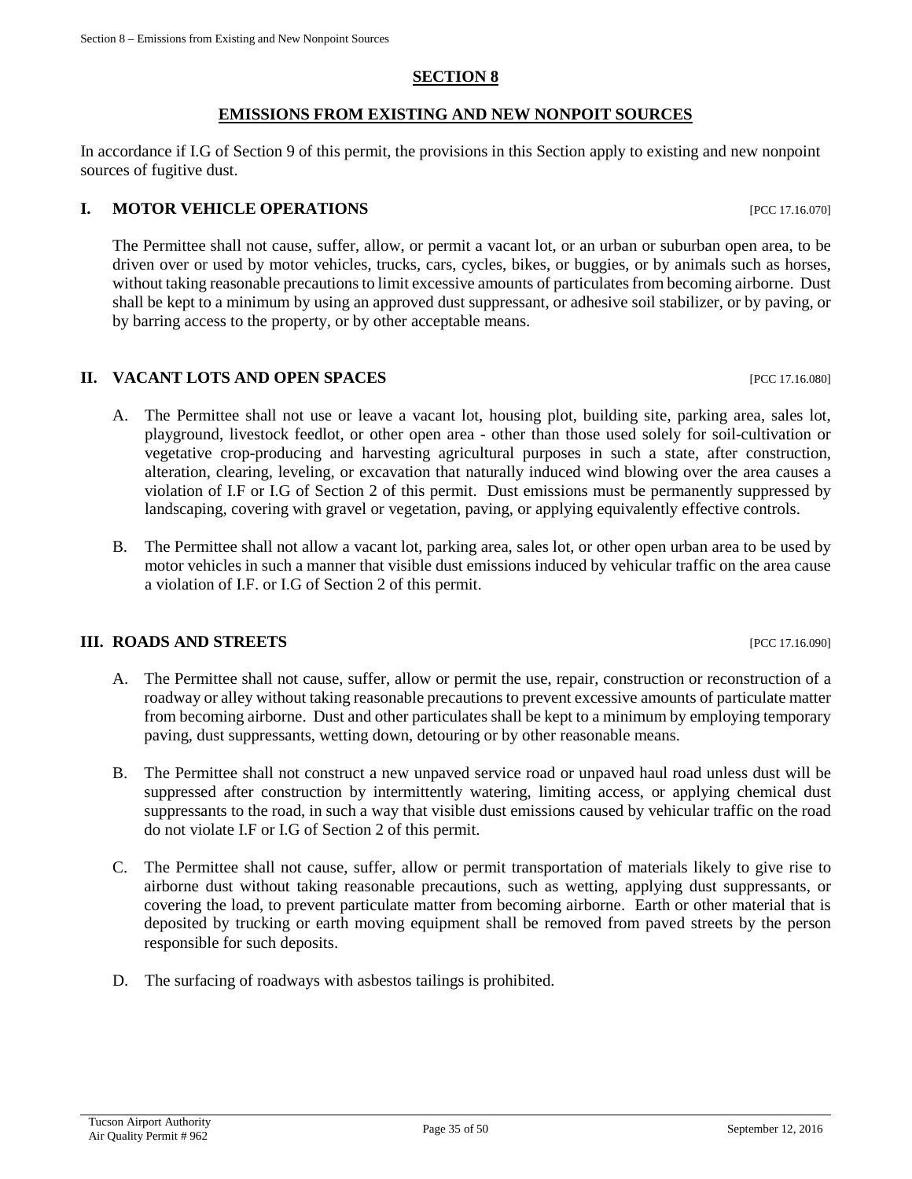# SECTION 8

## EMISSIONS FROM EXISTING AND NEW NONPOIT SOURCES

In accordance if I.G of Section 9 of this permit, the provisions in this Section apply to existing and new nonpoint sources of fugitive dust.

### I. MOTOR VEHICLE OPERATIONS [PCC 17.16.070]

The Permittee shall not cause, suffer, allow, or permit a vacant lot, or an urban or suburban open area, to be driven over or used by motor vehicles, trucks, cars, cycles, bikes, or buggies, or by animals such as horses, without taking reasonable precautions to limit excessive amounts of particulates from becoming airborne. Dust shall be kept to a minimum by using an approved dust suppressant, or adhesive soil stabilizer, or by paving, or by barring access to the property, or by other acceptable means.

### II. VACANT LOTS AND OPEN SPACES [PCC 17.16.080]

A. The Permittee shall not use or leave a vacant lot, housing plot, building site, parking area, sales lot, playground, livestock feedlot, or other open area - other than those used solely for soil-cultivation or vegetative crop-producing and harvesting agricultural purposes in such a state, after construction, alteration, clearing, leveling, or excavation that naturally induced wind blowing over the area causes a violation of I.F or I.G of Section 2 of this permit. Dust emissions must be permanently suppressed by landscaping, covering with gravel or vegetation, paving, or applying equivalently effective controls.

B. The Permittee shall not allow a vacant lot, parking area, sales lot, or other open urban area to be used by motor vehicles in such a manner that visible dust emissions induced by vehicular traffic on the area cause a violation of I.F. or I.G of Section 2 of this permit.

### III. ROADS AND STREETS [PCC 17.16.090]

A. The Permittee shall not cause, suffer, allow or permit the use, repair, construction or reconstruction of a roadway or alley without taking reasonable precautions to prevent excessive amounts of particulate matter from becoming airborne. Dust and other particulates shall be kept to a minimum by employing temporary paving, dust suppressants, wetting down, detouring or by other reasonable means.

B. The Permittee shall not construct a new unpaved service road or unpaved haul road unless dust will be suppressed after construction by intermittently watering, limiting access, or applying chemical dust suppressants to the road, in such a way that visible dust emissions caused by vehicular traffic on the road do not violate I.F or I.G of Section 2 of this permit.

C. The Permittee shall not cause, suffer, allow or permit transportation of materials likely to give rise to airborne dust without taking reasonable precautions, such as wetting, applying dust suppressants, or covering the load, to prevent particulate matter from becoming airborne. Earth or other material that is deposited by trucking or earth moving equipment shall be removed from paved streets by the person responsible for such deposits.

D. The surfacing of roadways with asbestos tailings is prohibited.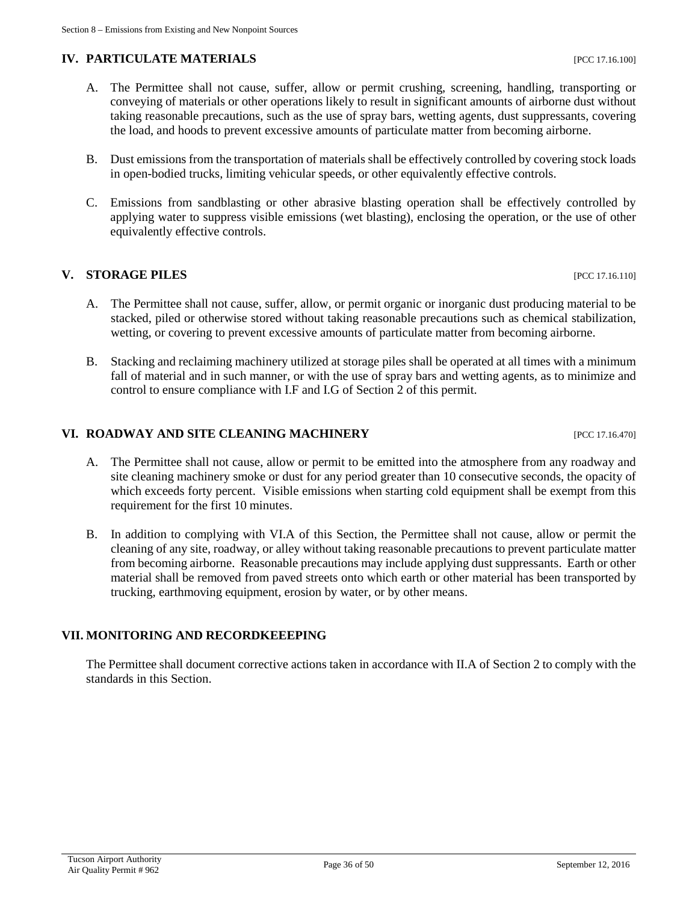## IV. PARTICULATE MATERIALS [PCC 17.16.100]

A. The Permittee shall not cause, suffer, allow or permit crushing, screening, handling, transporting or conveying of materials or other operations likely to result in significant amounts of airborne dust without taking reasonable precautions, such as the use of spray bars, wetting agents, dust suppressants, covering the load, and hoods to prevent excessive amounts of particulate matter from becoming airborne.

B. Dust emissions from the transportation of materials shall be effectively controlled by covering stock loads in open-bodied trucks, limiting vehicular speeds, or other equivalently effective controls.

C. Emissions from sandblasting or other abrasive blasting operation shall be effectively controlled by applying water to suppress visible emissions (wet blasting), enclosing the operation, or the use of other equivalently effective controls.

## V. STORAGE PILES [PCC 17.16.110]

A. The Permittee shall not cause, suffer, allow, or permit organic or inorganic dust producing material to be stacked, piled or otherwise stored without taking reasonable precautions such as chemical stabilization, wetting, or covering to prevent excessive amounts of particulate matter from becoming airborne.

B. Stacking and reclaiming machinery utilized at storage piles shall be operated at all times with a minimum fall of material and in such manner, or with the use of spray bars and wetting agents, as to minimize and control to ensure compliance with I.F and I.G of Section 2 of this permit.

## VI. ROADWAY AND SITE CLEANING MACHINERY [PCC 17.16.470]

A. The Permittee shall not cause, allow or permit to be emitted into the atmosphere from any roadway and site cleaning machinery smoke or dust for any period greater than 10 consecutive seconds, the opacity of which exceeds forty percent. Visible emissions when starting cold equipment shall be exempt from this requirement for the first 10 minutes.

B. In addition to complying with VI.A of this Section, the Permittee shall not cause, allow or permit the cleaning of any site, roadway, or alley without taking reasonable precautions to prevent particulate matter from becoming airborne. Reasonable precautions may include applying dust suppressants. Earth or other material shall be removed from paved streets onto which earth or other material has been transported by trucking, earthmoving equipment, erosion by water, or by other means.

## VII. MONITORING AND RECORDKEEPING

The Permittee shall document corrective actions taken in accordance with II.A of Section 2 to comply with the standards in this Section.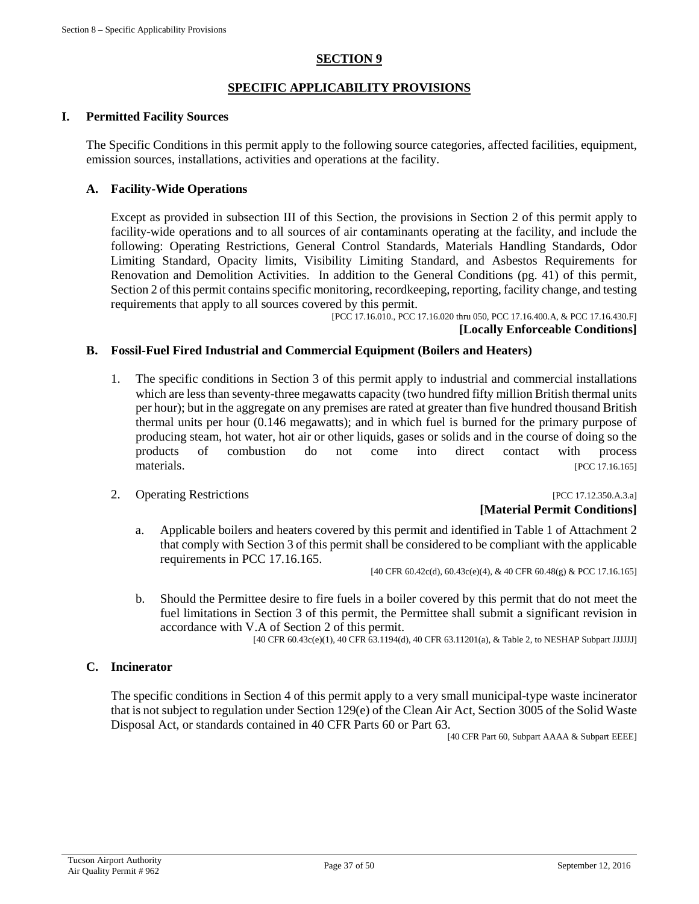## SECTION 9

## SPECIFIC APPLICABILITY PROVISIONS

### I. Permitted Facility Sources

The Specific Conditions in this permit apply to the following source categories, affected facilities, equipment, emission sources, installations, activities and operations at the facility.

#### A. Facility-Wide Operations

Except as provided in subsection III of this Section, the provisions in Section 2 of this permit apply to facility-wide operations and to all sources of air contaminants operating at the facility, and include the following: Operating Restrictions, General Control Standards, Materials Handling Standards, Odor Limiting Standard, Opacity limits, Visibility Limiting Standard, and Asbestos Requirements for Renovation and Demolition Activities. In addition to the General Conditions (pg. 41) of this permit, Section 2 of this permit contains specific monitoring, recordkeeping, reporting, facility change, and testing requirements that apply to all sources covered by this permit.

[PCC 17.16.010., PCC 17.16.020 thru 050, PCC 17.16.400.A, & PCC 17.16.430.F]

**[Locally Enforceable Conditions]**

#### B. Fossil-Fuel Fired Industrial and Commercial Equipment (Boilers and Heaters)

1. The specific conditions in Section 3 of this permit apply to industrial and commercial installations which are less than seventy-three megawatts capacity (two hundred fifty million British thermal units per hour); but in the aggregate on any premises are rated at greater than five hundred thousand British thermal units per hour (0.146 megawatts); and in which fuel is burned for the primary purpose of producing steam, hot water, hot air or other liquids, gases or solids and in the course of doing so the products of combustion do not come into direct contact with process materials. [PCC 17.16.165]

2. Operating Restrictions [PCC 17.12.350.A.3.a]

   **[Material Permit Conditions]**

   a. Applicable boilers and heaters covered by this permit and identified in Table 1 of Attachment 2 that comply with Section 3 of this permit shall be considered to be compliant with the applicable requirements in PCC 17.16.165.

   [40 CFR 60.42c(d), 60.43c(e)(4), & 40 CFR 60.48(g) & PCC 17.16.165]

   b. Should the Permittee desire to fire fuels in a boiler covered by this permit that do not meet the fuel limitations in Section 3 of this permit, the Permittee shall submit a significant revision in accordance with V.A of Section 2 of this permit.

   [40 CFR 60.43c(e)(1), 40 CFR 63.1194(d), 40 CFR 63.11201(a), & Table 2, to NESHAP Subpart JJJJJJ]

#### C. Incinerator

The specific conditions in Section 4 of this permit apply to a very small municipal-type waste incinerator that is not subject to regulation under Section 129(e) of the Clean Air Act, Section 3005 of the Solid Waste Disposal Act, or standards contained in 40 CFR Parts 60 or Part 63.

[40 CFR Part 60, Subpart AAAA & Subpart EEEE]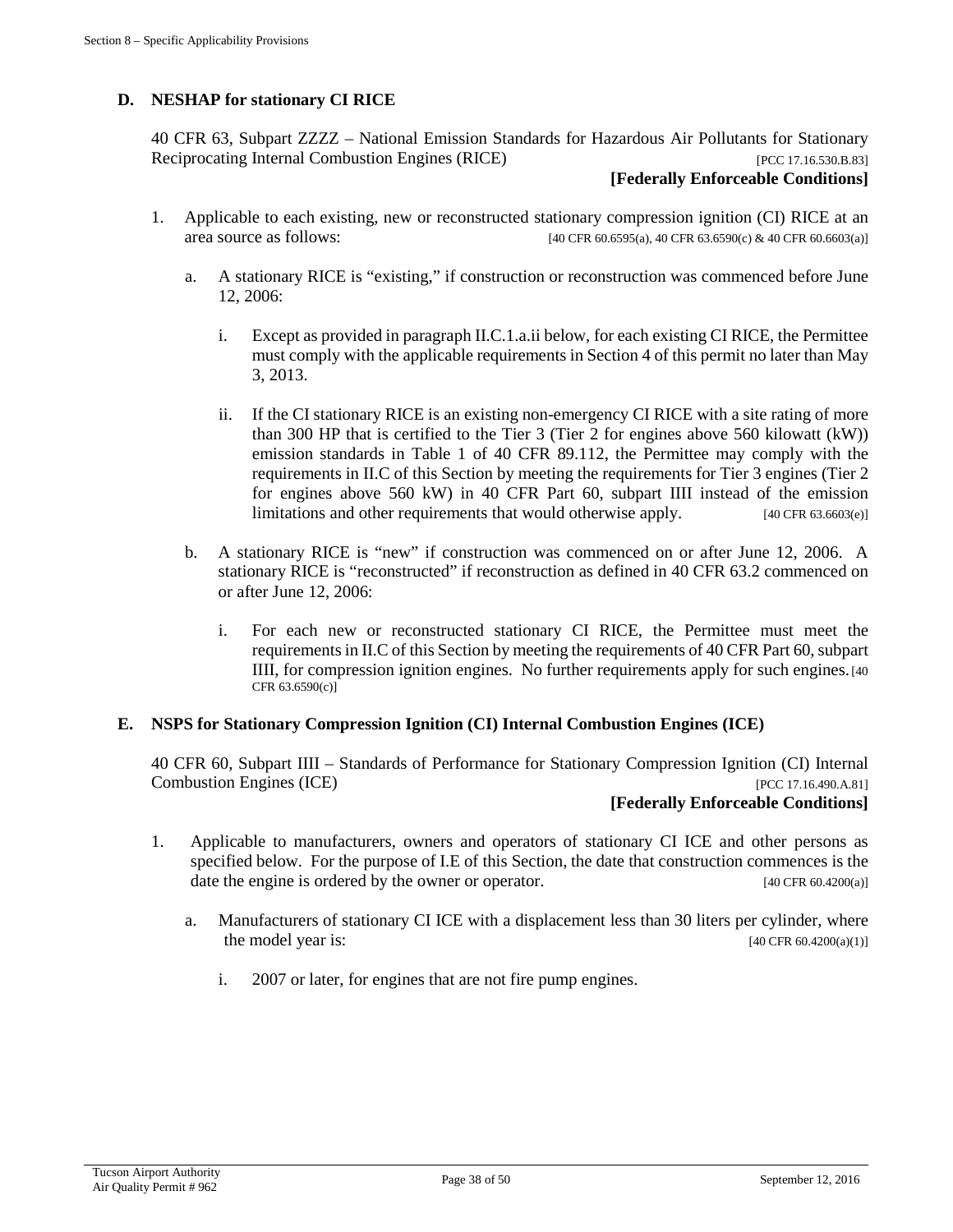### D. NESHAP for stationary CI RICE

40 CFR 63, Subpart ZZZZ – National Emission Standards for Hazardous Air Pollutants for Stationary Reciprocating Internal Combustion Engines (RICE) [PCC 17.16.530.B.83]

**[Federally Enforceable Conditions]**

1. Applicable to each existing, new or reconstructed stationary compression ignition (CI) RICE at an area source as follows: [40 CFR 60.6595(a), 40 CFR 63.6590(c) & 40 CFR 60.6603(a)]

   a. A stationary RICE is "existing," if construction or reconstruction was commenced before June 12, 2006:

      i. Except as provided in paragraph II.C.1.a.ii below, for each existing CI RICE, the Permittee must comply with the applicable requirements in Section 4 of this permit no later than May 3, 2013.

      ii. If the CI stationary RICE is an existing non-emergency CI RICE with a site rating of more than 300 HP that is certified to the Tier 3 (Tier 2 for engines above 560 kilowatt (kW)) emission standards in Table 1 of 40 CFR 89.112, the Permittee may comply with the requirements in II.C of this Section by meeting the requirements for Tier 3 engines (Tier 2 for engines above 560 kW) in 40 CFR Part 60, subpart IIII instead of the emission limitations and other requirements that would otherwise apply. [40 CFR 63.6603(e)]

   b. A stationary RICE is "new" if construction was commenced on or after June 12, 2006. A stationary RICE is "reconstructed" if reconstruction as defined in 40 CFR 63.2 commenced on or after June 12, 2006:

      i. For each new or reconstructed stationary CI RICE, the Permittee must meet the requirements in II.C of this Section by meeting the requirements of 40 CFR Part 60, subpart IIII, for compression ignition engines. No further requirements apply for such engines. [40 CFR 63.6590(c)]

### E. NSPS for Stationary Compression Ignition (CI) Internal Combustion Engines (ICE)

40 CFR 60, Subpart IIII – Standards of Performance for Stationary Compression Ignition (CI) Internal Combustion Engines (ICE) [PCC 17.16.490.A.81]

**[Federally Enforceable Conditions]**

1. Applicable to manufacturers, owners and operators of stationary CI ICE and other persons as specified below. For the purpose of I.E of this Section, the date that construction commences is the date the engine is ordered by the owner or operator. [40 CFR 60.4200(a)]

   a. Manufacturers of stationary CI ICE with a displacement less than 30 liters per cylinder, where the model year is: [40 CFR 60.4200(a)(1)]

      i. 2007 or later, for engines that are not fire pump engines.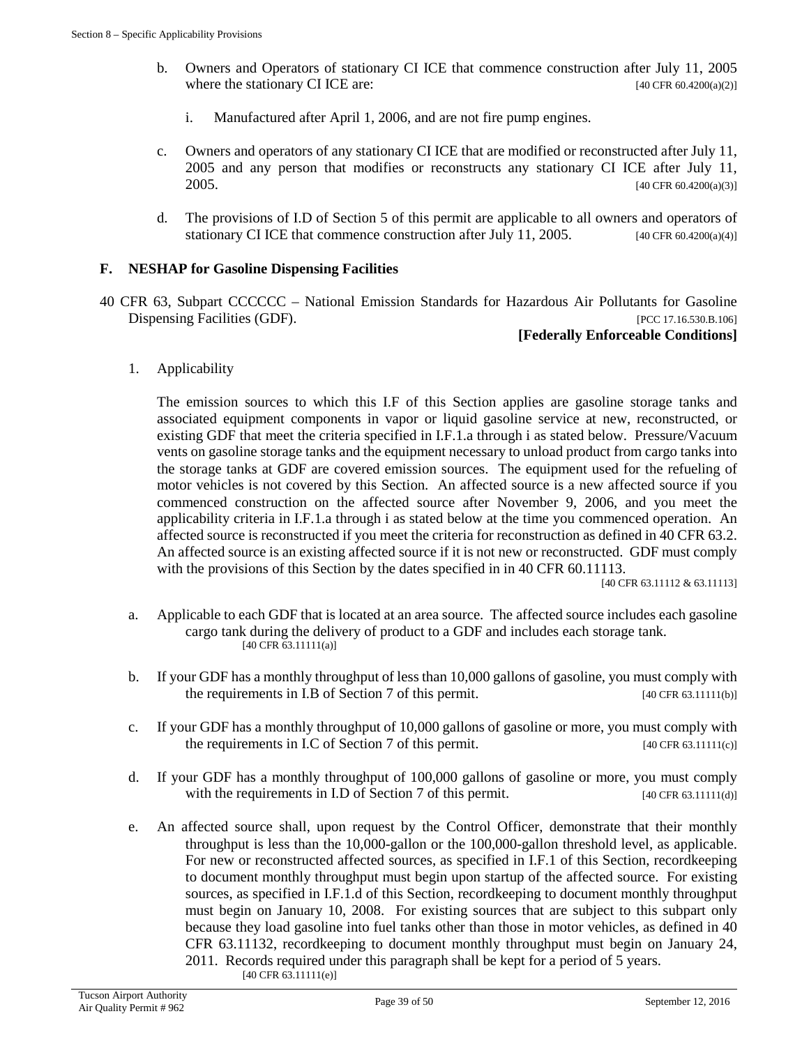b. Owners and Operators of stationary CI ICE that commence construction after July 11, 2005 where the stationary CI ICE are: [40 CFR 60.4200(a)(2)]

   i. Manufactured after April 1, 2006, and are not fire pump engines.

c. Owners and operators of any stationary CI ICE that are modified or reconstructed after July 11, 2005 and any person that modifies or reconstructs any stationary CI ICE after July 11, 2005. [40 CFR 60.4200(a)(3)]

d. The provisions of I.D of Section 5 of this permit are applicable to all owners and operators of stationary CI ICE that commence construction after July 11, 2005. [40 CFR 60.4200(a)(4)]

### F. NESHAP for Gasoline Dispensing Facilities

40 CFR 63, Subpart CCCCCC – National Emission Standards for Hazardous Air Pollutants for Gasoline Dispensing Facilities (GDF). [PCC 17.16.530.B.106]

**[Federally Enforceable Conditions]**

1. Applicability

   The emission sources to which this I.F of this Section applies are gasoline storage tanks and associated equipment components in vapor or liquid gasoline service at new, reconstructed, or existing GDF that meet the criteria specified in I.F.1.a through i as stated below. Pressure/Vacuum vents on gasoline storage tanks and the equipment necessary to unload product from cargo tanks into the storage tanks at GDF are covered emission sources. The equipment used for the refueling of motor vehicles is not covered by this Section. An affected source is a new affected source if you commenced construction on the affected source after November 9, 2006, and you meet the applicability criteria in I.F.1.a through i as stated below at the time you commenced operation. An affected source is reconstructed if you meet the criteria for reconstruction as defined in 40 CFR 63.2. An affected source is an existing affected source if it is not new or reconstructed. GDF must comply with the provisions of this Section by the dates specified in in 40 CFR 60.11113. [40 CFR 63.11112 & 63.11113]

   a. Applicable to each GDF that is located at an area source. The affected source includes each gasoline cargo tank during the delivery of product to a GDF and includes each storage tank. [40 CFR 63.11111(a)]

   b. If your GDF has a monthly throughput of less than 10,000 gallons of gasoline, you must comply with the requirements in I.B of Section 7 of this permit. [40 CFR 63.11111(b)]

   c. If your GDF has a monthly throughput of 10,000 gallons of gasoline or more, you must comply with the requirements in I.C of Section 7 of this permit. [40 CFR 63.11111(c)]

   d. If your GDF has a monthly throughput of 100,000 gallons of gasoline or more, you must comply with the requirements in I.D of Section 7 of this permit. [40 CFR 63.11111(d)]

   e. An affected source shall, upon request by the Control Officer, demonstrate that their monthly throughput is less than the 10,000-gallon or the 100,000-gallon threshold level, as applicable. For new or reconstructed affected sources, as specified in I.F.1 of this Section, recordkeeping to document monthly throughput must begin upon startup of the affected source. For existing sources, as specified in I.F.1.d of this Section, recordkeeping to document monthly throughput must begin on January 10, 2008. For existing sources that are subject to this subpart only because they load gasoline into fuel tanks other than those in motor vehicles, as defined in 40 CFR 63.11132, recordkeeping to document monthly throughput must begin on January 24, 2011. Records required under this paragraph shall be kept for a period of 5 years. [40 CFR 63.11111(e)]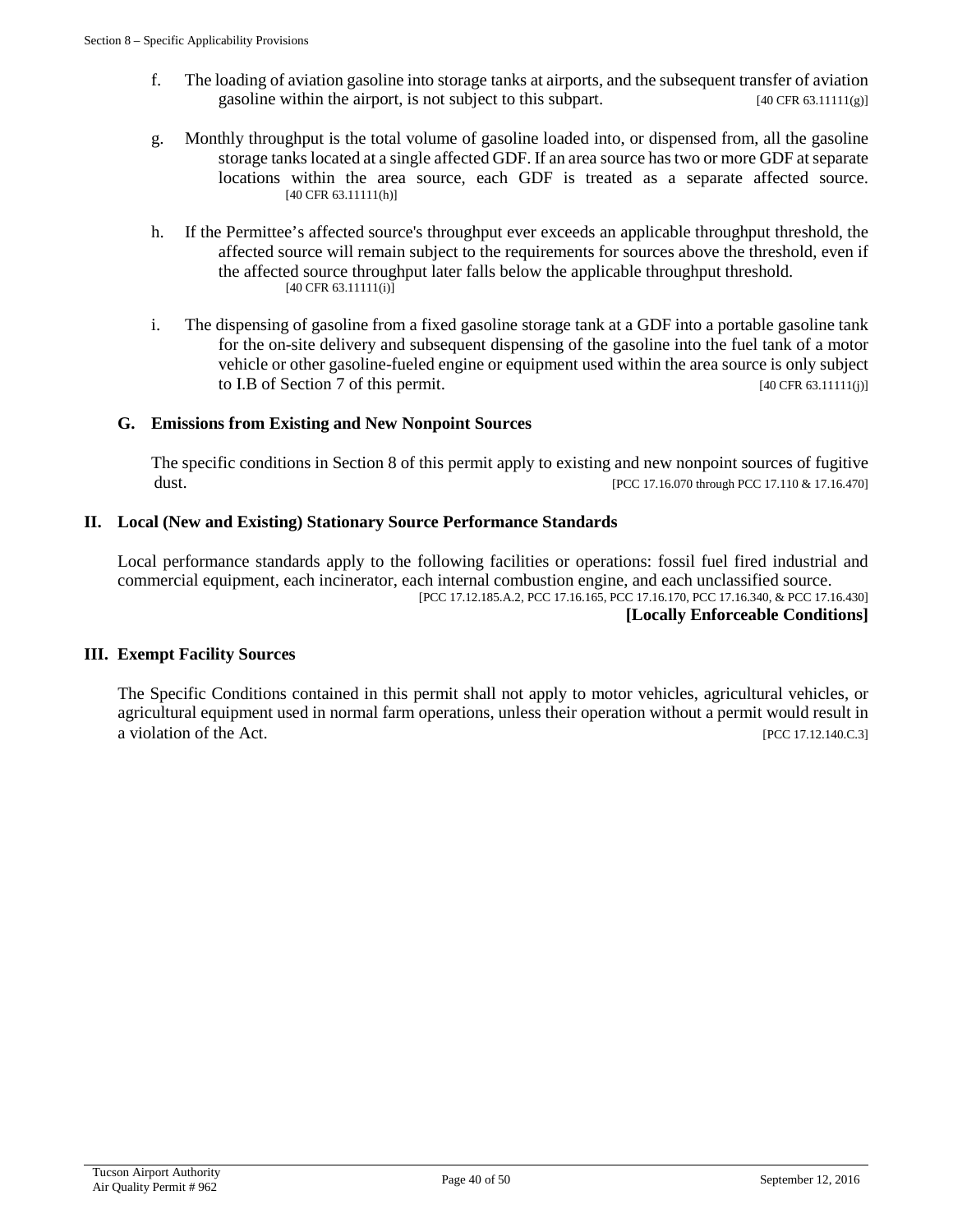f. The loading of aviation gasoline into storage tanks at airports, and the subsequent transfer of aviation gasoline within the airport, is not subject to this subpart. [40 CFR 63.11111(g)]

g. Monthly throughput is the total volume of gasoline loaded into, or dispensed from, all the gasoline storage tanks located at a single affected GDF. If an area source has two or more GDF at separate locations within the area source, each GDF is treated as a separate affected source. [40 CFR 63.11111(h)]

h. If the Permittee's affected source's throughput ever exceeds an applicable throughput threshold, the affected source will remain subject to the requirements for sources above the threshold, even if the affected source throughput later falls below the applicable throughput threshold. [40 CFR 63.11111(i)]

i. The dispensing of gasoline from a fixed gasoline storage tank at a GDF into a portable gasoline tank for the on-site delivery and subsequent dispensing of the gasoline into the fuel tank of a motor vehicle or other gasoline-fueled engine or equipment used within the area source is only subject to I.B of Section 7 of this permit. [40 CFR 63.11111(j)]

### G. Emissions from Existing and New Nonpoint Sources

The specific conditions in Section 8 of this permit apply to existing and new nonpoint sources of fugitive dust. [PCC 17.16.070 through PCC 17.110 & 17.16.470]

## II. Local (New and Existing) Stationary Source Performance Standards

Local performance standards apply to the following facilities or operations: fossil fuel fired industrial and commercial equipment, each incinerator, each internal combustion engine, and each unclassified source. [PCC 17.12.185.A.2, PCC 17.16.165, PCC 17.16.170, PCC 17.16.340, & PCC 17.16.430]

**[Locally Enforceable Conditions]**

## III. Exempt Facility Sources

The Specific Conditions contained in this permit shall not apply to motor vehicles, agricultural vehicles, or agricultural equipment used in normal farm operations, unless their operation without a permit would result in a violation of the Act. [PCC 17.12.140.C.3]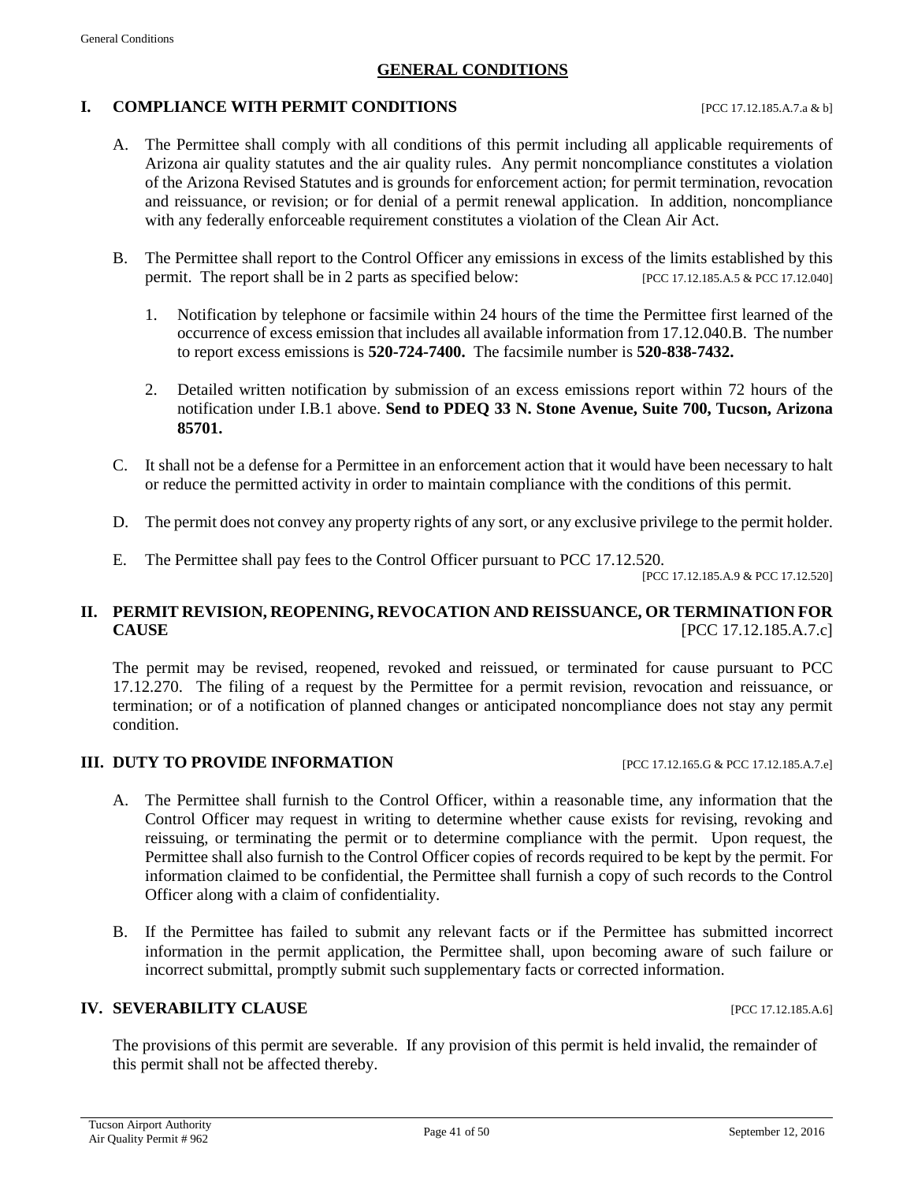# GENERAL CONDITIONS

## I. COMPLIANCE WITH PERMIT CONDITIONS [PCC 17.12.185.A.7.a & b]

A. The Permittee shall comply with all conditions of this permit including all applicable requirements of Arizona air quality statutes and the air quality rules. Any permit noncompliance constitutes a violation of the Arizona Revised Statutes and is grounds for enforcement action; for permit termination, revocation and reissuance, or revision; or for denial of a permit renewal application. In addition, noncompliance with any federally enforceable requirement constitutes a violation of the Clean Air Act.

B. The Permittee shall report to the Control Officer any emissions in excess of the limits established by this permit. The report shall be in 2 parts as specified below: [PCC 17.12.185.A.5 & PCC 17.12.040]

1. Notification by telephone or facsimile within 24 hours of the time the Permittee first learned of the occurrence of excess emission that includes all available information from 17.12.040.B. The number to report excess emissions is **520-724-7400.** The facsimile number is **520-838-7432.**

2. Detailed written notification by submission of an excess emissions report within 72 hours of the notification under I.B.1 above. **Send to PDEQ 33 N. Stone Avenue, Suite 700, Tucson, Arizona 85701.**

C. It shall not be a defense for a Permittee in an enforcement action that it would have been necessary to halt or reduce the permitted activity in order to maintain compliance with the conditions of this permit.

D. The permit does not convey any property rights of any sort, or any exclusive privilege to the permit holder.

E. The Permittee shall pay fees to the Control Officer pursuant to PCC 17.12.520.
[PCC 17.12.185.A.9 & PCC 17.12.520]

## II. PERMIT REVISION, REOPENING, REVOCATION AND REISSUANCE, OR TERMINATION FOR CAUSE [PCC 17.12.185.A.7.c]

The permit may be revised, reopened, revoked and reissued, or terminated for cause pursuant to PCC 17.12.270. The filing of a request by the Permittee for a permit revision, revocation and reissuance, or termination; or of a notification of planned changes or anticipated noncompliance does not stay any permit condition.

## III. DUTY TO PROVIDE INFORMATION [PCC 17.12.165.G & PCC 17.12.185.A.7.e]

A. The Permittee shall furnish to the Control Officer, within a reasonable time, any information that the Control Officer may request in writing to determine whether cause exists for revising, revoking and reissuing, or terminating the permit or to determine compliance with the permit. Upon request, the Permittee shall also furnish to the Control Officer copies of records required to be kept by the permit. For information claimed to be confidential, the Permittee shall furnish a copy of such records to the Control Officer along with a claim of confidentiality.

B. If the Permittee has failed to submit any relevant facts or if the Permittee has submitted incorrect information in the permit application, the Permittee shall, upon becoming aware of such failure or incorrect submittal, promptly submit such supplementary facts or corrected information.

## IV. SEVERABILITY CLAUSE [PCC 17.12.185.A.6]

The provisions of this permit are severable. If any provision of this permit is held invalid, the remainder of this permit shall not be affected thereby.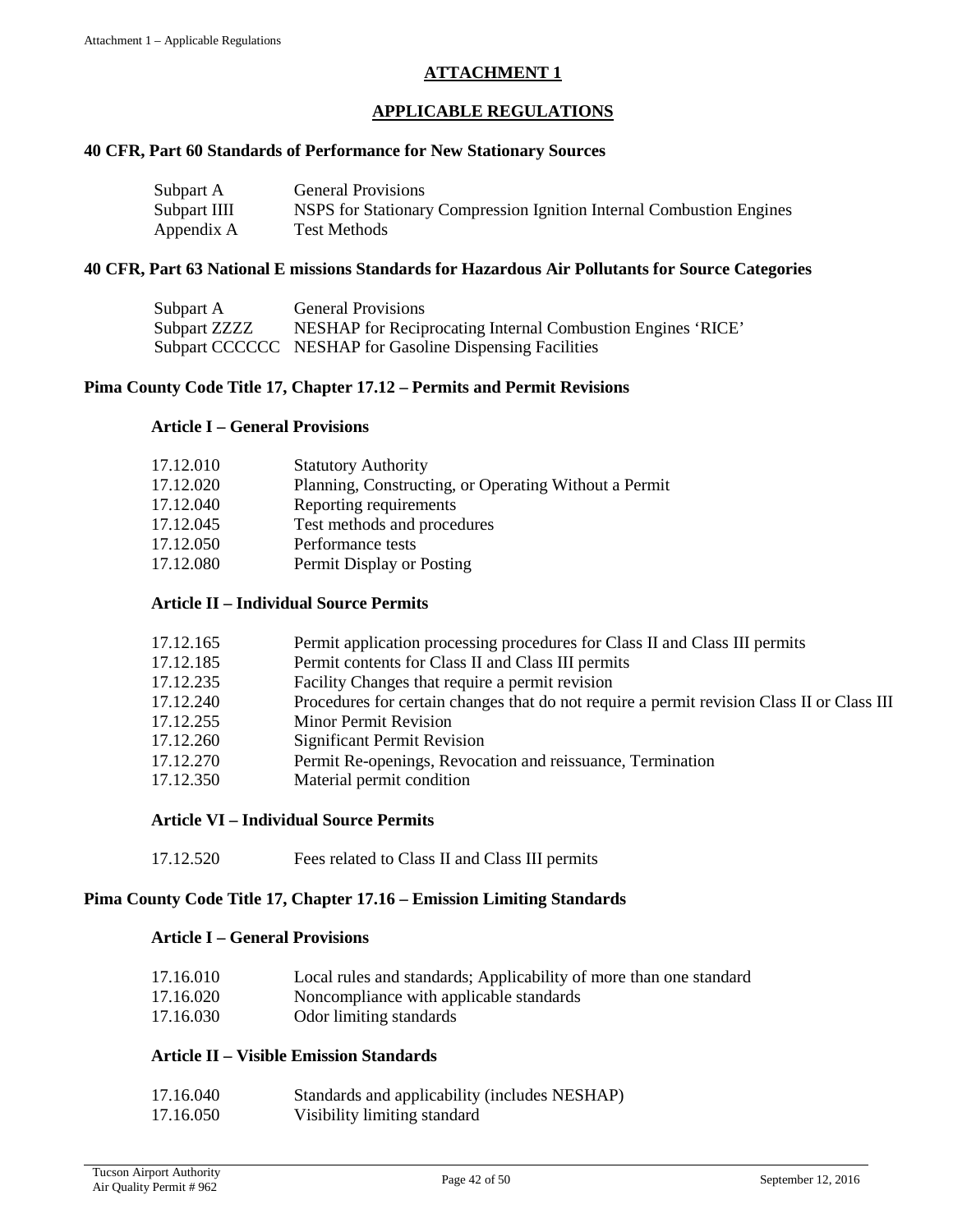## ATTACHMENT 1

## APPLICABLE REGULATIONS

### 40 CFR, Part 60 Standards of Performance for New Stationary Sources

| | |
|---|---|
| Subpart A | General Provisions |
| Subpart IIII | NSPS for Stationary Compression Ignition Internal Combustion Engines |
| Appendix A | Test Methods |

### 40 CFR, Part 63 National E missions Standards for Hazardous Air Pollutants for Source Categories

| | |
|---|---|
| Subpart A | General Provisions |
| Subpart ZZZZ | NESHAP for Reciprocating Internal Combustion Engines 'RICE' |
| Subpart CCCCCC | NESHAP for Gasoline Dispensing Facilities |

### Pima County Code Title 17, Chapter 17.12 – Permits and Permit Revisions

#### Article I – General Provisions

| | |
|---|---|
| 17.12.010 | Statutory Authority |
| 17.12.020 | Planning, Constructing, or Operating Without a Permit |
| 17.12.040 | Reporting requirements |
| 17.12.045 | Test methods and procedures |
| 17.12.050 | Performance tests |
| 17.12.080 | Permit Display or Posting |

#### Article II – Individual Source Permits

| | |
|---|---|
| 17.12.165 | Permit application processing procedures for Class II and Class III permits |
| 17.12.185 | Permit contents for Class II and Class III permits |
| 17.12.235 | Facility Changes that require a permit revision |
| 17.12.240 | Procedures for certain changes that do not require a permit revision Class II or Class III |
| 17.12.255 | Minor Permit Revision |
| 17.12.260 | Significant Permit Revision |
| 17.12.270 | Permit Re-openings, Revocation and reissuance, Termination |
| 17.12.350 | Material permit condition |

#### Article VI – Individual Source Permits

| | |
|---|---|
| 17.12.520 | Fees related to Class II and Class III permits |

### Pima County Code Title 17, Chapter 17.16 – Emission Limiting Standards

#### Article I – General Provisions

| | |
|---|---|
| 17.16.010 | Local rules and standards; Applicability of more than one standard |
| 17.16.020 | Noncompliance with applicable standards |
| 17.16.030 | Odor limiting standards |

#### Article II – Visible Emission Standards

| | |
|---|---|
| 17.16.040 | Standards and applicability (includes NESHAP) |
| 17.16.050 | Visibility limiting standard |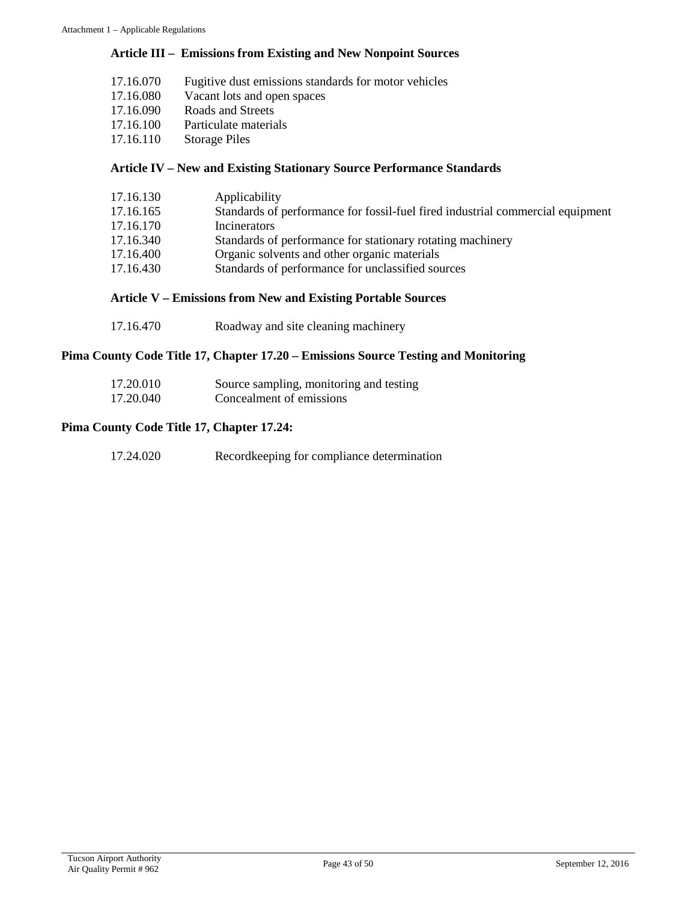### Article III – Emissions from Existing and New Nonpoint Sources

| | |
|---|---|
| 17.16.070 | Fugitive dust emissions standards for motor vehicles |
| 17.16.080 | Vacant lots and open spaces |
| 17.16.090 | Roads and Streets |
| 17.16.100 | Particulate materials |
| 17.16.110 | Storage Piles |

### Article IV – New and Existing Stationary Source Performance Standards

| | |
|---|---|
| 17.16.130 | Applicability |
| 17.16.165 | Standards of performance for fossil-fuel fired industrial commercial equipment |
| 17.16.170 | Incinerators |
| 17.16.340 | Standards of performance for stationary rotating machinery |
| 17.16.400 | Organic solvents and other organic materials |
| 17.16.430 | Standards of performance for unclassified sources |

### Article V – Emissions from New and Existing Portable Sources

| | |
|---|---|
| 17.16.470 | Roadway and site cleaning machinery |

## Pima County Code Title 17, Chapter 17.20 – Emissions Source Testing and Monitoring

| | |
|---|---|
| 17.20.010 | Source sampling, monitoring and testing |
| 17.20.040 | Concealment of emissions |

## Pima County Code Title 17, Chapter 17.24:

| | |
|---|---|
| 17.24.020 | Recordkeeping for compliance determination |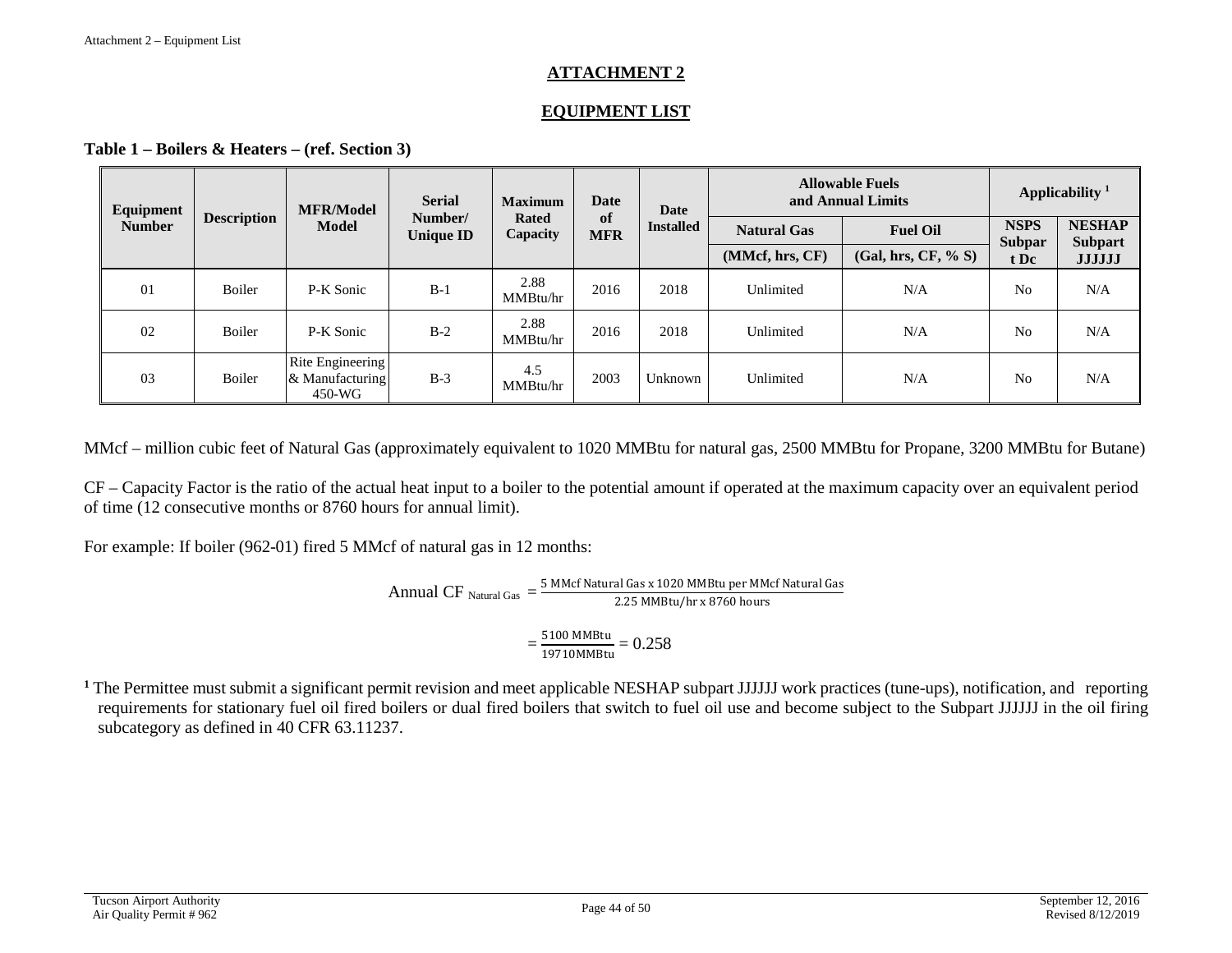# ATTACHMENT 2

## EQUIPMENT LIST

**Table 1 – Boilers & Heaters – (ref. Section 3)**

| Equipment Number | Description | MFR/Model Model | Serial Number/ Unique ID | Maximum Rated Capacity | Date of MFR | Date Installed | Allowable Fuels and Annual Limits | | Applicability [1] | |
|---|---|---|---|---|---|---|---|---|---|---|
| | | | | | | | Natural Gas | Fuel Oil | NSPS Subpart Dc | NESHAP Subpart JJJJJJ |
| | | | | | | | (MMcf, hrs, CF) | (Gal, hrs, CF, % S) | | |
| 01 | Boiler | P-K Sonic | B-1 | 2.88 MMBtu/hr | 2016 | 2018 | Unlimited | N/A | No | N/A |
| 02 | Boiler | P-K Sonic | B-2 | 2.88 MMBtu/hr | 2016 | 2018 | Unlimited | N/A | No | N/A |
| 03 | Boiler | Rite Engineering & Manufacturing 450-WG | B-3 | 4.5 MMBtu/hr | 2003 | Unknown | Unlimited | N/A | No | N/A |

MMcf – million cubic feet of Natural Gas (approximately equivalent to 1020 MMBtu for natural gas, 2500 MMBtu for Propane, 3200 MMBtu for Butane)

CF – Capacity Factor is the ratio of the actual heat input to a boiler to the potential amount if operated at the maximum capacity over an equivalent period of time (12 consecutive months or 8760 hours for annual limit).

For example: If boiler (962-01) fired 5 MMcf of natural gas in 12 months:

$$\text{Annual CF}_{\text{Natural Gas}} = \frac{\text{5 MMcf Natural Gas x 1020 MMBtu per MMcf Natural Gas}}{\text{2.25 MMBtu/hr x 8760 hours}}$$

$$= \frac{\text{5100 MMBtu}}{\text{19710MMBtu}} = 0.258$$

[1] The Permittee must submit a significant permit revision and meet applicable NESHAP subpart JJJJJJ work practices (tune-ups), notification, and reporting requirements for stationary fuel oil fired boilers or dual fired boilers that switch to fuel oil use and become subject to the Subpart JJJJJJ in the oil firing subcategory as defined in 40 CFR 63.11237.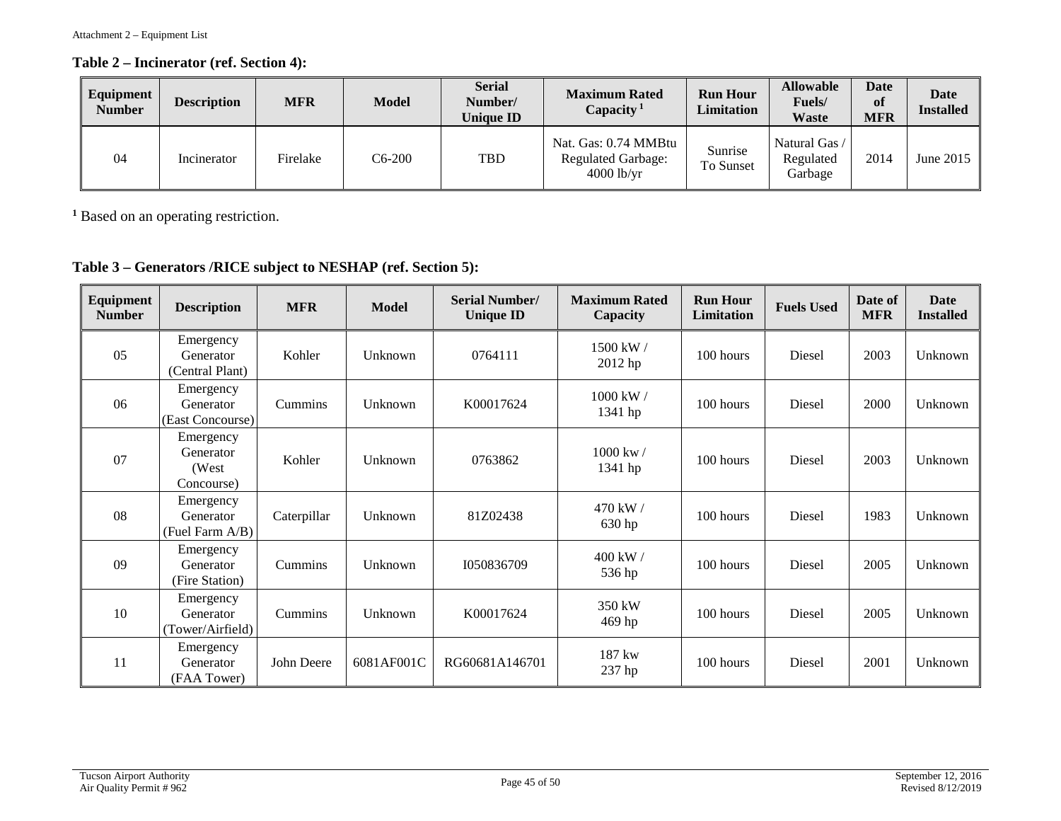**Table 2 – Incinerator (ref. Section 4):**

| Equipment Number | Description | MFR | Model | Serial Number/ Unique ID | Maximum Rated Capacity [1] | Run Hour Limitation | Allowable Fuels/ Waste | Date of MFR | Date Installed |
|---|---|---|---|---|---|---|---|---|---|
| 04 | Incinerator | Firelake | C6-200 | TBD | Nat. Gas: 0.74 MMBtu Regulated Garbage: 4000 lb/yr | Sunrise To Sunset | Natural Gas / Regulated Garbage | 2014 | June 2015 |

[1] Based on an operating restriction.

**Table 3 – Generators /RICE subject to NESHAP (ref. Section 5):**

| Equipment Number | Description | MFR | Model | Serial Number/ Unique ID | Maximum Rated Capacity | Run Hour Limitation | Fuels Used | Date of MFR | Date Installed |
|---|---|---|---|---|---|---|---|---|---|
| 05 | Emergency Generator (Central Plant) | Kohler | Unknown | 0764111 | 1500 kW / 2012 hp | 100 hours | Diesel | 2003 | Unknown |
| 06 | Emergency Generator (East Concourse) | Cummins | Unknown | K00017624 | 1000 kW / 1341 hp | 100 hours | Diesel | 2000 | Unknown |
| 07 | Emergency Generator (West Concourse) | Kohler | Unknown | 0763862 | 1000 kw / 1341 hp | 100 hours | Diesel | 2003 | Unknown |
| 08 | Emergency Generator (Fuel Farm A/B) | Caterpillar | Unknown | 81Z02438 | 470 kW / 630 hp | 100 hours | Diesel | 1983 | Unknown |
| 09 | Emergency Generator (Fire Station) | Cummins | Unknown | I050836709 | 400 kW / 536 hp | 100 hours | Diesel | 2005 | Unknown |
| 10 | Emergency Generator (Tower/Airfield) | Cummins | Unknown | K00017624 | 350 kW 469 hp | 100 hours | Diesel | 2005 | Unknown |
| 11 | Emergency Generator (FAA Tower) | John Deere | 6081AF001C | RG60681A146701 | 187 kw 237 hp | 100 hours | Diesel | 2001 | Unknown |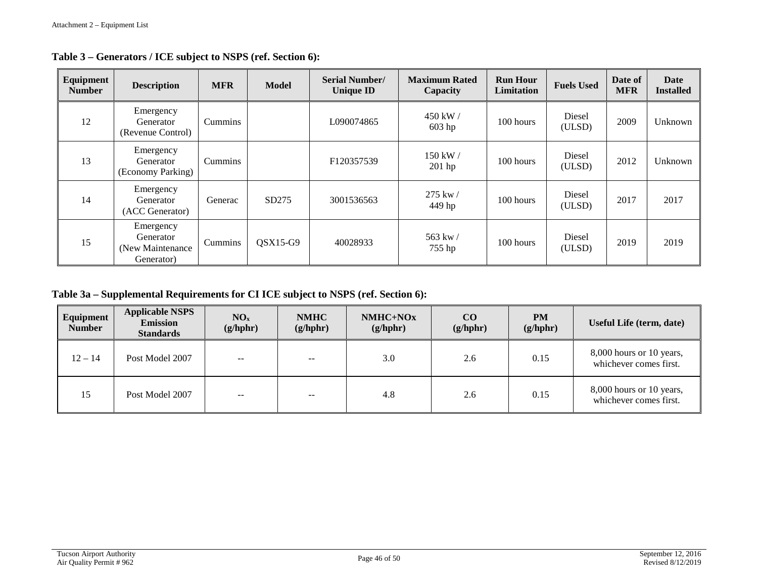**Table 3 – Generators / ICE subject to NSPS (ref. Section 6):**

| Equipment Number | Description | MFR | Model | Serial Number/ Unique ID | Maximum Rated Capacity | Run Hour Limitation | Fuels Used | Date of MFR | Date Installed |
|---|---|---|---|---|---|---|---|---|---|
| 12 | Emergency Generator (Revenue Control) | Cummins | | L090074865 | 450 kW / 603 hp | 100 hours | Diesel (ULSD) | 2009 | Unknown |
| 13 | Emergency Generator (Economy Parking) | Cummins | | F120357539 | 150 kW / 201 hp | 100 hours | Diesel (ULSD) | 2012 | Unknown |
| 14 | Emergency Generator (ACC Generator) | Generac | SD275 | 3001536563 | 275 kw / 449 hp | 100 hours | Diesel (ULSD) | 2017 | 2017 |
| 15 | Emergency Generator (New Maintenance Generator) | Cummins | QSX15-G9 | 40028933 | 563 kw / 755 hp | 100 hours | Diesel (ULSD) | 2019 | 2019 |

**Table 3a – Supplemental Requirements for CI ICE subject to NSPS (ref. Section 6):**

| Equipment Number | Applicable NSPS Emission Standards | $NO_x$ (g/hphr) | NMHC (g/hphr) | NMHC+NOx (g/hphr) | CO (g/hphr) | PM (g/hphr) | Useful Life (term, date) |
|---|---|---|---|---|---|---|---|
| 12 – 14 | Post Model 2007 | -- | -- | 3.0 | 2.6 | 0.15 | 8,000 hours or 10 years, whichever comes first. |
| 15 | Post Model 2007 | -- | -- | 4.8 | 2.6 | 0.15 | 8,000 hours or 10 years, whichever comes first. |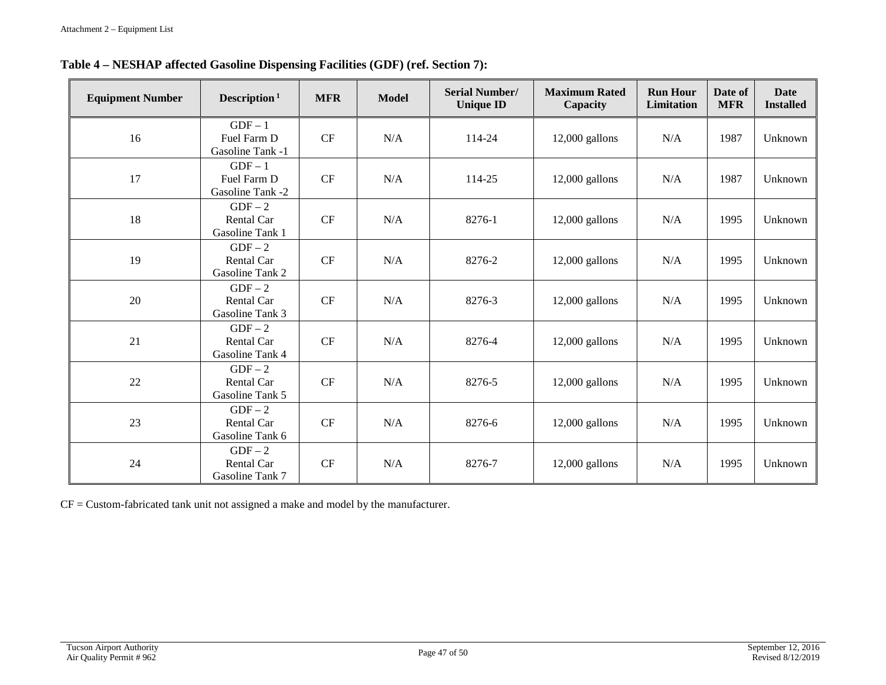**Table 4 – NESHAP affected Gasoline Dispensing Facilities (GDF) (ref. Section 7):**

| Equipment Number | Description [1] | MFR | Model | Serial Number/ Unique ID | Maximum Rated Capacity | Run Hour Limitation | Date of MFR | Date Installed |
|---|---|---|---|---|---|---|---|---|
| 16 | GDF – 1 Fuel Farm D Gasoline Tank -1 | CF | N/A | 114-24 | 12,000 gallons | N/A | 1987 | Unknown |
| 17 | GDF – 1 Fuel Farm D Gasoline Tank -2 | CF | N/A | 114-25 | 12,000 gallons | N/A | 1987 | Unknown |
| 18 | GDF – 2 Rental Car Gasoline Tank 1 | CF | N/A | 8276-1 | 12,000 gallons | N/A | 1995 | Unknown |
| 19 | GDF – 2 Rental Car Gasoline Tank 2 | CF | N/A | 8276-2 | 12,000 gallons | N/A | 1995 | Unknown |
| 20 | GDF – 2 Rental Car Gasoline Tank 3 | CF | N/A | 8276-3 | 12,000 gallons | N/A | 1995 | Unknown |
| 21 | GDF – 2 Rental Car Gasoline Tank 4 | CF | N/A | 8276-4 | 12,000 gallons | N/A | 1995 | Unknown |
| 22 | GDF – 2 Rental Car Gasoline Tank 5 | CF | N/A | 8276-5 | 12,000 gallons | N/A | 1995 | Unknown |
| 23 | GDF – 2 Rental Car Gasoline Tank 6 | CF | N/A | 8276-6 | 12,000 gallons | N/A | 1995 | Unknown |
| 24 | GDF – 2 Rental Car Gasoline Tank 7 | CF | N/A | 8276-7 | 12,000 gallons | N/A | 1995 | Unknown |

CF = Custom-fabricated tank unit not assigned a make and model by the manufacturer.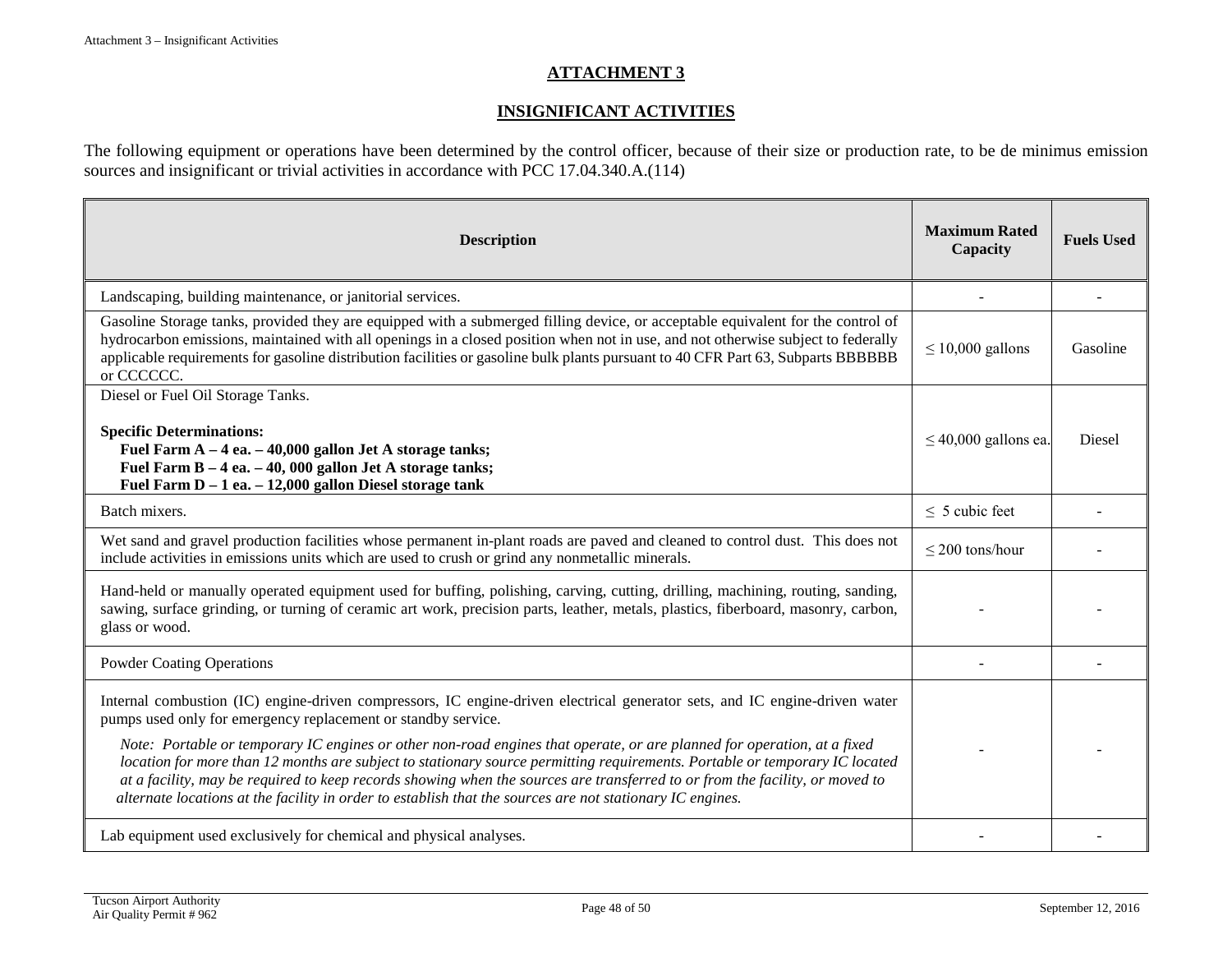# ATTACHMENT 3

## INSIGNIFICANT ACTIVITIES

The following equipment or operations have been determined by the control officer, because of their size or production rate, to be de minimus emission sources and insignificant or trivial activities in accordance with PCC 17.04.340.A.(114)

| Description | Maximum Rated Capacity | Fuels Used |
|---|---|---|
| Landscaping, building maintenance, or janitorial services. | - | - |
| Gasoline Storage tanks, provided they are equipped with a submerged filling device, or acceptable equivalent for the control of hydrocarbon emissions, maintained with all openings in a closed position when not in use, and not otherwise subject to federally applicable requirements for gasoline distribution facilities or gasoline bulk plants pursuant to 40 CFR Part 63, Subparts BBBBBB or CCCCCC. | ≤ 10,000 gallons | Gasoline |
| Diesel or Fuel Oil Storage Tanks.<br><br>**Specific Determinations:**<br>**Fuel Farm A – 4 ea. – 40,000 gallon Jet A storage tanks;**<br>**Fuel Farm B – 4 ea. – 40, 000 gallon Jet A storage tanks;**<br>**Fuel Farm D – 1 ea. – 12,000 gallon Diesel storage tank** | ≤ 40,000 gallons ea. | Diesel |
| Batch mixers. | ≤ 5 cubic feet | - |
| Wet sand and gravel production facilities whose permanent in-plant roads are paved and cleaned to control dust. This does not include activities in emissions units which are used to crush or grind any nonmetallic minerals. | ≤ 200 tons/hour | - |
| Hand-held or manually operated equipment used for buffing, polishing, carving, cutting, drilling, machining, routing, sanding, sawing, surface grinding, or turning of ceramic art work, precision parts, leather, metals, plastics, fiberboard, masonry, carbon, glass or wood. | - | - |
| Powder Coating Operations | - | - |
| Internal combustion (IC) engine-driven compressors, IC engine-driven electrical generator sets, and IC engine-driven water pumps used only for emergency replacement or standby service.<br><br>*Note: Portable or temporary IC engines or other non-road engines that operate, or are planned for operation, at a fixed location for more than 12 months are subject to stationary source permitting requirements. Portable or temporary IC located at a facility, may be required to keep records showing when the sources are transferred to or from the facility, or moved to alternate locations at the facility in order to establish that the sources are not stationary IC engines.* | - | - |
| Lab equipment used exclusively for chemical and physical analyses. | - | - |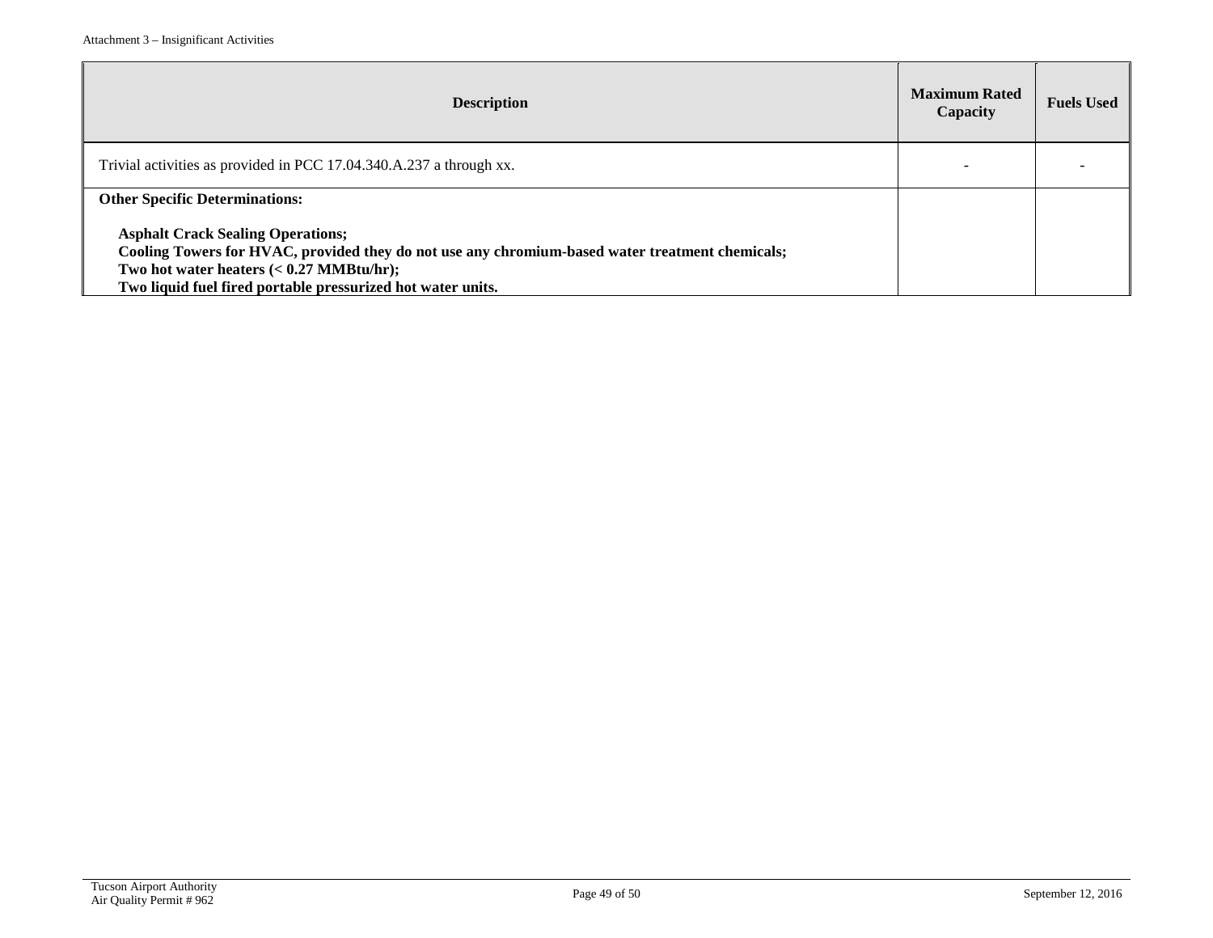| Description | Maximum Rated Capacity | Fuels Used |
|---|---|---|
| Trivial activities as provided in PCC 17.04.340.A.237 a through xx. | - | - |
| **Other Specific Determinations:**<br><br>**Asphalt Crack Sealing Operations;**<br>**Cooling Towers for HVAC, provided they do not use any chromium-based water treatment chemicals;**<br>**Two hot water heaters (< 0.27 MMBtu/hr);**<br>**Two liquid fuel fired portable pressurized hot water units.** | | |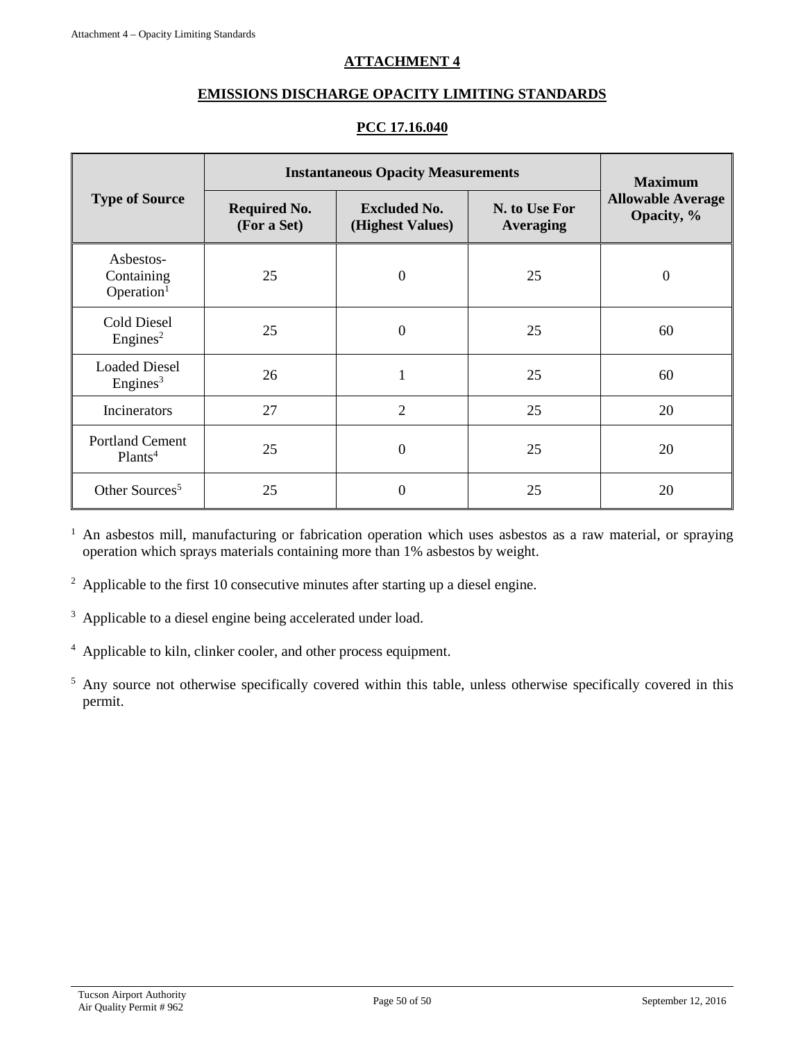# ATTACHMENT 4

## EMISSIONS DISCHARGE OPACITY LIMITING STANDARDS

## PCC 17.16.040

| Type of Source | Instantaneous Opacity Measurements | | | Maximum Allowable Average Opacity, % |
|---|---|---|---|---|
| | Required No. (For a Set) | Excluded No. (Highest Values) | N. to Use For Averaging | |
| Asbestos-Containing Operation[1] | 25 | 0 | 25 | 0 |
| Cold Diesel Engines[2] | 25 | 0 | 25 | 60 |
| Loaded Diesel Engines[3] | 26 | 1 | 25 | 60 |
| Incinerators | 27 | 2 | 25 | 20 |
| Portland Cement Plants[4] | 25 | 0 | 25 | 20 |
| Other Sources[5] | 25 | 0 | 25 | 20 |

[1] An asbestos mill, manufacturing or fabrication operation which uses asbestos as a raw material, or spraying operation which sprays materials containing more than 1% asbestos by weight.

[2] Applicable to the first 10 consecutive minutes after starting up a diesel engine.

[3] Applicable to a diesel engine being accelerated under load.

[4] Applicable to kiln, clinker cooler, and other process equipment.

[5] Any source not otherwise specifically covered within this table, unless otherwise specifically covered in this permit.